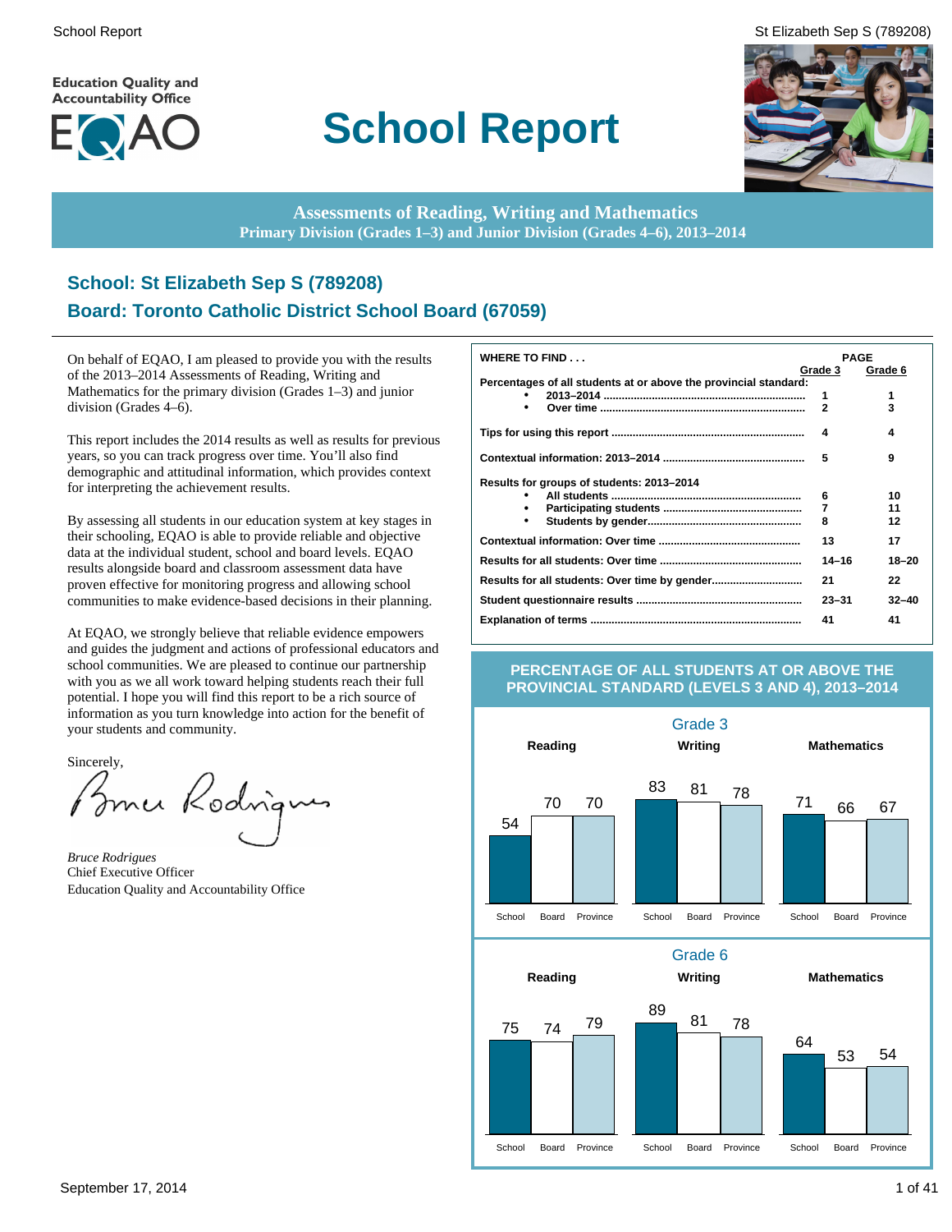Education Quality and Accountability Office

# School Report

**Assessments of Reading, Writing and Mathematics**
**Primary Division (Grades 1–3) and Junior Division (Grades 4–6), 2013–2014**

## School: St Elizabeth Sep S (789208)

## Board: Toronto Catholic District School Board (67059)

On behalf of EQAO, I am pleased to provide you with the results of the 2013–2014 Assessments of Reading, Writing and Mathematics for the primary division (Grades 1–3) and junior division (Grades 4–6).

This report includes the 2014 results as well as results for previous years, so you can track progress over time. You'll also find demographic and attitudinal information, which provides context for interpreting the achievement results.

By assessing all students in our education system at key stages in their schooling, EQAO is able to provide reliable and objective data at the individual student, school and board levels. EQAO results alongside board and classroom assessment data have proven effective for monitoring progress and allowing school communities to make evidence-based decisions in their planning.

At EQAO, we strongly believe that reliable evidence empowers and guides the judgment and actions of professional educators and school communities. We are pleased to continue our partnership with you as we all work toward helping students reach their full potential. I hope you will find this report to be a rich source of information as you turn knowledge into action for the benefit of your students and community.

Sincerely,

*Bruce Rodrigues*
Chief Executive Officer
Education Quality and Accountability Office

| WHERE TO FIND . . . | PAGE Grade 3 | PAGE Grade 6 |
|---|---|---|
| **Percentages of all students at or above the provincial standard:** | | |
| • 2013–2014 | 1 | 1 |
| • Over time | 2 | 3 |
| **Tips for using this report** | 4 | 4 |
| **Contextual information: 2013–2014** | 5 | 9 |
| **Results for groups of students: 2013–2014** | | |
| • All students | 6 | 10 |
| • Participating students | 7 | 11 |
| • Students by gender | 8 | 12 |
| **Contextual information: Over time** | 13 | 17 |
| **Results for all students: Over time** | 14–16 | 18–20 |
| **Results for all students: Over time by gender** | 21 | 22 |
| **Student questionnaire results** | 23–31 | 32–40 |
| **Explanation of terms** | 41 | 41 |

### PERCENTAGE OF ALL STUDENTS AT OR ABOVE THE PROVINCIAL STANDARD (LEVELS 3 AND 4), 2013–2014

**Grade 3**

| | School | Board | Province |
|---|---|---|---|
| Reading | 54 | 70 | 70 |
| Writing | 83 | 81 | 78 |
| Mathematics | 71 | 66 | 67 |

**Grade 6**

| | School | Board | Province |
|---|---|---|---|
| Reading | 75 | 74 | 79 |
| Writing | 89 | 81 | 78 |
| Mathematics | 64 | 53 | 54 |

September 17, 2014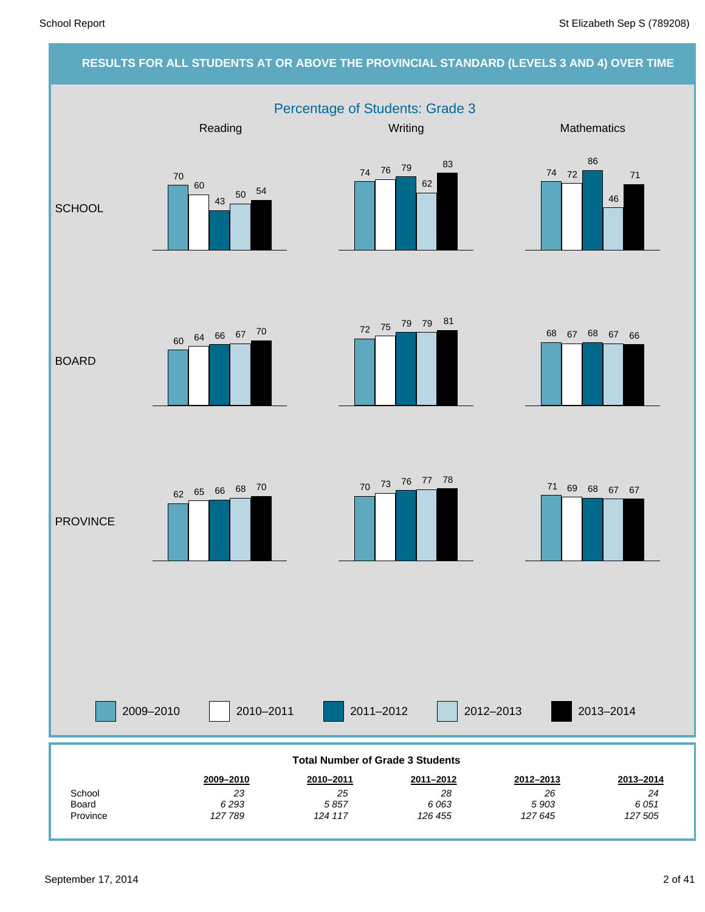## RESULTS FOR ALL STUDENTS AT OR ABOVE THE PROVINCIAL STANDARD (LEVELS 3 AND 4) OVER TIME

### Percentage of Students: Grade 3

| | Reading | | | | | Writing | | | | | Mathematics | | | | |
|---|---|---|---|---|---|---|---|---|---|---|---|---|---|---|---|
| | 2009–2010 | 2010–2011 | 2011–2012 | 2012–2013 | 2013–2014 | 2009–2010 | 2010–2011 | 2011–2012 | 2012–2013 | 2013–2014 | 2009–2010 | 2010–2011 | 2011–2012 | 2012–2013 | 2013–2014 |
| SCHOOL | 70 | 60 | 43 | 50 | 54 | 74 | 76 | 79 | 62 | 83 | 74 | 72 | 86 | 46 | 71 |
| BOARD | 60 | 64 | 66 | 67 | 70 | 72 | 75 | 79 | 79 | 81 | 68 | 67 | 68 | 67 | 66 |
| PROVINCE | 62 | 65 | 66 | 68 | 70 | 70 | 73 | 76 | 77 | 78 | 71 | 69 | 68 | 67 | 67 |

**Total Number of Grade 3 Students**

| | 2009–2010 | 2010–2011 | 2011–2012 | 2012–2013 | 2013–2014 |
|---|---|---|---|---|---|
| School | *23* | *25* | *28* | *26* | *24* |
| Board | *6 293* | *5 857* | *6 063* | *5 903* | *6 051* |
| Province | *127 789* | *124 117* | *126 455* | *127 645* | *127 505* |

September 17, 2014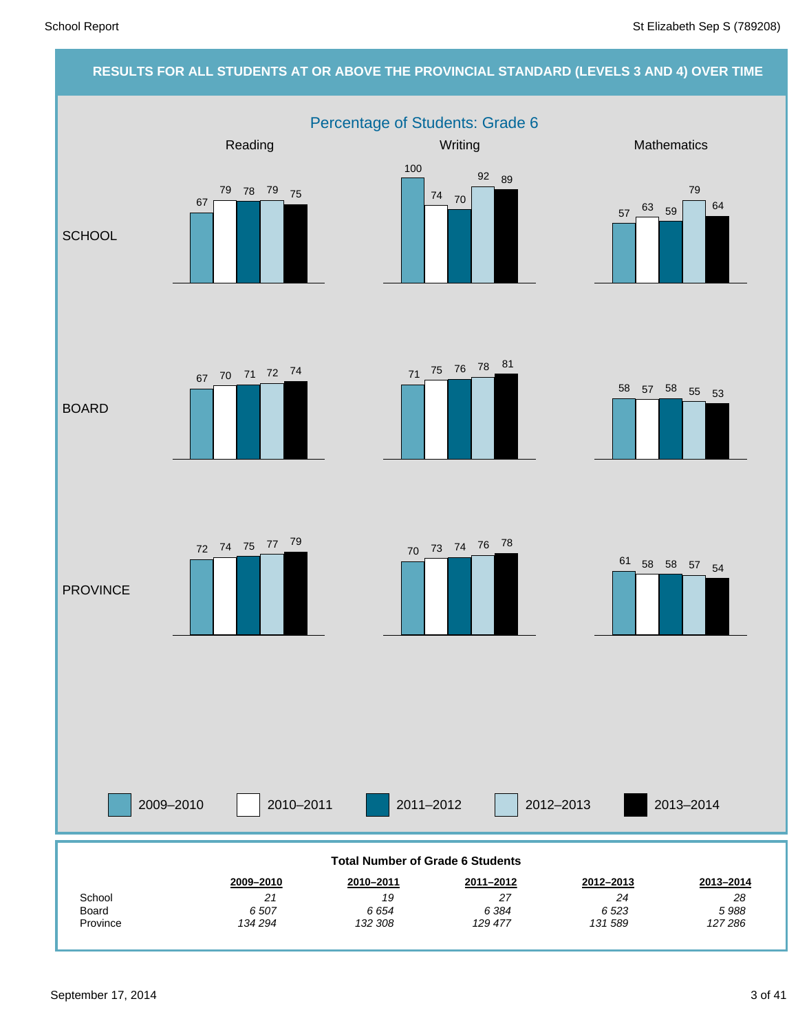## RESULTS FOR ALL STUDENTS AT OR ABOVE THE PROVINCIAL STANDARD (LEVELS 3 AND 4) OVER TIME

### Percentage of Students: Grade 6

| | Reading | | | | | Writing | | | | | Mathematics | | | | |
|---|---|---|---|---|---|---|---|---|---|---|---|---|---|---|---|
| | 2009–2010 | 2010–2011 | 2011–2012 | 2012–2013 | 2013–2014 | 2009–2010 | 2010–2011 | 2011–2012 | 2012–2013 | 2013–2014 | 2009–2010 | 2010–2011 | 2011–2012 | 2012–2013 | 2013–2014 |
| SCHOOL | 67 | 79 | 78 | 79 | 75 | 100 | 74 | 70 | 92 | 89 | 57 | 63 | 59 | 79 | 64 |
| BOARD | 67 | 70 | 71 | 72 | 74 | 71 | 75 | 76 | 78 | 81 | 58 | 57 | 58 | 55 | 53 |
| PROVINCE | 72 | 74 | 75 | 77 | 79 | 70 | 73 | 74 | 76 | 78 | 61 | 58 | 58 | 57 | 54 |

**Total Number of Grade 6 Students**

| | 2009–2010 | 2010–2011 | 2011–2012 | 2012–2013 | 2013–2014 |
|---|---|---|---|---|---|
| School | *21* | *19* | *27* | *24* | *28* |
| Board | *6 507* | *6 654* | *6 384* | *6 523* | *5 988* |
| Province | *134 294* | *132 308* | *129 477* | *131 589* | *127 286* |

September 17, 2014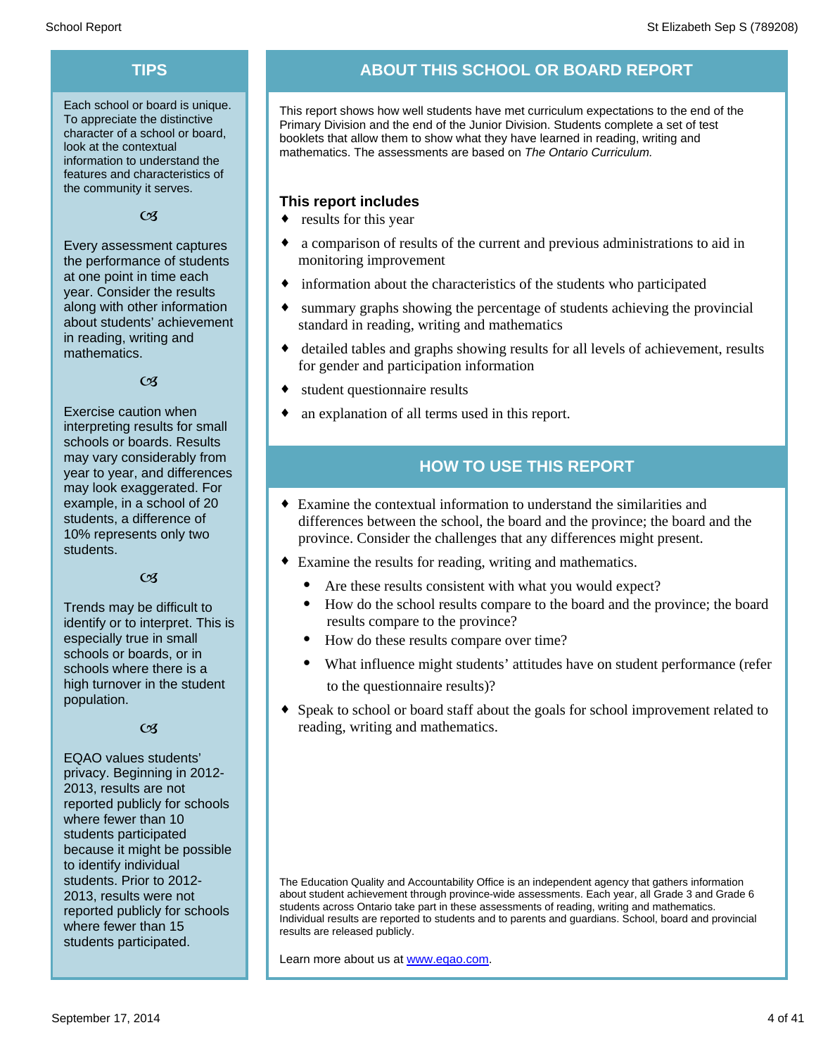## TIPS

Each school or board is unique. To appreciate the distinctive character of a school or board, look at the contextual information to understand the features and characteristics of the community it serves.

Every assessment captures the performance of students at one point in time each year. Consider the results along with other information about students' achievement in reading, writing and mathematics.

Exercise caution when interpreting results for small schools or boards. Results may vary considerably from year to year, and differences may look exaggerated. For example, in a school of 20 students, a difference of 10% represents only two students.

Trends may be difficult to identify or to interpret. This is especially true in small schools or boards, or in schools where there is a high turnover in the student population.

EQAO values students' privacy. Beginning in 2012-2013, results are not reported publicly for schools where fewer than 10 students participated because it might be possible to identify individual students. Prior to 2012-2013, results were not reported publicly for schools where fewer than 15 students participated.

## ABOUT THIS SCHOOL OR BOARD REPORT

This report shows how well students have met curriculum expectations to the end of the Primary Division and the end of the Junior Division. Students complete a set of test booklets that allow them to show what they have learned in reading, writing and mathematics. The assessments are based on *The Ontario Curriculum.*

### This report includes

- results for this year
- a comparison of results of the current and previous administrations to aid in monitoring improvement
- information about the characteristics of the students who participated
- summary graphs showing the percentage of students achieving the provincial standard in reading, writing and mathematics
- detailed tables and graphs showing results for all levels of achievement, results for gender and participation information
- student questionnaire results
- an explanation of all terms used in this report.

## HOW TO USE THIS REPORT

- Examine the contextual information to understand the similarities and differences between the school, the board and the province; the board and the province. Consider the challenges that any differences might present.
- Examine the results for reading, writing and mathematics.
  - Are these results consistent with what you would expect?
  - How do the school results compare to the board and the province; the board results compare to the province?
  - How do these results compare over time?
  - What influence might students' attitudes have on student performance (refer to the questionnaire results)?
- Speak to school or board staff about the goals for school improvement related to reading, writing and mathematics.

The Education Quality and Accountability Office is an independent agency that gathers information about student achievement through province-wide assessments. Each year, all Grade 3 and Grade 6 students across Ontario take part in these assessments of reading, writing and mathematics. Individual results are reported to students and to parents and guardians. School, board and provincial results are released publicly.

Learn more about us at [www.eqao.com](http://www.eqao.com).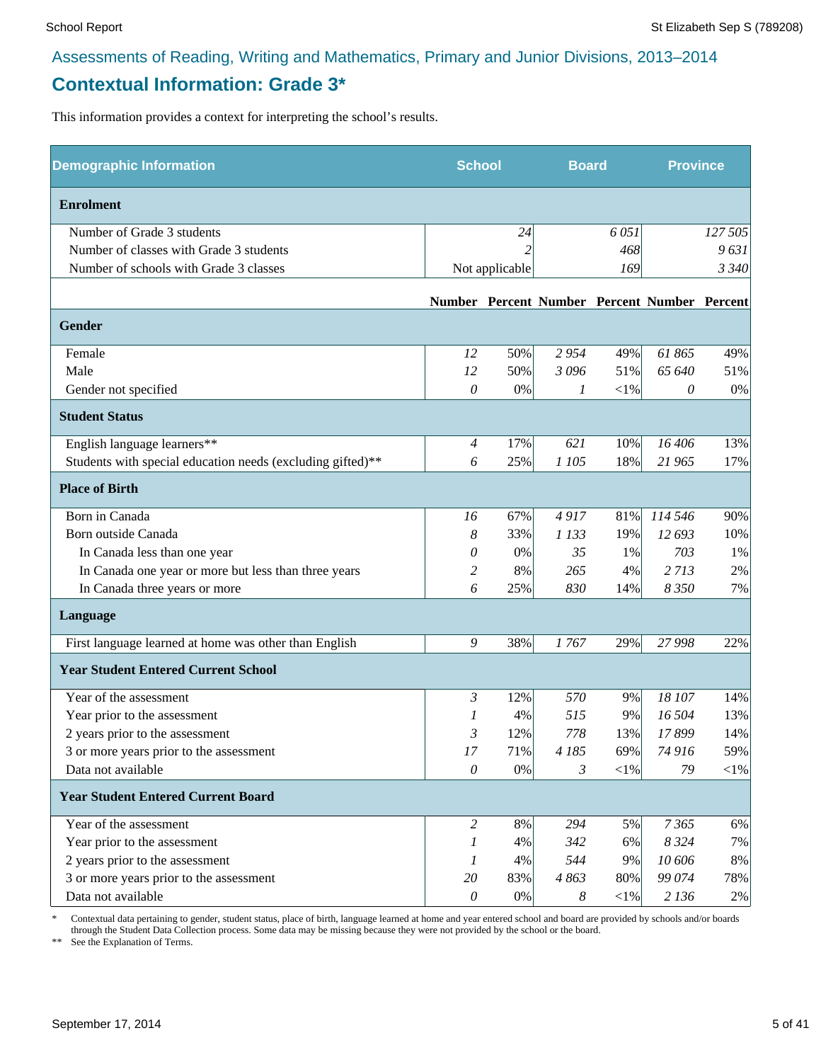## Assessments of Reading, Writing and Mathematics, Primary and Junior Divisions, 2013–2014

# Contextual Information: Grade 3*

This information provides a context for interpreting the school's results.

| Demographic Information | School | | Board | | Province | |
|---|---|---|---|---|---|---|
| **Enrolment** | | | | | | |
| Number of Grade 3 students | | 24 | | 6 051 | | 127 505 |
| Number of classes with Grade 3 students | | 2 | | 468 | | 9 631 |
| Number of schools with Grade 3 classes | | Not applicable | | 169 | | 3 340 |
| | **Number** | **Percent** | **Number** | **Percent** | **Number** | **Percent** |
| **Gender** | | | | | | |
| Female | 12 | 50% | 2 954 | 49% | 61 865 | 49% |
| Male | 12 | 50% | 3 096 | 51% | 65 640 | 51% |
| Gender not specified | 0 | 0% | 1 | <1% | 0 | 0% |
| **Student Status** | | | | | | |
| English language learners** | 4 | 17% | 621 | 10% | 16 406 | 13% |
| Students with special education needs (excluding gifted)** | 6 | 25% | 1 105 | 18% | 21 965 | 17% |
| **Place of Birth** | | | | | | |
| Born in Canada | 16 | 67% | 4 917 | 81% | 114 546 | 90% |
| Born outside Canada | 8 | 33% | 1 133 | 19% | 12 693 | 10% |
| In Canada less than one year | 0 | 0% | 35 | 1% | 703 | 1% |
| In Canada one year or more but less than three years | 2 | 8% | 265 | 4% | 2 713 | 2% |
| In Canada three years or more | 6 | 25% | 830 | 14% | 8 350 | 7% |
| **Language** | | | | | | |
| First language learned at home was other than English | 9 | 38% | 1 767 | 29% | 27 998 | 22% |
| **Year Student Entered Current School** | | | | | | |
| Year of the assessment | 3 | 12% | 570 | 9% | 18 107 | 14% |
| Year prior to the assessment | 1 | 4% | 515 | 9% | 16 504 | 13% |
| 2 years prior to the assessment | 3 | 12% | 778 | 13% | 17 899 | 14% |
| 3 or more years prior to the assessment | 17 | 71% | 4 185 | 69% | 74 916 | 59% |
| Data not available | 0 | 0% | 3 | <1% | 79 | <1% |
| **Year Student Entered Current Board** | | | | | | |
| Year of the assessment | 2 | 8% | 294 | 5% | 7 365 | 6% |
| Year prior to the assessment | 1 | 4% | 342 | 6% | 8 324 | 7% |
| 2 years prior to the assessment | 1 | 4% | 544 | 9% | 10 606 | 8% |
| 3 or more years prior to the assessment | 20 | 83% | 4 863 | 80% | 99 074 | 78% |
| Data not available | 0 | 0% | 8 | <1% | 2 136 | 2% |

\* Contextual data pertaining to gender, student status, place of birth, language learned at home and year entered school and board are provided by schools and/or boards through the Student Data Collection process. Some data may be missing because they were not provided by the school or the board.

\*\* See the Explanation of Terms.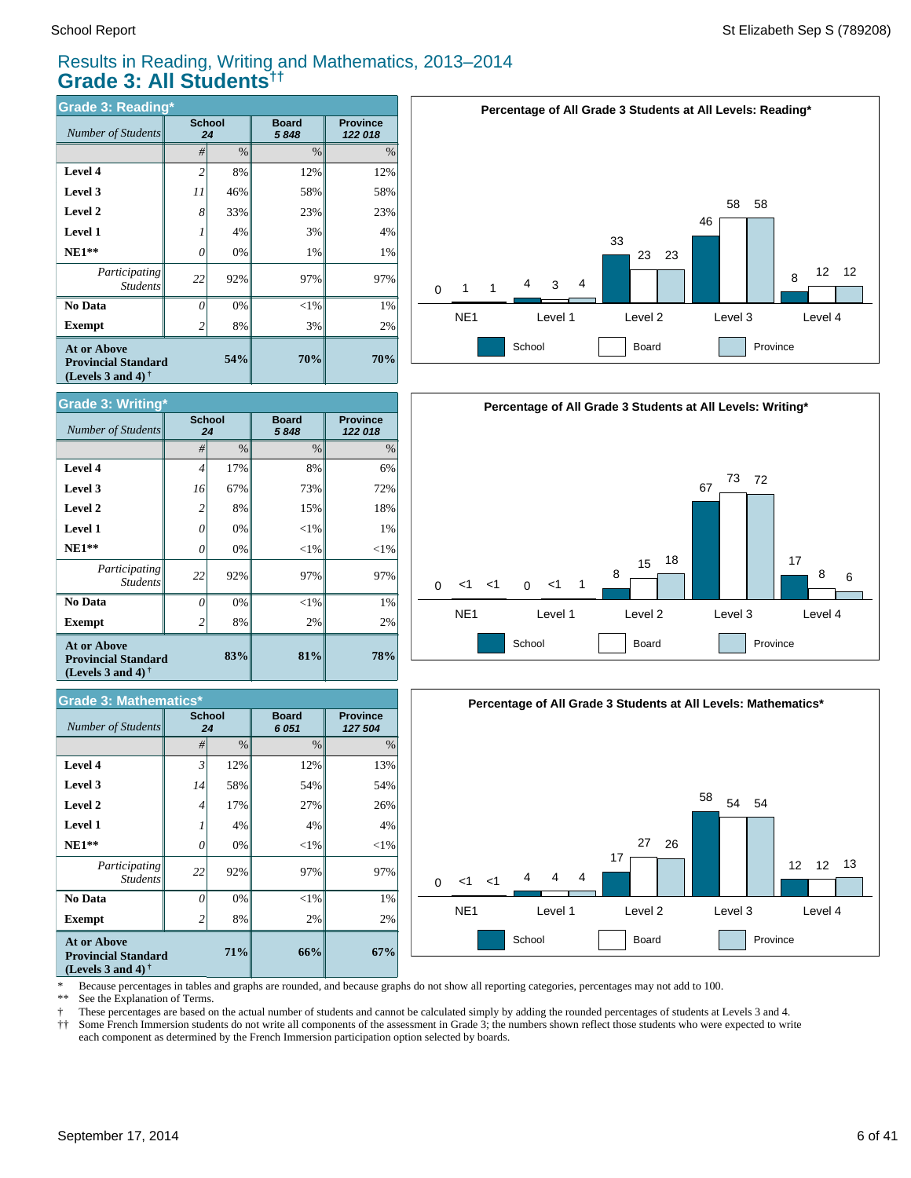# Results in Reading, Writing and Mathematics, 2013–2014
## Grade 3: All Students††

### Grade 3: Reading*

| Number of Students | School 24 | | Board 5 848 | Province 122 018 |
|---|---|---|---|---|
| | # | % | % | % |
| **Level 4** | 2 | 8% | 12% | 12% |
| **Level 3** | 11 | 46% | 58% | 58% |
| **Level 2** | 8 | 33% | 23% | 23% |
| **Level 1** | 1 | 4% | 3% | 4% |
| **NE1**** | 0 | 0% | 1% | 1% |
| *Participating Students* | 22 | 92% | 97% | 97% |
| **No Data** | 0 | 0% | <1% | 1% |
| **Exempt** | 2 | 8% | 3% | 2% |
| **At or Above Provincial Standard (Levels 3 and 4) †** | | **54%** | **70%** | **70%** |

**Percentage of All Grade 3 Students at All Levels: Reading***

| | NE1 | Level 1 | Level 2 | Level 3 | Level 4 |
|---|---|---|---|---|---|
| School | 0 | 4 | 33 | 46 | 8 |
| Board | 1 | 3 | 23 | 58 | 12 |
| Province | 1 | 4 | 23 | 58 | 12 |

### Grade 3: Writing*

| Number of Students | School 24 | | Board 5 848 | Province 122 018 |
|---|---|---|---|---|
| | # | % | % | % |
| **Level 4** | 4 | 17% | 8% | 6% |
| **Level 3** | 16 | 67% | 73% | 72% |
| **Level 2** | 2 | 8% | 15% | 18% |
| **Level 1** | 0 | 0% | <1% | 1% |
| **NE1**** | 0 | 0% | <1% | <1% |
| *Participating Students* | 22 | 92% | 97% | 97% |
| **No Data** | 0 | 0% | <1% | 1% |
| **Exempt** | 2 | 8% | 2% | 2% |
| **At or Above Provincial Standard (Levels 3 and 4) †** | | **83%** | **81%** | **78%** |

**Percentage of All Grade 3 Students at All Levels: Writing***

| | NE1 | Level 1 | Level 2 | Level 3 | Level 4 |
|---|---|---|---|---|---|
| School | 0 | 0 | 8 | 67 | 17 |
| Board | <1 | <1 | 15 | 73 | 8 |
| Province | <1 | 1 | 18 | 72 | 6 |

### Grade 3: Mathematics*

| Number of Students | School 24 | | Board 6 051 | Province 127 504 |
|---|---|---|---|---|
| | # | % | % | % |
| **Level 4** | 3 | 12% | 12% | 13% |
| **Level 3** | 14 | 58% | 54% | 54% |
| **Level 2** | 4 | 17% | 27% | 26% |
| **Level 1** | 1 | 4% | 4% | 4% |
| **NE1**** | 0 | 0% | <1% | <1% |
| *Participating Students* | 22 | 92% | 97% | 97% |
| **No Data** | 0 | 0% | <1% | 1% |
| **Exempt** | 2 | 8% | 2% | 2% |
| **At or Above Provincial Standard (Levels 3 and 4) †** | | **71%** | **66%** | **67%** |

**Percentage of All Grade 3 Students at All Levels: Mathematics***

| | NE1 | Level 1 | Level 2 | Level 3 | Level 4 |
|---|---|---|---|---|---|
| School | 0 | 4 | 17 | 58 | 12 |
| Board | <1 | 4 | 27 | 54 | 12 |
| Province | <1 | 4 | 26 | 54 | 13 |

\* Because percentages in tables and graphs are rounded, and because graphs do not show all reporting categories, percentages may not add to 100.
** See the Explanation of Terms.
† These percentages are based on the actual number of students and cannot be calculated simply by adding the rounded percentages of students at Levels 3 and 4.
†† Some French Immersion students do not write all components of the assessment in Grade 3; the numbers shown reflect those students who were expected to write each component as determined by the French Immersion participation option selected by boards.

September 17, 2014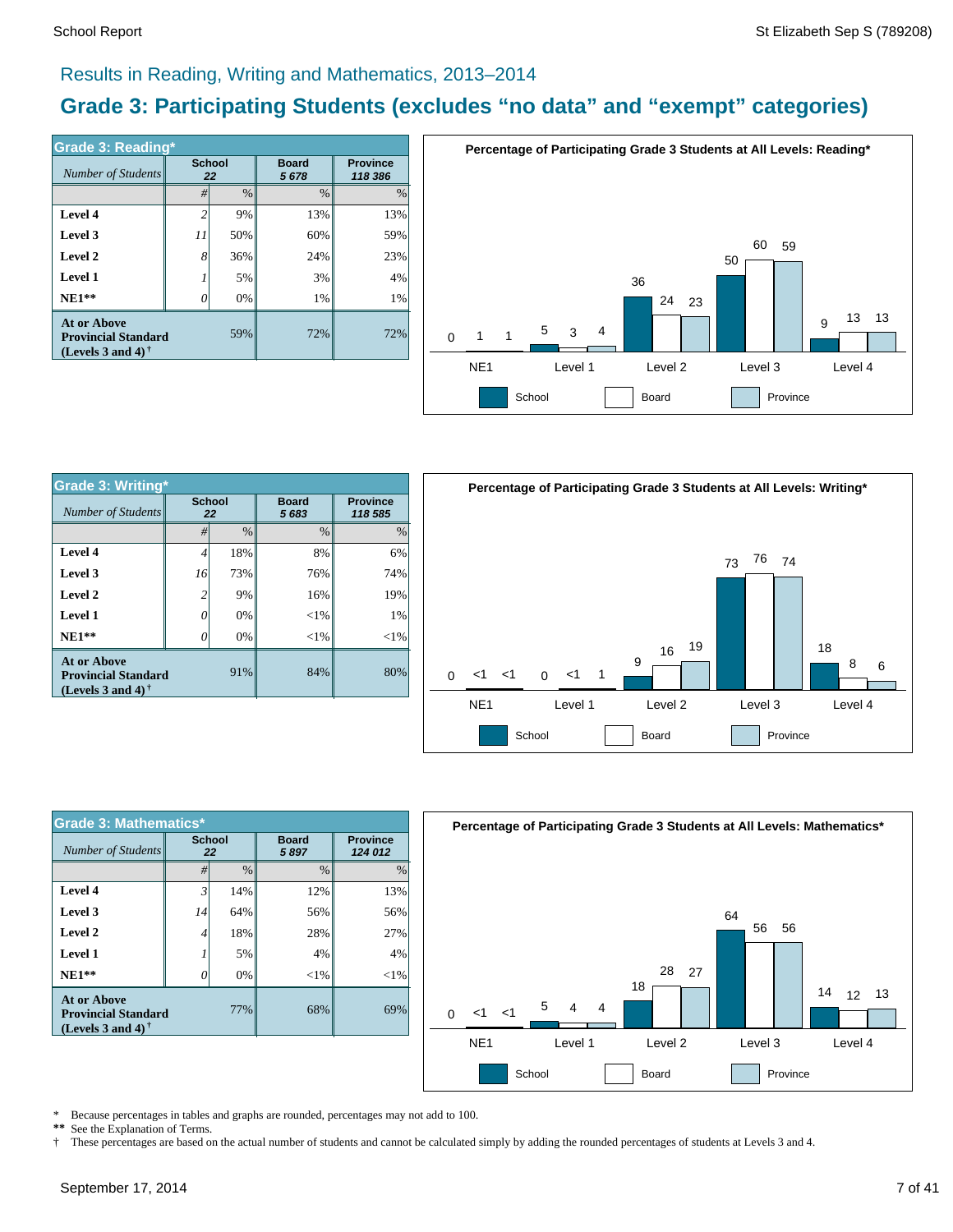Results in Reading, Writing and Mathematics, 2013–2014

# Grade 3: Participating Students (excludes “no data” and “exempt” categories)

## Grade 3: Reading*

| *Number of Students* | School 22 | | Board 5 678 | Province 118 386 |
|---|---|---|---|---|
| | # | % | % | % |
| **Level 4** | 2 | 9% | 13% | 13% |
| **Level 3** | 11 | 50% | 60% | 59% |
| **Level 2** | 8 | 36% | 24% | 23% |
| **Level 1** | 1 | 5% | 3% | 4% |
| **NE1**** | 0 | 0% | 1% | 1% |
| **At or Above Provincial Standard (Levels 3 and 4)†** | | 59% | 72% | 72% |

**Percentage of Participating Grade 3 Students at All Levels: Reading***

| | NE1 | Level 1 | Level 2 | Level 3 | Level 4 |
|---|---|---|---|---|---|
| School | 0 | 5 | 36 | 50 | 9 |
| Board | 1 | 3 | 24 | 60 | 13 |
| Province | 1 | 4 | 23 | 59 | 13 |

## Grade 3: Writing*

| *Number of Students* | School 22 | | Board 5 683 | Province 118 585 |
|---|---|---|---|---|
| | # | % | % | % |
| **Level 4** | 4 | 18% | 8% | 6% |
| **Level 3** | 16 | 73% | 76% | 74% |
| **Level 2** | 2 | 9% | 16% | 19% |
| **Level 1** | 0 | 0% | <1% | 1% |
| **NE1**** | 0 | 0% | <1% | <1% |
| **At or Above Provincial Standard (Levels 3 and 4)†** | | 91% | 84% | 80% |

**Percentage of Participating Grade 3 Students at All Levels: Writing***

| | NE1 | Level 1 | Level 2 | Level 3 | Level 4 |
|---|---|---|---|---|---|
| School | 0 | 0 | 9 | 73 | 18 |
| Board | <1 | <1 | 16 | 76 | 8 |
| Province | <1 | 1 | 19 | 74 | 6 |

## Grade 3: Mathematics*

| *Number of Students* | School 22 | | Board 5 897 | Province 124 012 |
|---|---|---|---|---|
| | # | % | % | % |
| **Level 4** | 3 | 14% | 12% | 13% |
| **Level 3** | 14 | 64% | 56% | 56% |
| **Level 2** | 4 | 18% | 28% | 27% |
| **Level 1** | 1 | 5% | 4% | 4% |
| **NE1**** | 0 | 0% | <1% | <1% |
| **At or Above Provincial Standard (Levels 3 and 4)†** | | 77% | 68% | 69% |

**Percentage of Participating Grade 3 Students at All Levels: Mathematics***

| | NE1 | Level 1 | Level 2 | Level 3 | Level 4 |
|---|---|---|---|---|---|
| School | 0 | 5 | 18 | 64 | 14 |
| Board | <1 | 4 | 28 | 56 | 12 |
| Province | <1 | 4 | 27 | 56 | 13 |

\* Because percentages in tables and graphs are rounded, percentages may not add to 100.

** See the Explanation of Terms.

† These percentages are based on the actual number of students and cannot be calculated simply by adding the rounded percentages of students at Levels 3 and 4.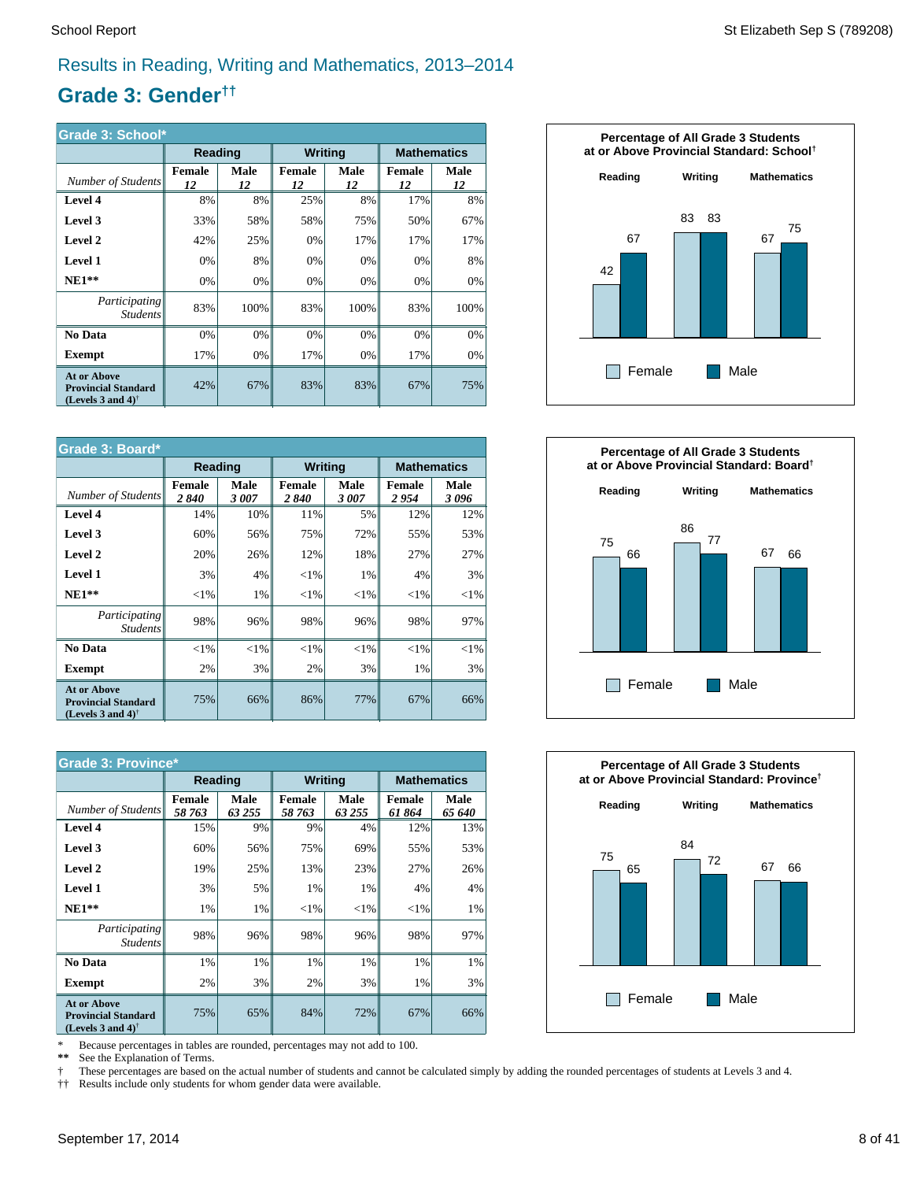## Results in Reading, Writing and Mathematics, 2013–2014

# Grade 3: Gender††

| Grade 3: School* | Reading | | Writing | | Mathematics | |
|---|---|---|---|---|---|---|
| *Number of Students* | Female *12* | Male *12* | Female *12* | Male *12* | Female *12* | Male *12* |
| **Level 4** | 8% | 8% | 25% | 8% | 17% | 8% |
| **Level 3** | 33% | 58% | 58% | 75% | 50% | 67% |
| **Level 2** | 42% | 25% | 0% | 17% | 17% | 17% |
| **Level 1** | 0% | 8% | 0% | 0% | 0% | 8% |
| **NE1**** | 0% | 0% | 0% | 0% | 0% | 0% |
| *Participating Students* | 83% | 100% | 83% | 100% | 83% | 100% |
| **No Data** | 0% | 0% | 0% | 0% | 0% | 0% |
| **Exempt** | 17% | 0% | 17% | 0% | 17% | 0% |
| **At or Above Provincial Standard (Levels 3 and 4)†** | 42% | 67% | 83% | 83% | 67% | 75% |

**Percentage of All Grade 3 Students at or Above Provincial Standard: School†**

| | Female | Male |
|---|---|---|
| Reading | 42 | 67 |
| Writing | 83 | 83 |
| Mathematics | 67 | 75 |

| Grade 3: Board* | Reading | | Writing | | Mathematics | |
|---|---|---|---|---|---|---|
| *Number of Students* | Female *2 840* | Male *3 007* | Female *2 840* | Male *3 007* | Female *2 954* | Male *3 096* |
| **Level 4** | 14% | 10% | 11% | 5% | 12% | 12% |
| **Level 3** | 60% | 56% | 75% | 72% | 55% | 53% |
| **Level 2** | 20% | 26% | 12% | 18% | 27% | 27% |
| **Level 1** | 3% | 4% | <1% | 1% | 4% | 3% |
| **NE1**** | <1% | 1% | <1% | <1% | <1% | <1% |
| *Participating Students* | 98% | 96% | 98% | 96% | 98% | 97% |
| **No Data** | <1% | <1% | <1% | <1% | <1% | <1% |
| **Exempt** | 2% | 3% | 2% | 3% | 1% | 3% |
| **At or Above Provincial Standard (Levels 3 and 4)†** | 75% | 66% | 86% | 77% | 67% | 66% |

**Percentage of All Grade 3 Students at or Above Provincial Standard: Board†**

| | Female | Male |
|---|---|---|
| Reading | 75 | 66 |
| Writing | 86 | 77 |
| Mathematics | 67 | 66 |

| Grade 3: Province* | Reading | | Writing | | Mathematics | |
|---|---|---|---|---|---|---|
| *Number of Students* | Female *58 763* | Male *63 255* | Female *58 763* | Male *63 255* | Female *61 864* | Male *65 640* |
| **Level 4** | 15% | 9% | 9% | 4% | 12% | 13% |
| **Level 3** | 60% | 56% | 75% | 69% | 55% | 53% |
| **Level 2** | 19% | 25% | 13% | 23% | 27% | 26% |
| **Level 1** | 3% | 5% | 1% | 1% | 4% | 4% |
| **NE1**** | 1% | 1% | <1% | <1% | <1% | 1% |
| *Participating Students* | 98% | 96% | 98% | 96% | 98% | 97% |
| **No Data** | 1% | 1% | 1% | 1% | 1% | 1% |
| **Exempt** | 2% | 3% | 2% | 3% | 1% | 3% |
| **At or Above Provincial Standard (Levels 3 and 4)†** | 75% | 65% | 84% | 72% | 67% | 66% |

**Percentage of All Grade 3 Students at or Above Provincial Standard: Province†**

| | Female | Male |
|---|---|---|
| Reading | 75 | 65 |
| Writing | 84 | 72 |
| Mathematics | 67 | 66 |

\* Because percentages in tables are rounded, percentages may not add to 100.

** See the Explanation of Terms.

† These percentages are based on the actual number of students and cannot be calculated simply by adding the rounded percentages of students at Levels 3 and 4.

†† Results include only students for whom gender data were available.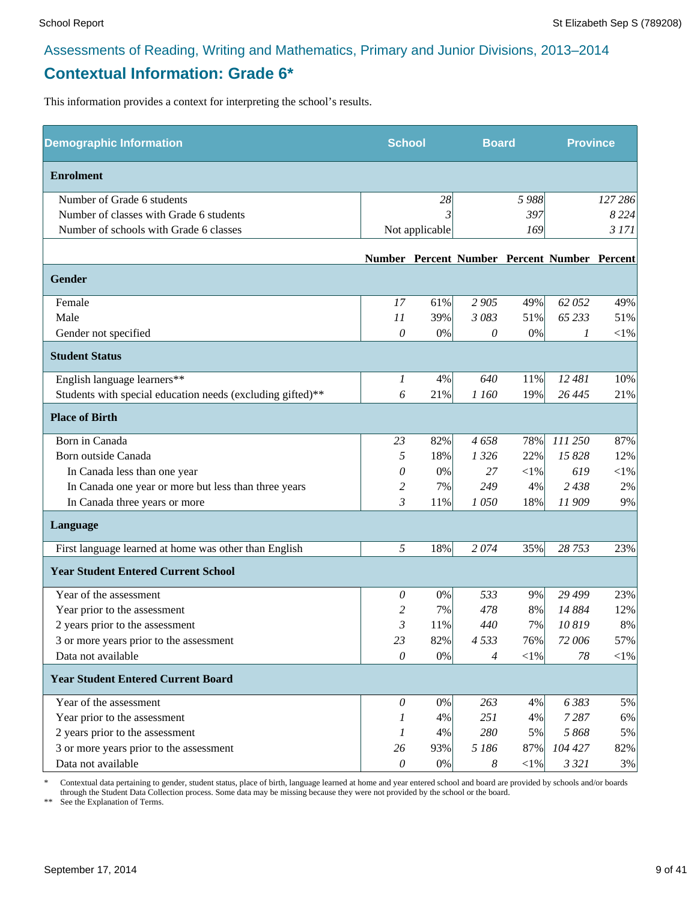Assessments of Reading, Writing and Mathematics, Primary and Junior Divisions, 2013–2014

## Contextual Information: Grade 6*

This information provides a context for interpreting the school's results.

| Demographic Information | School | | Board | | Province | |
|---|---|---|---|---|---|---|
| **Enrolment** | | | | | | |
| Number of Grade 6 students | | 28 | | 5 988 | | 127 286 |
| Number of classes with Grade 6 students | | 3 | | 397 | | 8 224 |
| Number of schools with Grade 6 classes | | Not applicable | | 169 | | 3 171 |
| | **Number** | **Percent** | **Number** | **Percent** | **Number** | **Percent** |
| **Gender** | | | | | | |
| Female | 17 | 61% | 2 905 | 49% | 62 052 | 49% |
| Male | 11 | 39% | 3 083 | 51% | 65 233 | 51% |
| Gender not specified | 0 | 0% | 0 | 0% | 1 | <1% |
| **Student Status** | | | | | | |
| English language learners** | 1 | 4% | 640 | 11% | 12 481 | 10% |
| Students with special education needs (excluding gifted)** | 6 | 21% | 1 160 | 19% | 26 445 | 21% |
| **Place of Birth** | | | | | | |
| Born in Canada | 23 | 82% | 4 658 | 78% | 111 250 | 87% |
| Born outside Canada | 5 | 18% | 1 326 | 22% | 15 828 | 12% |
| In Canada less than one year | 0 | 0% | 27 | <1% | 619 | <1% |
| In Canada one year or more but less than three years | 2 | 7% | 249 | 4% | 2 438 | 2% |
| In Canada three years or more | 3 | 11% | 1 050 | 18% | 11 909 | 9% |
| **Language** | | | | | | |
| First language learned at home was other than English | 5 | 18% | 2 074 | 35% | 28 753 | 23% |
| **Year Student Entered Current School** | | | | | | |
| Year of the assessment | 0 | 0% | 533 | 9% | 29 499 | 23% |
| Year prior to the assessment | 2 | 7% | 478 | 8% | 14 884 | 12% |
| 2 years prior to the assessment | 3 | 11% | 440 | 7% | 10 819 | 8% |
| 3 or more years prior to the assessment | 23 | 82% | 4 533 | 76% | 72 006 | 57% |
| Data not available | 0 | 0% | 4 | <1% | 78 | <1% |
| **Year Student Entered Current Board** | | | | | | |
| Year of the assessment | 0 | 0% | 263 | 4% | 6 383 | 5% |
| Year prior to the assessment | 1 | 4% | 251 | 4% | 7 287 | 6% |
| 2 years prior to the assessment | 1 | 4% | 280 | 5% | 5 868 | 5% |
| 3 or more years prior to the assessment | 26 | 93% | 5 186 | 87% | 104 427 | 82% |
| Data not available | 0 | 0% | 8 | <1% | 3 321 | 3% |

\* Contextual data pertaining to gender, student status, place of birth, language learned at home and year entered school and board are provided by schools and/or boards through the Student Data Collection process. Some data may be missing because they were not provided by the school or the board.

** See the Explanation of Terms.

September 17, 2014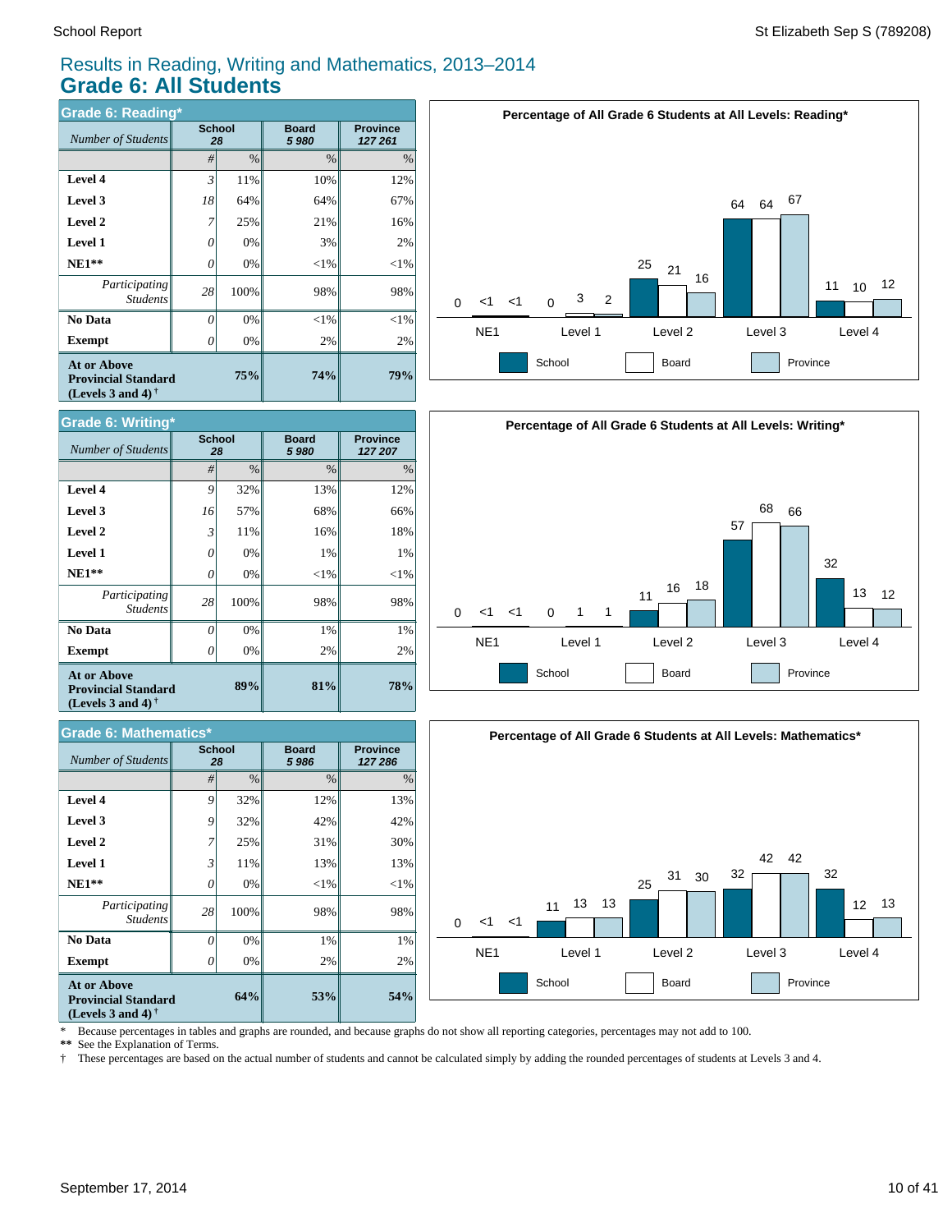# Results in Reading, Writing and Mathematics, 2013–2014
## Grade 6: All Students

### Grade 6: Reading*

| *Number of Students* | School 28 | | Board 5 980 | Province 127 261 |
|---|---|---|---|---|
| | # | % | % | % |
| **Level 4** | 3 | 11% | 10% | 12% |
| **Level 3** | 18 | 64% | 64% | 67% |
| **Level 2** | 7 | 25% | 21% | 16% |
| **Level 1** | 0 | 0% | 3% | 2% |
| **NE1**** | 0 | 0% | <1% | <1% |
| *Participating Students* | 28 | 100% | 98% | 98% |
| **No Data** | 0 | 0% | <1% | <1% |
| **Exempt** | 0 | 0% | 2% | 2% |
| **At or Above Provincial Standard (Levels 3 and 4)** † | | **75%** | **74%** | **79%** |

**Percentage of All Grade 6 Students at All Levels: Reading***

| | NE1 | Level 1 | Level 2 | Level 3 | Level 4 |
|---|---|---|---|---|---|
| School | 0 | 0 | 25 | 64 | 11 |
| Board | <1 | 3 | 21 | 64 | 10 |
| Province | <1 | 2 | 16 | 67 | 12 |

### Grade 6: Writing*

| *Number of Students* | School 28 | | Board 5 980 | Province 127 207 |
|---|---|---|---|---|
| | # | % | % | % |
| **Level 4** | 9 | 32% | 13% | 12% |
| **Level 3** | 16 | 57% | 68% | 66% |
| **Level 2** | 3 | 11% | 16% | 18% |
| **Level 1** | 0 | 0% | 1% | 1% |
| **NE1**** | 0 | 0% | <1% | <1% |
| *Participating Students* | 28 | 100% | 98% | 98% |
| **No Data** | 0 | 0% | 1% | 1% |
| **Exempt** | 0 | 0% | 2% | 2% |
| **At or Above Provincial Standard (Levels 3 and 4)** † | | **89%** | **81%** | **78%** |

**Percentage of All Grade 6 Students at All Levels: Writing***

| | NE1 | Level 1 | Level 2 | Level 3 | Level 4 |
|---|---|---|---|---|---|
| School | 0 | 0 | 11 | 57 | 32 |
| Board | <1 | 1 | 16 | 68 | 13 |
| Province | <1 | 1 | 18 | 66 | 12 |

### Grade 6: Mathematics*

| *Number of Students* | School 28 | | Board 5 986 | Province 127 286 |
|---|---|---|---|---|
| | # | % | % | % |
| **Level 4** | 9 | 32% | 12% | 13% |
| **Level 3** | 9 | 32% | 42% | 42% |
| **Level 2** | 7 | 25% | 31% | 30% |
| **Level 1** | 3 | 11% | 13% | 13% |
| **NE1**** | 0 | 0% | <1% | <1% |
| *Participating Students* | 28 | 100% | 98% | 98% |
| **No Data** | 0 | 0% | 1% | 1% |
| **Exempt** | 0 | 0% | 2% | 2% |
| **At or Above Provincial Standard (Levels 3 and 4)** † | | **64%** | **53%** | **54%** |

**Percentage of All Grade 6 Students at All Levels: Mathematics***

| | NE1 | Level 1 | Level 2 | Level 3 | Level 4 |
|---|---|---|---|---|---|
| School | 0 | 11 | 25 | 32 | 32 |
| Board | <1 | 13 | 31 | 42 | 12 |
| Province | <1 | 13 | 30 | 42 | 13 |

\* Because percentages in tables and graphs are rounded, and because graphs do not show all reporting categories, percentages may not add to 100.

** See the Explanation of Terms.

† These percentages are based on the actual number of students and cannot be calculated simply by adding the rounded percentages of students at Levels 3 and 4.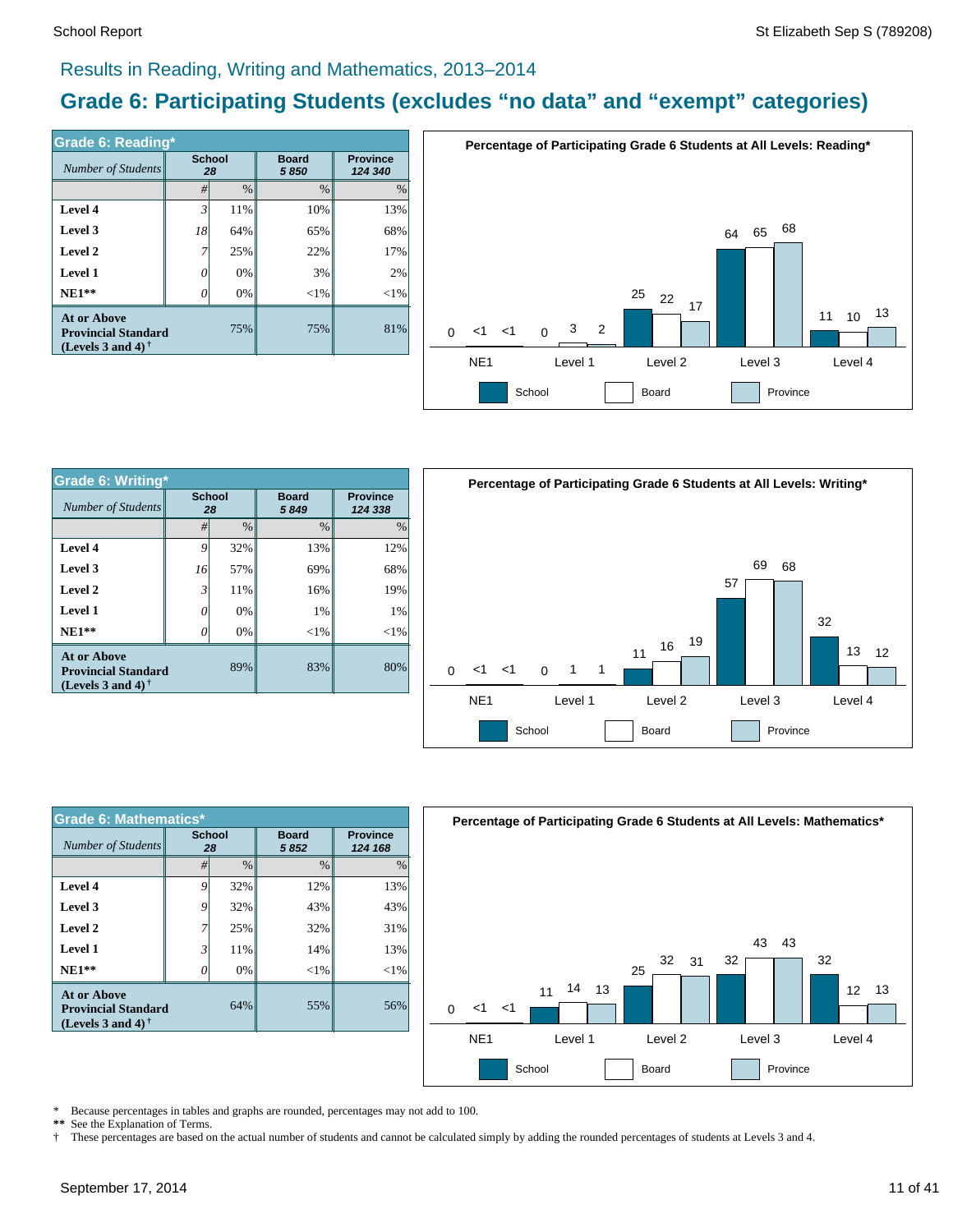## Results in Reading, Writing and Mathematics, 2013–2014

# Grade 6: Participating Students (excludes “no data” and “exempt” categories)

| Grade 6: Reading* | School | | Board | Province |
|---|---|---|---|---|
| *Number of Students* | 28 | | 5 850 | 124 340 |
| | # | % | % | % |
| **Level 4** | 3 | 11% | 10% | 13% |
| **Level 3** | 18 | 64% | 65% | 68% |
| **Level 2** | 7 | 25% | 22% | 17% |
| **Level 1** | 0 | 0% | 3% | 2% |
| **NE1**** | 0 | 0% | <1% | <1% |
| **At or Above Provincial Standard (Levels 3 and 4)** † | | 75% | 75% | 81% |

**Percentage of Participating Grade 6 Students at All Levels: Reading***

| | NE1 | Level 1 | Level 2 | Level 3 | Level 4 |
|---|---|---|---|---|---|
| School | 0 | 0 | 25 | 64 | 11 |
| Board | <1 | 3 | 22 | 65 | 10 |
| Province | <1 | 2 | 17 | 68 | 13 |

| Grade 6: Writing* | School | | Board | Province |
|---|---|---|---|---|
| *Number of Students* | 28 | | 5 849 | 124 338 |
| | # | % | % | % |
| **Level 4** | 9 | 32% | 13% | 12% |
| **Level 3** | 16 | 57% | 69% | 68% |
| **Level 2** | 3 | 11% | 16% | 19% |
| **Level 1** | 0 | 0% | 1% | 1% |
| **NE1**** | 0 | 0% | <1% | <1% |
| **At or Above Provincial Standard (Levels 3 and 4)** † | | 89% | 83% | 80% |

**Percentage of Participating Grade 6 Students at All Levels: Writing***

| | NE1 | Level 1 | Level 2 | Level 3 | Level 4 |
|---|---|---|---|---|---|
| School | 0 | 0 | 11 | 57 | 32 |
| Board | <1 | 1 | 16 | 69 | 13 |
| Province | <1 | 1 | 19 | 68 | 12 |

| Grade 6: Mathematics* | School | | Board | Province |
|---|---|---|---|---|
| *Number of Students* | 28 | | 5 852 | 124 168 |
| | # | % | % | % |
| **Level 4** | 9 | 32% | 12% | 13% |
| **Level 3** | 9 | 32% | 43% | 43% |
| **Level 2** | 7 | 25% | 32% | 31% |
| **Level 1** | 3 | 11% | 14% | 13% |
| **NE1**** | 0 | 0% | <1% | <1% |
| **At or Above Provincial Standard (Levels 3 and 4)** † | | 64% | 55% | 56% |

**Percentage of Participating Grade 6 Students at All Levels: Mathematics***

| | NE1 | Level 1 | Level 2 | Level 3 | Level 4 |
|---|---|---|---|---|---|
| School | 0 | 11 | 25 | 32 | 32 |
| Board | <1 | 14 | 32 | 43 | 12 |
| Province | <1 | 13 | 31 | 43 | 13 |

\* Because percentages in tables and graphs are rounded, percentages may not add to 100.
** See the Explanation of Terms.
† These percentages are based on the actual number of students and cannot be calculated simply by adding the rounded percentages of students at Levels 3 and 4.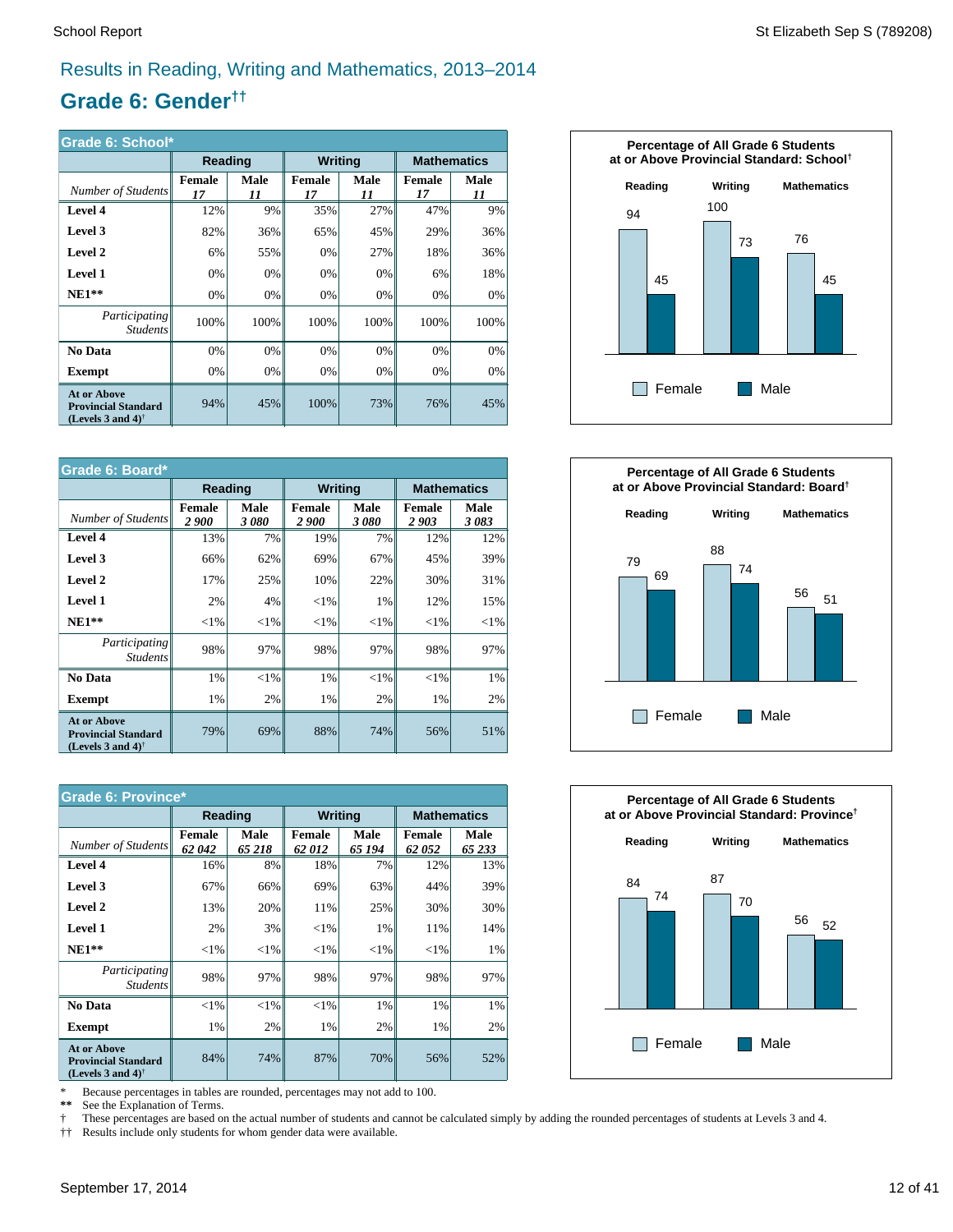## Results in Reading, Writing and Mathematics, 2013–2014

# Grade 6: Gender††

| Grade 6: School* | Reading | | Writing | | Mathematics | |
|---|---|---|---|---|---|---|
| *Number of Students* | Female *17* | Male *11* | Female *17* | Male *11* | Female *17* | Male *11* |
| **Level 4** | 12% | 9% | 35% | 27% | 47% | 9% |
| **Level 3** | 82% | 36% | 65% | 45% | 29% | 36% |
| **Level 2** | 6% | 55% | 0% | 27% | 18% | 36% |
| **Level 1** | 0% | 0% | 0% | 0% | 6% | 18% |
| **NE1**** | 0% | 0% | 0% | 0% | 0% | 0% |
| *Participating Students* | 100% | 100% | 100% | 100% | 100% | 100% |
| **No Data** | 0% | 0% | 0% | 0% | 0% | 0% |
| **Exempt** | 0% | 0% | 0% | 0% | 0% | 0% |
| **At or Above Provincial Standard (Levels 3 and 4)†** | 94% | 45% | 100% | 73% | 76% | 45% |

**Percentage of All Grade 6 Students at or Above Provincial Standard: School†**

| | Reading | Writing | Mathematics |
|---|---|---|---|
| Female | 94 | 100 | 76 |
| Male | 45 | 73 | 45 |

| Grade 6: Board* | Reading | | Writing | | Mathematics | |
|---|---|---|---|---|---|---|
| *Number of Students* | Female *2 900* | Male *3 080* | Female *2 900* | Male *3 080* | Female *2 903* | Male *3 083* |
| **Level 4** | 13% | 7% | 19% | 7% | 12% | 12% |
| **Level 3** | 66% | 62% | 69% | 67% | 45% | 39% |
| **Level 2** | 17% | 25% | 10% | 22% | 30% | 31% |
| **Level 1** | 2% | 4% | <1% | 1% | 12% | 15% |
| **NE1**** | <1% | <1% | <1% | <1% | <1% | <1% |
| *Participating Students* | 98% | 97% | 98% | 97% | 98% | 97% |
| **No Data** | 1% | <1% | 1% | <1% | <1% | 1% |
| **Exempt** | 1% | 2% | 1% | 2% | 1% | 2% |
| **At or Above Provincial Standard (Levels 3 and 4)†** | 79% | 69% | 88% | 74% | 56% | 51% |

**Percentage of All Grade 6 Students at or Above Provincial Standard: Board†**

| | Reading | Writing | Mathematics |
|---|---|---|---|
| Female | 79 | 88 | 56 |
| Male | 69 | 74 | 51 |

| Grade 6: Province* | Reading | | Writing | | Mathematics | |
|---|---|---|---|---|---|---|
| *Number of Students* | Female *62 042* | Male *65 218* | Female *62 012* | Male *65 194* | Female *62 052* | Male *65 233* |
| **Level 4** | 16% | 8% | 18% | 7% | 12% | 13% |
| **Level 3** | 67% | 66% | 69% | 63% | 44% | 39% |
| **Level 2** | 13% | 20% | 11% | 25% | 30% | 30% |
| **Level 1** | 2% | 3% | <1% | 1% | 11% | 14% |
| **NE1**** | <1% | <1% | <1% | <1% | <1% | 1% |
| *Participating Students* | 98% | 97% | 98% | 97% | 98% | 97% |
| **No Data** | <1% | <1% | <1% | 1% | 1% | 1% |
| **Exempt** | 1% | 2% | 1% | 2% | 1% | 2% |
| **At or Above Provincial Standard (Levels 3 and 4)†** | 84% | 74% | 87% | 70% | 56% | 52% |

**Percentage of All Grade 6 Students at or Above Provincial Standard: Province†**

| | Reading | Writing | Mathematics |
|---|---|---|---|
| Female | 84 | 87 | 56 |
| Male | 74 | 70 | 52 |

\* Because percentages in tables are rounded, percentages may not add to 100.
** See the Explanation of Terms.
† These percentages are based on the actual number of students and cannot be calculated simply by adding the rounded percentages of students at Levels 3 and 4.
†† Results include only students for whom gender data were available.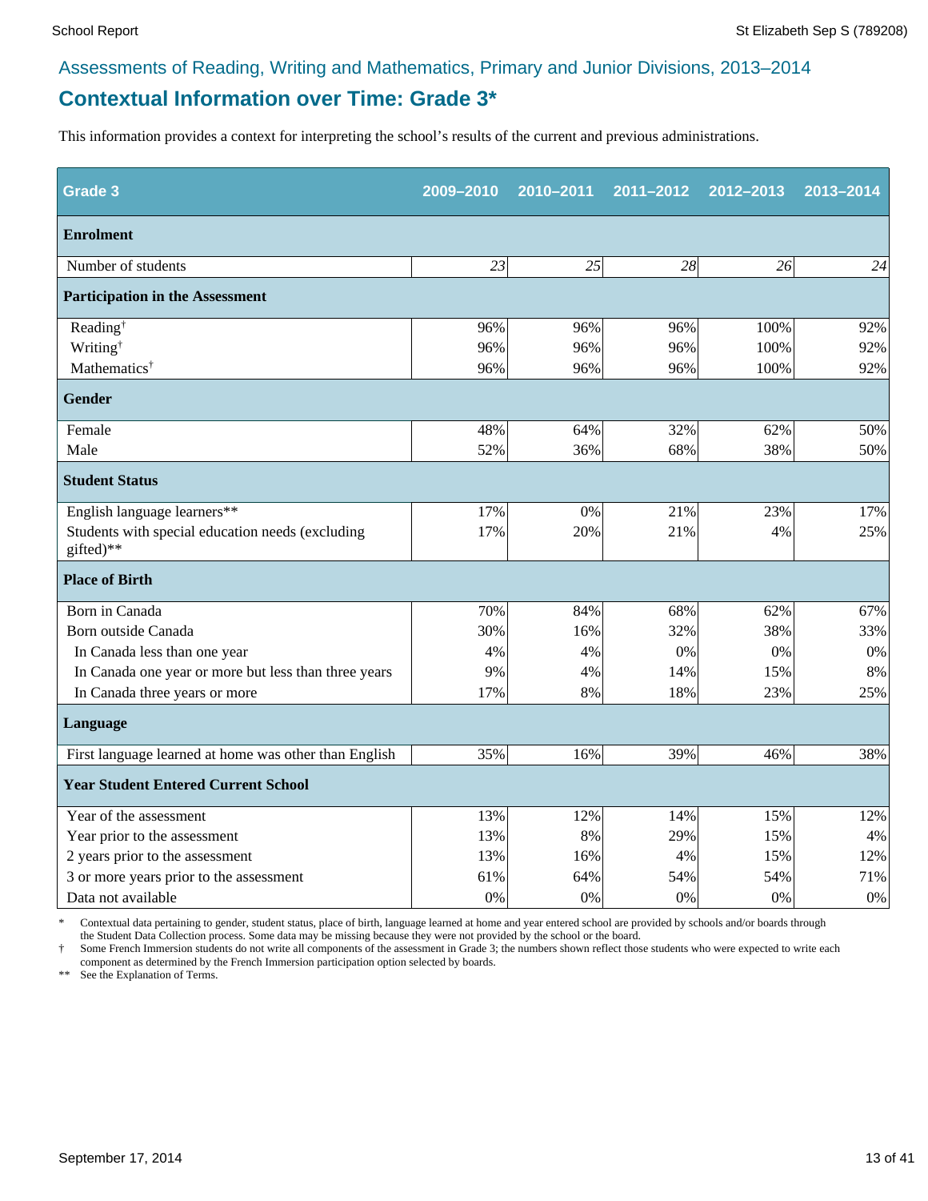## Assessments of Reading, Writing and Mathematics, Primary and Junior Divisions, 2013–2014

# Contextual Information over Time: Grade 3*

This information provides a context for interpreting the school's results of the current and previous administrations.

| Grade 3 | 2009–2010 | 2010–2011 | 2011–2012 | 2012–2013 | 2013–2014 |
|---|---|---|---|---|---|
| **Enrolment** | | | | | |
| Number of students | *23* | *25* | *28* | *26* | *24* |
| **Participation in the Assessment** | | | | | |
| Reading† | 96% | 96% | 96% | 100% | 92% |
| Writing† | 96% | 96% | 96% | 100% | 92% |
| Mathematics† | 96% | 96% | 96% | 100% | 92% |
| **Gender** | | | | | |
| Female | 48% | 64% | 32% | 62% | 50% |
| Male | 52% | 36% | 68% | 38% | 50% |
| **Student Status** | | | | | |
| English language learners** | 17% | 0% | 21% | 23% | 17% |
| Students with special education needs (excluding gifted)** | 17% | 20% | 21% | 4% | 25% |
| **Place of Birth** | | | | | |
| Born in Canada | 70% | 84% | 68% | 62% | 67% |
| Born outside Canada | 30% | 16% | 32% | 38% | 33% |
| In Canada less than one year | 4% | 4% | 0% | 0% | 0% |
| In Canada one year or more but less than three years | 9% | 4% | 14% | 15% | 8% |
| In Canada three years or more | 17% | 8% | 18% | 23% | 25% |
| **Language** | | | | | |
| First language learned at home was other than English | 35% | 16% | 39% | 46% | 38% |
| **Year Student Entered Current School** | | | | | |
| Year of the assessment | 13% | 12% | 14% | 15% | 12% |
| Year prior to the assessment | 13% | 8% | 29% | 15% | 4% |
| 2 years prior to the assessment | 13% | 16% | 4% | 15% | 12% |
| 3 or more years prior to the assessment | 61% | 64% | 54% | 54% | 71% |
| Data not available | 0% | 0% | 0% | 0% | 0% |

\* Contextual data pertaining to gender, student status, place of birth, language learned at home and year entered school are provided by schools and/or boards through the Student Data Collection process. Some data may be missing because they were not provided by the school or the board.

† Some French Immersion students do not write all components of the assessment in Grade 3; the numbers shown reflect those students who were expected to write each component as determined by the French Immersion participation option selected by boards.

** See the Explanation of Terms.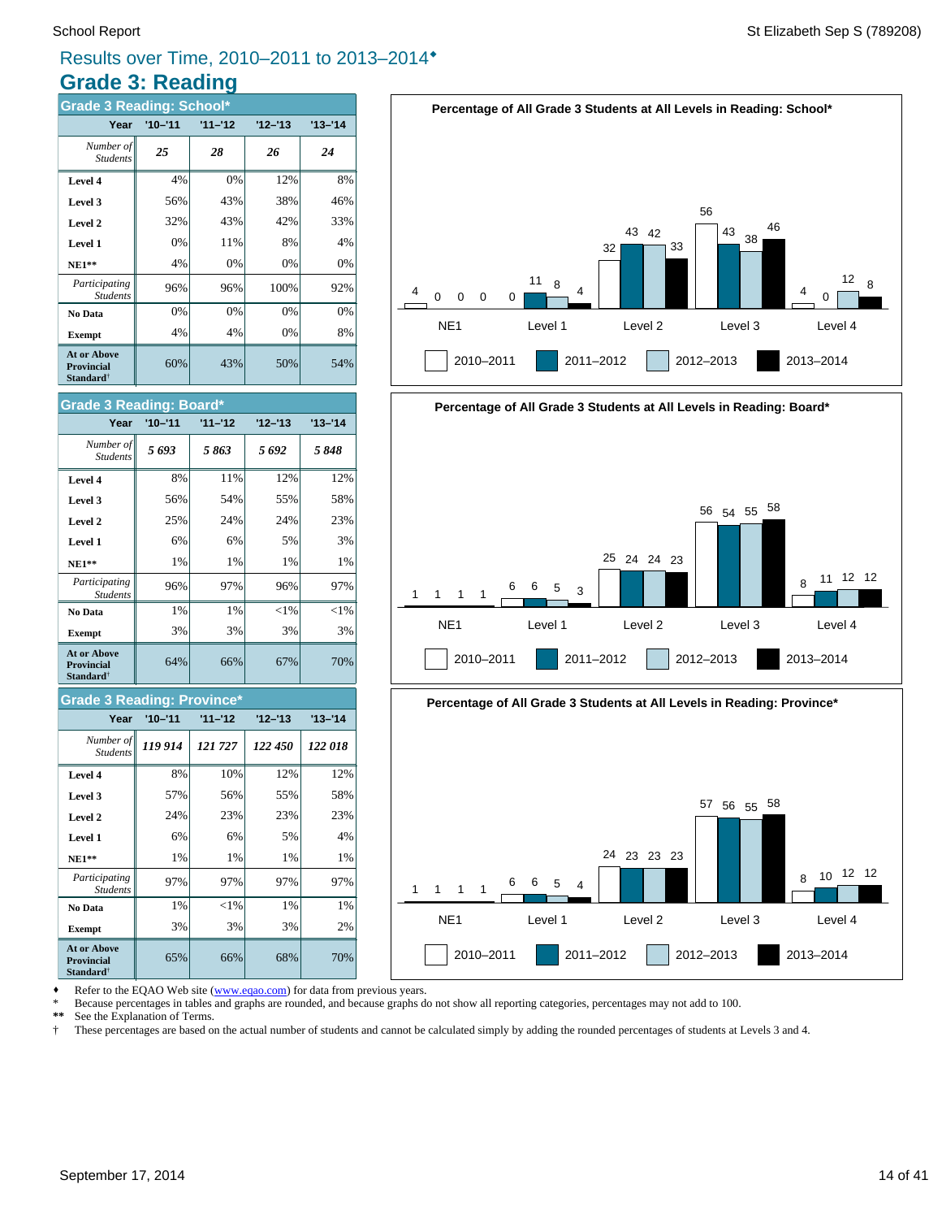# Results over Time, 2010–2011 to 2013–2014♦

## Grade 3: Reading

### Grade 3 Reading: School*

| Year | '10–'11 | '11–'12 | '12–'13 | '13–'14 |
|---|---|---|---|---|
| *Number of Students* | ***25*** | ***28*** | ***26*** | ***24*** |
| **Level 4** | 4% | 0% | 12% | 8% |
| **Level 3** | 56% | 43% | 38% | 46% |
| **Level 2** | 32% | 43% | 42% | 33% |
| **Level 1** | 0% | 11% | 8% | 4% |
| **NE1**** | 4% | 0% | 0% | 0% |
| *Participating Students* | 96% | 96% | 100% | 92% |
| **No Data** | 0% | 0% | 0% | 0% |
| **Exempt** | 4% | 4% | 0% | 8% |
| **At or Above Provincial Standard†** | 60% | 43% | 50% | 54% |

**Percentage of All Grade 3 Students at All Levels in Reading: School***

| | NE1 | Level 1 | Level 2 | Level 3 | Level 4 |
|---|---|---|---|---|---|
| 2010–2011 | 4 | 0 | 32 | 56 | 4 |
| 2011–2012 | 0 | 11 | 43 | 43 | 0 |
| 2012–2013 | 0 | 8 | 42 | 38 | 12 |
| 2013–2014 | 0 | 4 | 33 | 46 | 8 |

### Grade 3 Reading: Board*

| Year | '10–'11 | '11–'12 | '12–'13 | '13–'14 |
|---|---|---|---|---|
| *Number of Students* | ***5 693*** | ***5 863*** | ***5 692*** | ***5 848*** |
| **Level 4** | 8% | 11% | 12% | 12% |
| **Level 3** | 56% | 54% | 55% | 58% |
| **Level 2** | 25% | 24% | 24% | 23% |
| **Level 1** | 6% | 6% | 5% | 3% |
| **NE1**** | 1% | 1% | 1% | 1% |
| *Participating Students* | 96% | 97% | 96% | 97% |
| **No Data** | 1% | 1% | <1% | <1% |
| **Exempt** | 3% | 3% | 3% | 3% |
| **At or Above Provincial Standard†** | 64% | 66% | 67% | 70% |

**Percentage of All Grade 3 Students at All Levels in Reading: Board***

| | NE1 | Level 1 | Level 2 | Level 3 | Level 4 |
|---|---|---|---|---|---|
| 2010–2011 | 1 | 6 | 25 | 56 | 8 |
| 2011–2012 | 1 | 6 | 24 | 54 | 11 |
| 2012–2013 | 1 | 5 | 24 | 55 | 12 |
| 2013–2014 | 1 | 3 | 23 | 58 | 12 |

### Grade 3 Reading: Province*

| Year | '10–'11 | '11–'12 | '12–'13 | '13–'14 |
|---|---|---|---|---|
| *Number of Students* | ***119 914*** | ***121 727*** | ***122 450*** | ***122 018*** |
| **Level 4** | 8% | 10% | 12% | 12% |
| **Level 3** | 57% | 56% | 55% | 58% |
| **Level 2** | 24% | 23% | 23% | 23% |
| **Level 1** | 6% | 6% | 5% | 4% |
| **NE1**** | 1% | 1% | 1% | 1% |
| *Participating Students* | 97% | 97% | 97% | 97% |
| **No Data** | 1% | <1% | 1% | 1% |
| **Exempt** | 3% | 3% | 3% | 2% |
| **At or Above Provincial Standard†** | 65% | 66% | 68% | 70% |

**Percentage of All Grade 3 Students at All Levels in Reading: Province***

| | NE1 | Level 1 | Level 2 | Level 3 | Level 4 |
|---|---|---|---|---|---|
| 2010–2011 | 1 | 6 | 24 | 57 | 8 |
| 2011–2012 | 1 | 6 | 23 | 56 | 10 |
| 2012–2013 | 1 | 5 | 23 | 55 | 12 |
| 2013–2014 | 1 | 4 | 23 | 58 | 12 |

♦ Refer to the EQAO Web site (www.eqao.com) for data from previous years.
\* Because percentages in tables and graphs are rounded, and because graphs do not show all reporting categories, percentages may not add to 100.
** See the Explanation of Terms.
† These percentages are based on the actual number of students and cannot be calculated simply by adding the rounded percentages of students at Levels 3 and 4.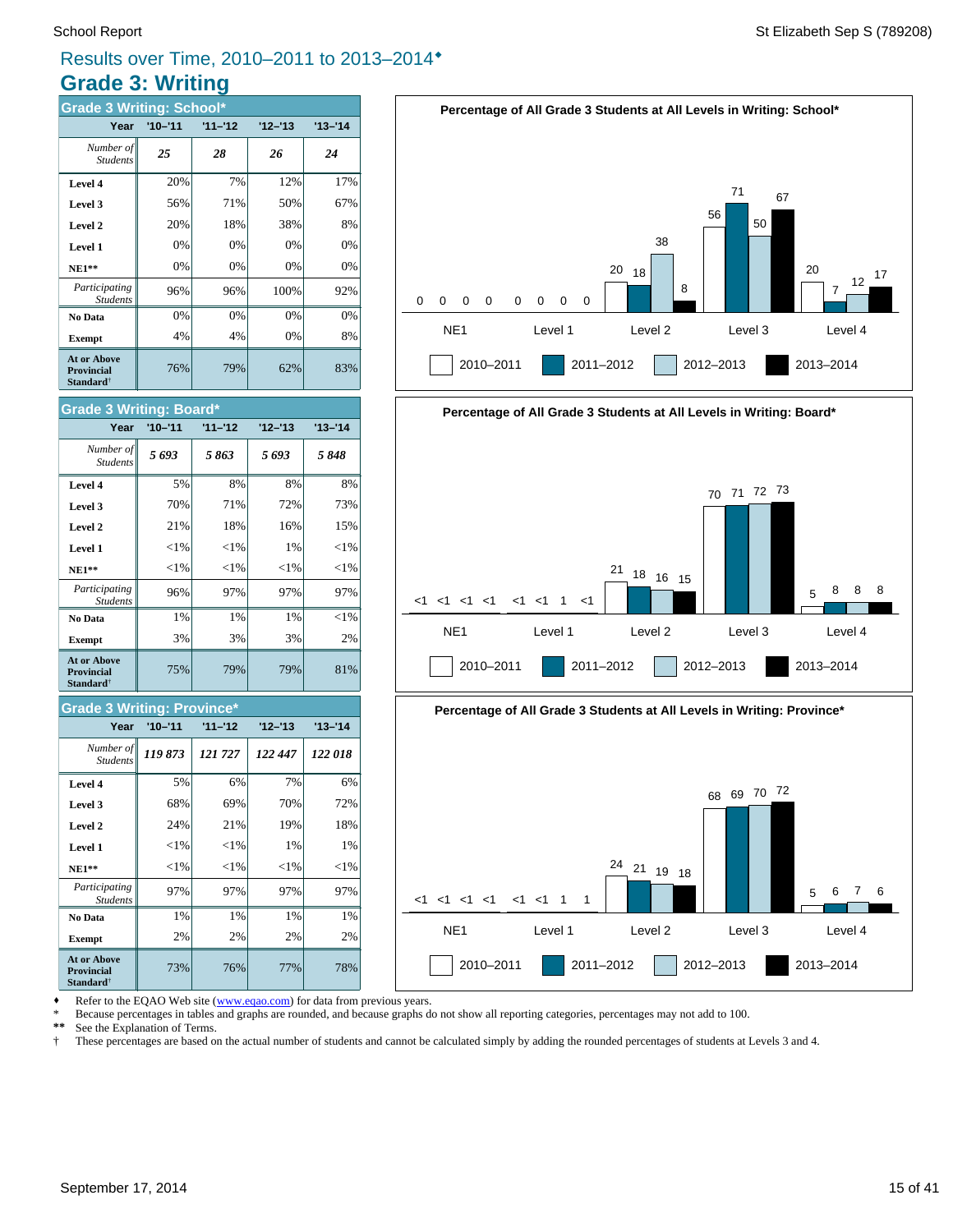# Results over Time, 2010–2011 to 2013–2014♦

## Grade 3: Writing

### Grade 3 Writing: School*

| Year | '10–'11 | '11–'12 | '12–'13 | '13–'14 |
|---|---|---|---|---|
| *Number of Students* | ***25*** | ***28*** | ***26*** | ***24*** |
| **Level 4** | 20% | 7% | 12% | 17% |
| **Level 3** | 56% | 71% | 50% | 67% |
| **Level 2** | 20% | 18% | 38% | 8% |
| **Level 1** | 0% | 0% | 0% | 0% |
| **NE1**** | 0% | 0% | 0% | 0% |
| *Participating Students* | 96% | 96% | 100% | 92% |
| **No Data** | 0% | 0% | 0% | 0% |
| **Exempt** | 4% | 4% | 0% | 8% |
| **At or Above Provincial Standard**† | 76% | 79% | 62% | 83% |

### Grade 3 Writing: Board*

| Year | '10–'11 | '11–'12 | '12–'13 | '13–'14 |
|---|---|---|---|---|
| *Number of Students* | ***5 693*** | ***5 863*** | ***5 693*** | ***5 848*** |
| **Level 4** | 5% | 8% | 8% | 8% |
| **Level 3** | 70% | 71% | 72% | 73% |
| **Level 2** | 21% | 18% | 16% | 15% |
| **Level 1** | <1% | <1% | 1% | <1% |
| **NE1**** | <1% | <1% | <1% | <1% |
| *Participating Students* | 96% | 97% | 97% | 97% |
| **No Data** | 1% | 1% | 1% | <1% |
| **Exempt** | 3% | 3% | 3% | 2% |
| **At or Above Provincial Standard**† | 75% | 79% | 79% | 81% |

### Grade 3 Writing: Province*

| Year | '10–'11 | '11–'12 | '12–'13 | '13–'14 |
|---|---|---|---|---|
| *Number of Students* | ***119 873*** | ***121 727*** | ***122 447*** | ***122 018*** |
| **Level 4** | 5% | 6% | 7% | 6% |
| **Level 3** | 68% | 69% | 70% | 72% |
| **Level 2** | 24% | 21% | 19% | 18% |
| **Level 1** | <1% | <1% | 1% | 1% |
| **NE1**** | <1% | <1% | <1% | <1% |
| *Participating Students* | 97% | 97% | 97% | 97% |
| **No Data** | 1% | 1% | 1% | 1% |
| **Exempt** | 2% | 2% | 2% | 2% |
| **At or Above Provincial Standard**† | 73% | 76% | 77% | 78% |

**Percentage of All Grade 3 Students at All Levels in Writing: School***

| | NE1 | Level 1 | Level 2 | Level 3 | Level 4 |
|---|---|---|---|---|---|
| 2010–2011 | 0 | 0 | 20 | 56 | 20 |
| 2011–2012 | 0 | 0 | 18 | 71 | 7 |
| 2012–2013 | 0 | 0 | 38 | 50 | 12 |
| 2013–2014 | 0 | 0 | 8 | 67 | 17 |

**Percentage of All Grade 3 Students at All Levels in Writing: Board***

| | NE1 | Level 1 | Level 2 | Level 3 | Level 4 |
|---|---|---|---|---|---|
| 2010–2011 | <1 | <1 | 21 | 70 | 5 |
| 2011–2012 | <1 | <1 | 18 | 71 | 8 |
| 2012–2013 | <1 | 1 | 16 | 72 | 8 |
| 2013–2014 | <1 | <1 | 15 | 73 | 8 |

**Percentage of All Grade 3 Students at All Levels in Writing: Province***

| | NE1 | Level 1 | Level 2 | Level 3 | Level 4 |
|---|---|---|---|---|---|
| 2010–2011 | <1 | <1 | 24 | 68 | 5 |
| 2011–2012 | <1 | <1 | 21 | 69 | 6 |
| 2012–2013 | <1 | 1 | 19 | 70 | 7 |
| 2013–2014 | <1 | 1 | 18 | 72 | 6 |

♦ Refer to the EQAO Web site (www.eqao.com) for data from previous years.
\* Because percentages in tables and graphs are rounded, and because graphs do not show all reporting categories, percentages may not add to 100.
** See the Explanation of Terms.
† These percentages are based on the actual number of students and cannot be calculated simply by adding the rounded percentages of students at Levels 3 and 4.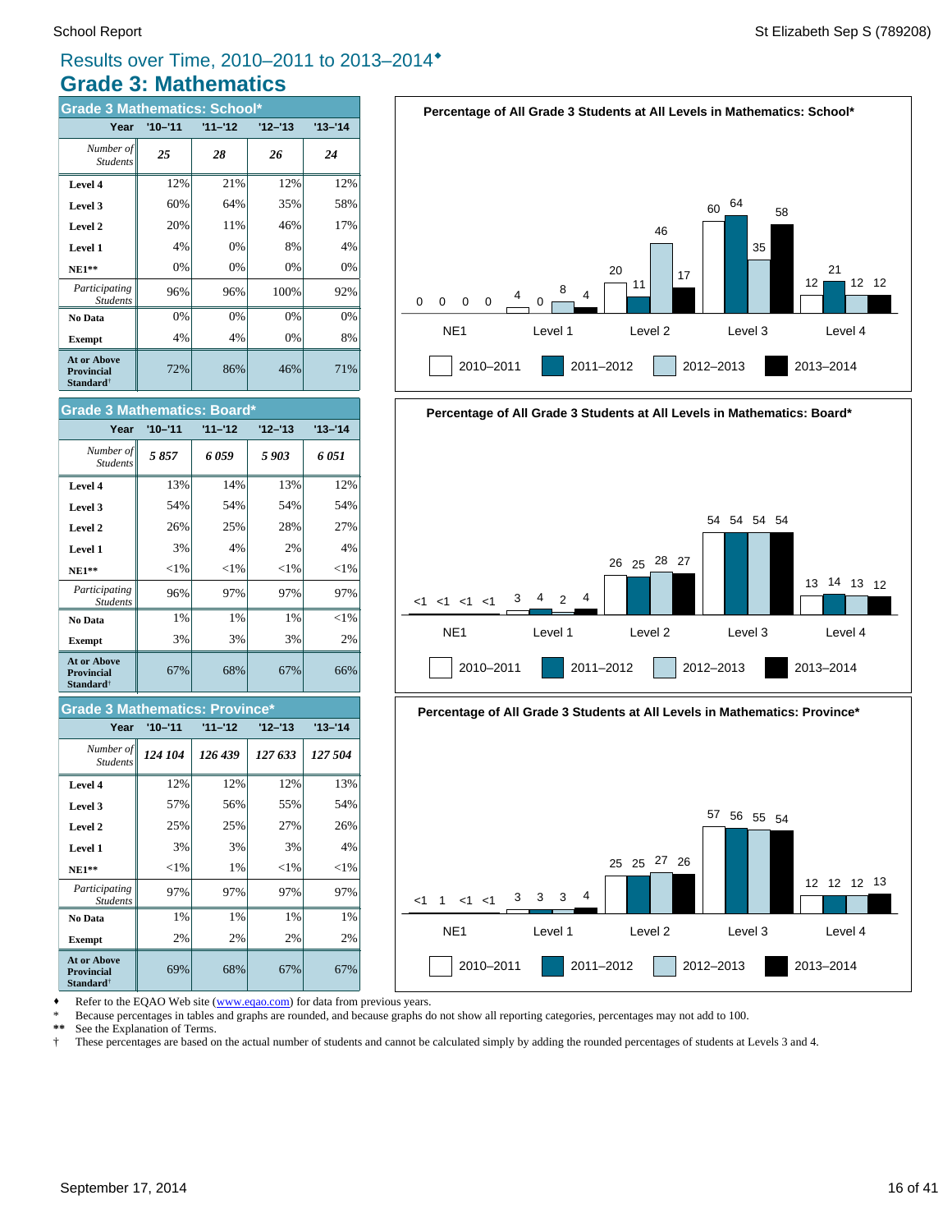# Results over Time, 2010–2011 to 2013–2014♦

## Grade 3: Mathematics

### Grade 3 Mathematics: School*

| Year | '10–'11 | '11–'12 | '12–'13 | '13–'14 |
|---|---|---|---|---|
| *Number of Students* | *25* | *28* | *26* | *24* |
| **Level 4** | 12% | 21% | 12% | 12% |
| **Level 3** | 60% | 64% | 35% | 58% |
| **Level 2** | 20% | 11% | 46% | 17% |
| **Level 1** | 4% | 0% | 8% | 4% |
| **NE1**** | 0% | 0% | 0% | 0% |
| *Participating Students* | 96% | 96% | 100% | 92% |
| **No Data** | 0% | 0% | 0% | 0% |
| **Exempt** | 4% | 4% | 0% | 8% |
| **At or Above Provincial Standard†** | 72% | 86% | 46% | 71% |

### Grade 3 Mathematics: Board*

| Year | '10–'11 | '11–'12 | '12–'13 | '13–'14 |
|---|---|---|---|---|
| *Number of Students* | *5 857* | *6 059* | *5 903* | *6 051* |
| **Level 4** | 13% | 14% | 13% | 12% |
| **Level 3** | 54% | 54% | 54% | 54% |
| **Level 2** | 26% | 25% | 28% | 27% |
| **Level 1** | 3% | 4% | 2% | 4% |
| **NE1**** | <1% | <1% | <1% | <1% |
| *Participating Students* | 96% | 97% | 97% | 97% |
| **No Data** | 1% | 1% | 1% | <1% |
| **Exempt** | 3% | 3% | 3% | 2% |
| **At or Above Provincial Standard†** | 67% | 68% | 67% | 66% |

### Grade 3 Mathematics: Province*

| Year | '10–'11 | '11–'12 | '12–'13 | '13–'14 |
|---|---|---|---|---|
| *Number of Students* | *124 104* | *126 439* | *127 633* | *127 504* |
| **Level 4** | 12% | 12% | 12% | 13% |
| **Level 3** | 57% | 56% | 55% | 54% |
| **Level 2** | 25% | 25% | 27% | 26% |
| **Level 1** | 3% | 3% | 3% | 4% |
| **NE1**** | <1% | 1% | <1% | <1% |
| *Participating Students* | 97% | 97% | 97% | 97% |
| **No Data** | 1% | 1% | 1% | 1% |
| **Exempt** | 2% | 2% | 2% | 2% |
| **At or Above Provincial Standard†** | 69% | 68% | 67% | 67% |

**Percentage of All Grade 3 Students at All Levels in Mathematics: School***

| | 2010–2011 | 2011–2012 | 2012–2013 | 2013–2014 |
|---|---|---|---|---|
| NE1 | 0 | 0 | 0 | 0 |
| Level 1 | 4 | 0 | 8 | 4 |
| Level 2 | 20 | 11 | 46 | 17 |
| Level 3 | 60 | 64 | 35 | 58 |
| Level 4 | 12 | 21 | 12 | 12 |

**Percentage of All Grade 3 Students at All Levels in Mathematics: Board***

| | 2010–2011 | 2011–2012 | 2012–2013 | 2013–2014 |
|---|---|---|---|---|
| NE1 | <1 | <1 | <1 | <1 |
| Level 1 | 3 | 4 | 2 | 4 |
| Level 2 | 26 | 25 | 28 | 27 |
| Level 3 | 54 | 54 | 54 | 54 |
| Level 4 | 13 | 14 | 13 | 12 |

**Percentage of All Grade 3 Students at All Levels in Mathematics: Province***

| | 2010–2011 | 2011–2012 | 2012–2013 | 2013–2014 |
|---|---|---|---|---|
| NE1 | <1 | 1 | <1 | <1 |
| Level 1 | 3 | 3 | 3 | 4 |
| Level 2 | 25 | 25 | 27 | 26 |
| Level 3 | 57 | 56 | 55 | 54 |
| Level 4 | 12 | 12 | 12 | 13 |

♦ Refer to the EQAO Web site (www.eqao.com) for data from previous years.
\* Because percentages in tables and graphs are rounded, and because graphs do not show all reporting categories, percentages may not add to 100.
** See the Explanation of Terms.
† These percentages are based on the actual number of students and cannot be calculated simply by adding the rounded percentages of students at Levels 3 and 4.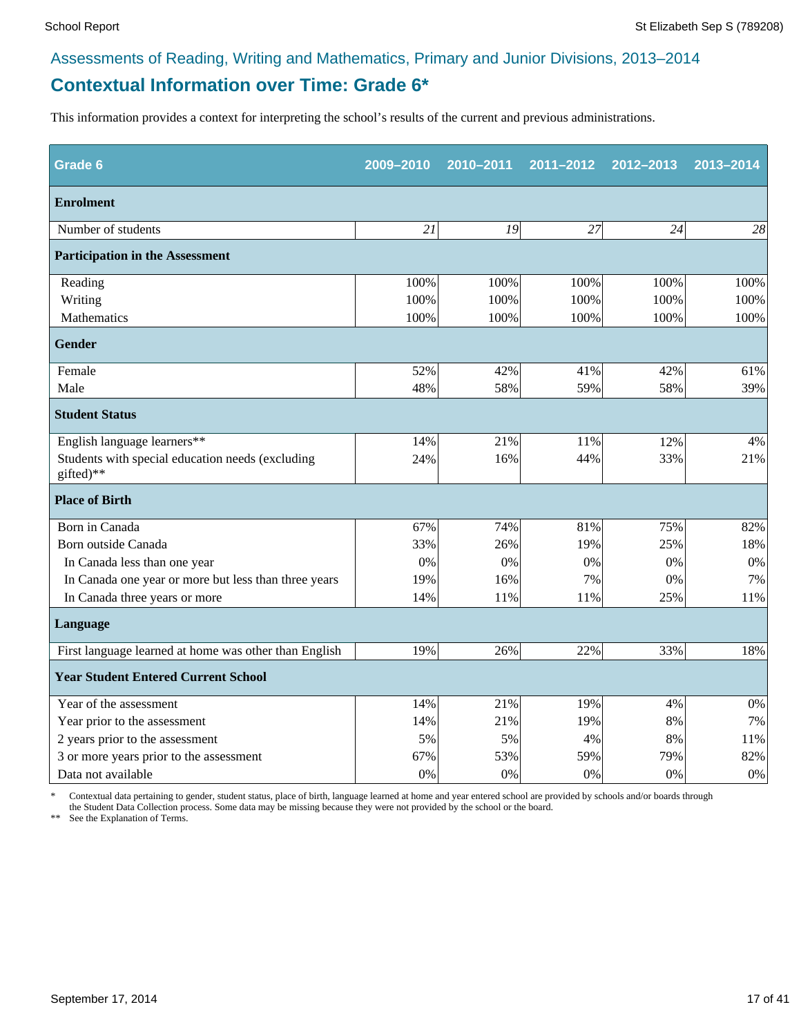Assessments of Reading, Writing and Mathematics, Primary and Junior Divisions, 2013–2014

# Contextual Information over Time: Grade 6*

This information provides a context for interpreting the school's results of the current and previous administrations.

| Grade 6 | 2009–2010 | 2010–2011 | 2011–2012 | 2012–2013 | 2013–2014 |
|---|---|---|---|---|---|
| **Enrolment** | | | | | |
| Number of students | *21* | *19* | *27* | *24* | *28* |
| **Participation in the Assessment** | | | | | |
| Reading | 100% | 100% | 100% | 100% | 100% |
| Writing | 100% | 100% | 100% | 100% | 100% |
| Mathematics | 100% | 100% | 100% | 100% | 100% |
| **Gender** | | | | | |
| Female | 52% | 42% | 41% | 42% | 61% |
| Male | 48% | 58% | 59% | 58% | 39% |
| **Student Status** | | | | | |
| English language learners** | 14% | 21% | 11% | 12% | 4% |
| Students with special education needs (excluding gifted)** | 24% | 16% | 44% | 33% | 21% |
| **Place of Birth** | | | | | |
| Born in Canada | 67% | 74% | 81% | 75% | 82% |
| Born outside Canada | 33% | 26% | 19% | 25% | 18% |
| In Canada less than one year | 0% | 0% | 0% | 0% | 0% |
| In Canada one year or more but less than three years | 19% | 16% | 7% | 0% | 7% |
| In Canada three years or more | 14% | 11% | 11% | 25% | 11% |
| **Language** | | | | | |
| First language learned at home was other than English | 19% | 26% | 22% | 33% | 18% |
| **Year Student Entered Current School** | | | | | |
| Year of the assessment | 14% | 21% | 19% | 4% | 0% |
| Year prior to the assessment | 14% | 21% | 19% | 8% | 7% |
| 2 years prior to the assessment | 5% | 5% | 4% | 8% | 11% |
| 3 or more years prior to the assessment | 67% | 53% | 59% | 79% | 82% |
| Data not available | 0% | 0% | 0% | 0% | 0% |

\* Contextual data pertaining to gender, student status, place of birth, language learned at home and year entered school are provided by schools and/or boards through the Student Data Collection process. Some data may be missing because they were not provided by the school or the board.

\** See the Explanation of Terms.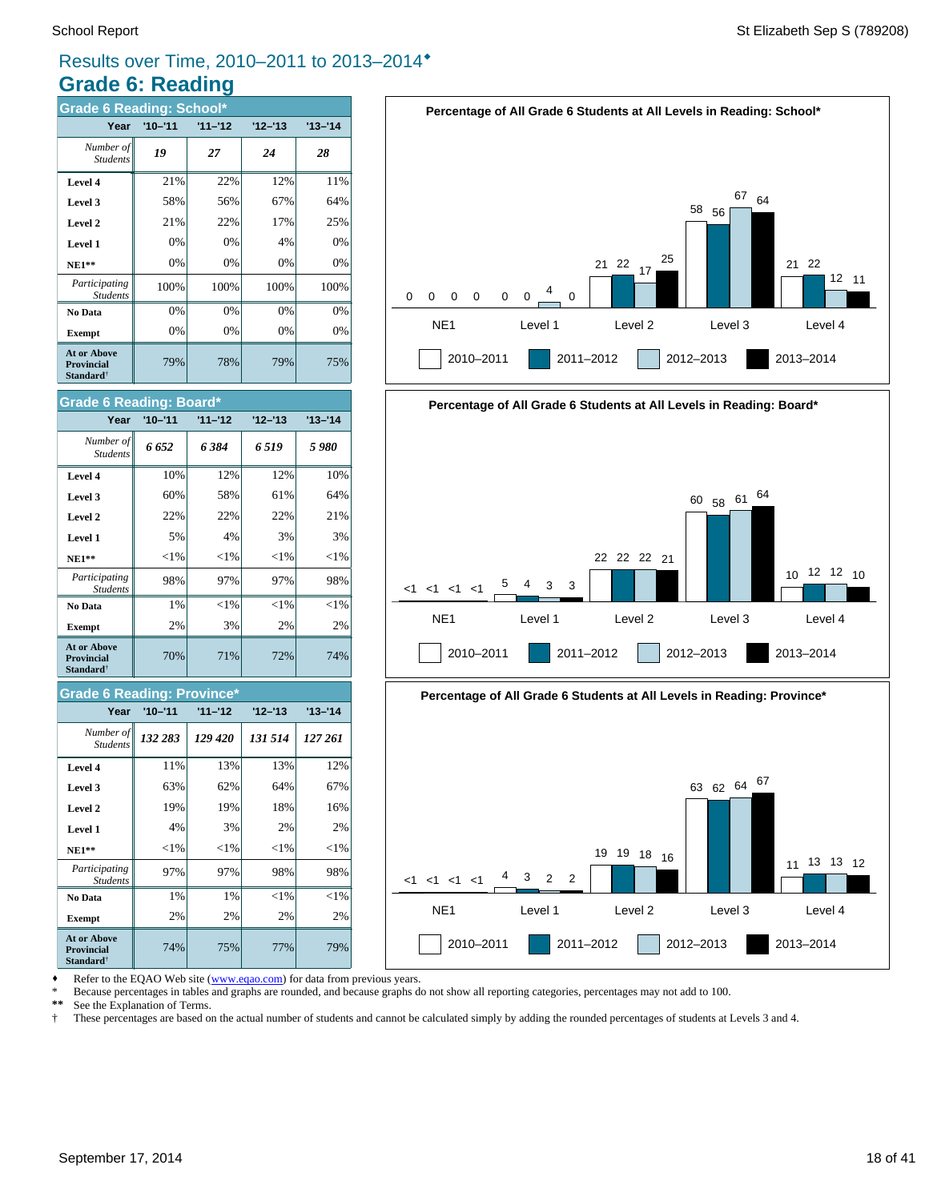# Results over Time, 2010–2011 to 2013–2014♦

## Grade 6: Reading

### Grade 6 Reading: School*

| Year | '10–'11 | '11–'12 | '12–'13 | '13–'14 |
|---|---|---|---|---|
| *Number of Students* | ***19*** | ***27*** | ***24*** | ***28*** |
| **Level 4** | 21% | 22% | 12% | 11% |
| **Level 3** | 58% | 56% | 67% | 64% |
| **Level 2** | 21% | 22% | 17% | 25% |
| **Level 1** | 0% | 0% | 4% | 0% |
| **NE1**** | 0% | 0% | 0% | 0% |
| *Participating Students* | 100% | 100% | 100% | 100% |
| **No Data** | 0% | 0% | 0% | 0% |
| **Exempt** | 0% | 0% | 0% | 0% |
| **At or Above Provincial Standard**† | 79% | 78% | 79% | 75% |

**Percentage of All Grade 6 Students at All Levels in Reading: School***

| | 2010–2011 | 2011–2012 | 2012–2013 | 2013–2014 |
|---|---|---|---|---|
| NE1 | 0 | 0 | 0 | 0 |
| Level 1 | 0 | 0 | 4 | 0 |
| Level 2 | 21 | 22 | 17 | 25 |
| Level 3 | 58 | 56 | 67 | 64 |
| Level 4 | 21 | 22 | 12 | 11 |

### Grade 6 Reading: Board*

| Year | '10–'11 | '11–'12 | '12–'13 | '13–'14 |
|---|---|---|---|---|
| *Number of Students* | ***6 652*** | ***6 384*** | ***6 519*** | ***5 980*** |
| **Level 4** | 10% | 12% | 12% | 10% |
| **Level 3** | 60% | 58% | 61% | 64% |
| **Level 2** | 22% | 22% | 22% | 21% |
| **Level 1** | 5% | 4% | 3% | 3% |
| **NE1**** | <1% | <1% | <1% | <1% |
| *Participating Students* | 98% | 97% | 97% | 98% |
| **No Data** | 1% | <1% | <1% | <1% |
| **Exempt** | 2% | 3% | 2% | 2% |
| **At or Above Provincial Standard**† | 70% | 71% | 72% | 74% |

**Percentage of All Grade 6 Students at All Levels in Reading: Board***

| | 2010–2011 | 2011–2012 | 2012–2013 | 2013–2014 |
|---|---|---|---|---|
| NE1 | <1 | <1 | <1 | <1 |
| Level 1 | 5 | 4 | 3 | 3 |
| Level 2 | 22 | 22 | 22 | 21 |
| Level 3 | 60 | 58 | 61 | 64 |
| Level 4 | 10 | 12 | 12 | 10 |

### Grade 6 Reading: Province*

| Year | '10–'11 | '11–'12 | '12–'13 | '13–'14 |
|---|---|---|---|---|
| *Number of Students* | ***132 283*** | ***129 420*** | ***131 514*** | ***127 261*** |
| **Level 4** | 11% | 13% | 13% | 12% |
| **Level 3** | 63% | 62% | 64% | 67% |
| **Level 2** | 19% | 19% | 18% | 16% |
| **Level 1** | 4% | 3% | 2% | 2% |
| **NE1**** | <1% | <1% | <1% | <1% |
| *Participating Students* | 97% | 97% | 98% | 98% |
| **No Data** | 1% | 1% | <1% | <1% |
| **Exempt** | 2% | 2% | 2% | 2% |
| **At or Above Provincial Standard**† | 74% | 75% | 77% | 79% |

**Percentage of All Grade 6 Students at All Levels in Reading: Province***

| | 2010–2011 | 2011–2012 | 2012–2013 | 2013–2014 |
|---|---|---|---|---|
| NE1 | <1 | <1 | <1 | <1 |
| Level 1 | 4 | 3 | 2 | 2 |
| Level 2 | 19 | 19 | 18 | 16 |
| Level 3 | 63 | 62 | 64 | 67 |
| Level 4 | 11 | 13 | 13 | 12 |

♦ Refer to the EQAO Web site (www.eqao.com) for data from previous years.
\* Because percentages in tables and graphs are rounded, and because graphs do not show all reporting categories, percentages may not add to 100.
** See the Explanation of Terms.
† These percentages are based on the actual number of students and cannot be calculated simply by adding the rounded percentages of students at Levels 3 and 4.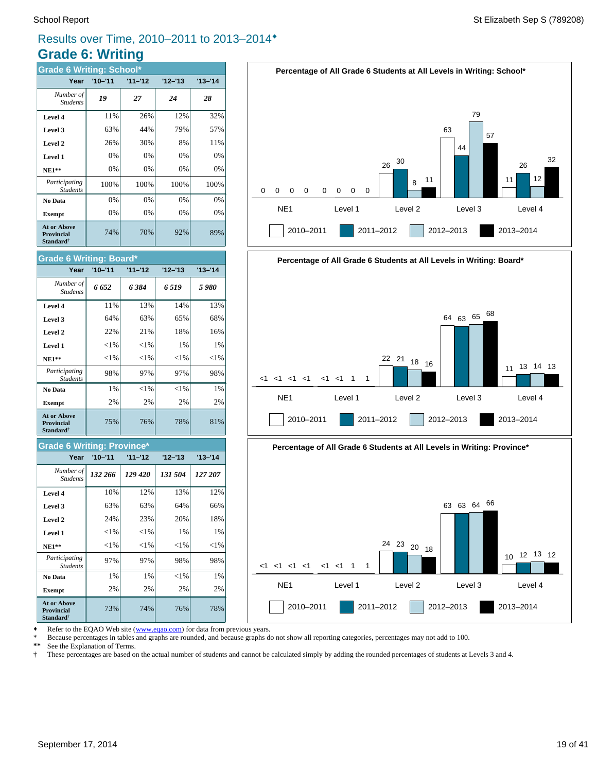# Results over Time, 2010–2011 to 2013–2014♦

## Grade 6: Writing

### Grade 6 Writing: School*

| Year | '10–'11 | '11–'12 | '12–'13 | '13–'14 |
|---|---|---|---|---|
| *Number of Students* | *19* | *27* | *24* | *28* |
| **Level 4** | 11% | 26% | 12% | 32% |
| **Level 3** | 63% | 44% | 79% | 57% |
| **Level 2** | 26% | 30% | 8% | 11% |
| **Level 1** | 0% | 0% | 0% | 0% |
| **NE1**** | 0% | 0% | 0% | 0% |
| *Participating Students* | 100% | 100% | 100% | 100% |
| **No Data** | 0% | 0% | 0% | 0% |
| **Exempt** | 0% | 0% | 0% | 0% |
| **At or Above Provincial Standard†** | 74% | 70% | 92% | 89% |

### Grade 6 Writing: Board*

| Year | '10–'11 | '11–'12 | '12–'13 | '13–'14 |
|---|---|---|---|---|
| *Number of Students* | *6 652* | *6 384* | *6 519* | *5 980* |
| **Level 4** | 11% | 13% | 14% | 13% |
| **Level 3** | 64% | 63% | 65% | 68% |
| **Level 2** | 22% | 21% | 18% | 16% |
| **Level 1** | <1% | <1% | 1% | 1% |
| **NE1**** | <1% | <1% | <1% | <1% |
| *Participating Students* | 98% | 97% | 97% | 98% |
| **No Data** | 1% | <1% | <1% | 1% |
| **Exempt** | 2% | 2% | 2% | 2% |
| **At or Above Provincial Standard†** | 75% | 76% | 78% | 81% |

### Grade 6 Writing: Province*

| Year | '10–'11 | '11–'12 | '12–'13 | '13–'14 |
|---|---|---|---|---|
| *Number of Students* | *132 266* | *129 420* | *131 504* | *127 207* |
| **Level 4** | 10% | 12% | 13% | 12% |
| **Level 3** | 63% | 63% | 64% | 66% |
| **Level 2** | 24% | 23% | 20% | 18% |
| **Level 1** | <1% | <1% | 1% | 1% |
| **NE1**** | <1% | <1% | <1% | <1% |
| *Participating Students* | 97% | 97% | 98% | 98% |
| **No Data** | 1% | 1% | <1% | 1% |
| **Exempt** | 2% | 2% | 2% | 2% |
| **At or Above Provincial Standard†** | 73% | 74% | 76% | 78% |

**Percentage of All Grade 6 Students at All Levels in Writing: School***

| | 2010–2011 | 2011–2012 | 2012–2013 | 2013–2014 |
|---|---|---|---|---|
| NE1 | 0 | 0 | 0 | 0 |
| Level 1 | 0 | 0 | 0 | 0 |
| Level 2 | 26 | 30 | 8 | 11 |
| Level 3 | 63 | 44 | 79 | 57 |
| Level 4 | 11 | 26 | 12 | 32 |

**Percentage of All Grade 6 Students at All Levels in Writing: Board***

| | 2010–2011 | 2011–2012 | 2012–2013 | 2013–2014 |
|---|---|---|---|---|
| NE1 | <1 | <1 | <1 | <1 |
| Level 1 | <1 | <1 | 1 | 1 |
| Level 2 | 22 | 21 | 18 | 16 |
| Level 3 | 64 | 63 | 65 | 68 |
| Level 4 | 11 | 13 | 14 | 13 |

**Percentage of All Grade 6 Students at All Levels in Writing: Province***

| | 2010–2011 | 2011–2012 | 2012–2013 | 2013–2014 |
|---|---|---|---|---|
| NE1 | <1 | <1 | <1 | <1 |
| Level 1 | <1 | <1 | 1 | 1 |
| Level 2 | 24 | 23 | 20 | 18 |
| Level 3 | 63 | 63 | 64 | 66 |
| Level 4 | 10 | 12 | 13 | 12 |

♦ Refer to the EQAO Web site (www.eqao.com) for data from previous years.
\* Because percentages in tables and graphs are rounded, and because graphs do not show all reporting categories, percentages may not add to 100.
** See the Explanation of Terms.
† These percentages are based on the actual number of students and cannot be calculated simply by adding the rounded percentages of students at Levels 3 and 4.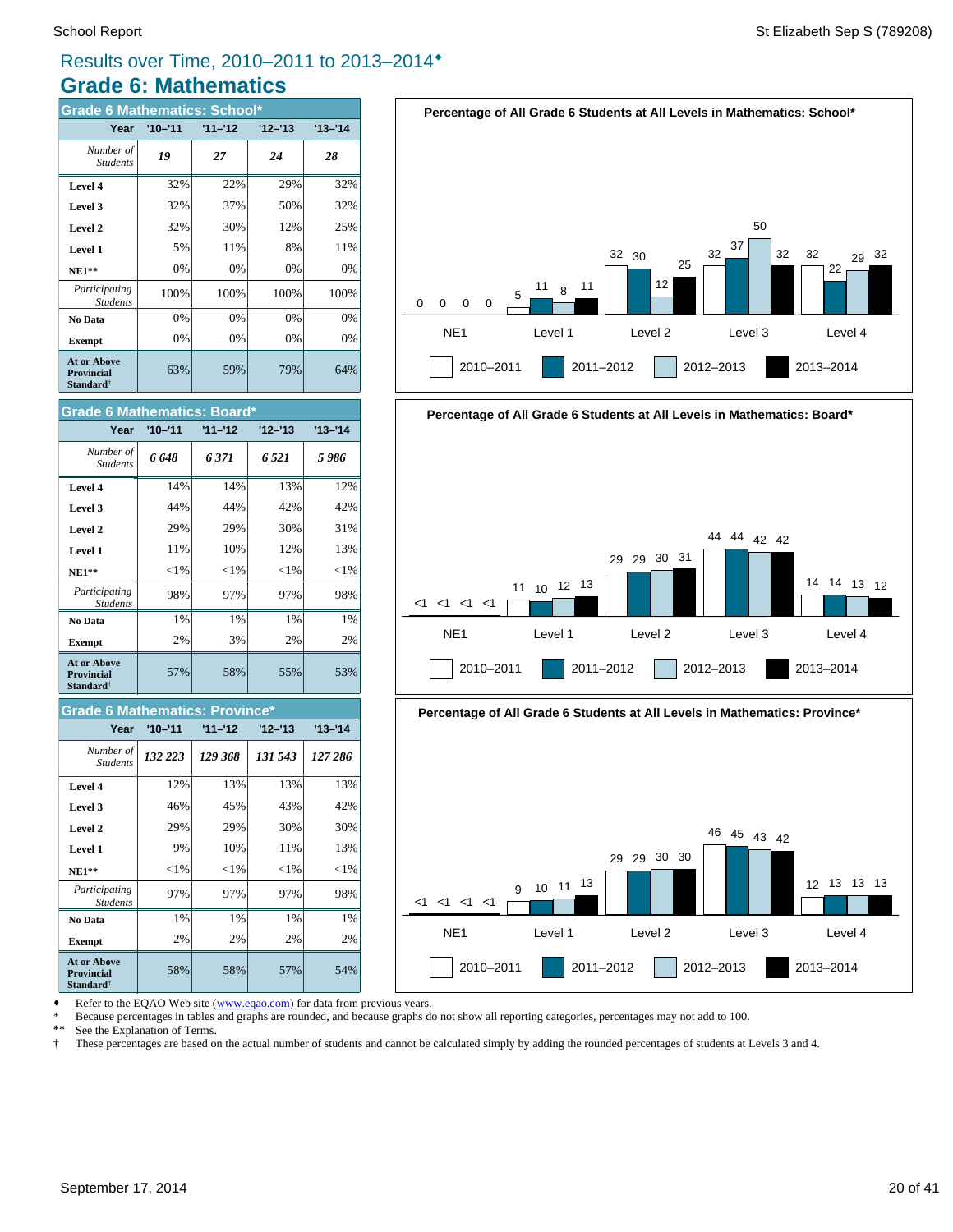# Results over Time, 2010–2011 to 2013–2014♦

## Grade 6: Mathematics

### Grade 6 Mathematics: School*

| Year | '10–'11 | '11–'12 | '12–'13 | '13–'14 |
|---|---|---|---|---|
| *Number of Students* | ***19*** | ***27*** | ***24*** | ***28*** |
| **Level 4** | 32% | 22% | 29% | 32% |
| **Level 3** | 32% | 37% | 50% | 32% |
| **Level 2** | 32% | 30% | 12% | 25% |
| **Level 1** | 5% | 11% | 8% | 11% |
| **NE1**** | 0% | 0% | 0% | 0% |
| *Participating Students* | 100% | 100% | 100% | 100% |
| **No Data** | 0% | 0% | 0% | 0% |
| **Exempt** | 0% | 0% | 0% | 0% |
| **At or Above Provincial Standard†** | 63% | 59% | 79% | 64% |

### Grade 6 Mathematics: Board*

| Year | '10–'11 | '11–'12 | '12–'13 | '13–'14 |
|---|---|---|---|---|
| *Number of Students* | ***6 648*** | ***6 371*** | ***6 521*** | ***5 986*** |
| **Level 4** | 14% | 14% | 13% | 12% |
| **Level 3** | 44% | 44% | 42% | 42% |
| **Level 2** | 29% | 29% | 30% | 31% |
| **Level 1** | 11% | 10% | 12% | 13% |
| **NE1**** | <1% | <1% | <1% | <1% |
| *Participating Students* | 98% | 97% | 97% | 98% |
| **No Data** | 1% | 1% | 1% | 1% |
| **Exempt** | 2% | 3% | 2% | 2% |
| **At or Above Provincial Standard†** | 57% | 58% | 55% | 53% |

### Grade 6 Mathematics: Province*

| Year | '10–'11 | '11–'12 | '12–'13 | '13–'14 |
|---|---|---|---|---|
| *Number of Students* | ***132 223*** | ***129 368*** | ***131 543*** | ***127 286*** |
| **Level 4** | 12% | 13% | 13% | 13% |
| **Level 3** | 46% | 45% | 43% | 42% |
| **Level 2** | 29% | 29% | 30% | 30% |
| **Level 1** | 9% | 10% | 11% | 13% |
| **NE1**** | <1% | <1% | <1% | <1% |
| *Participating Students* | 97% | 97% | 97% | 98% |
| **No Data** | 1% | 1% | 1% | 1% |
| **Exempt** | 2% | 2% | 2% | 2% |
| **At or Above Provincial Standard†** | 58% | 58% | 57% | 54% |

**Percentage of All Grade 6 Students at All Levels in Mathematics: School***

| | 2010–2011 | 2011–2012 | 2012–2013 | 2013–2014 |
|---|---|---|---|---|
| NE1 | 0 | 0 | 0 | 0 |
| Level 1 | 5 | 11 | 8 | 11 |
| Level 2 | 32 | 30 | 12 | 25 |
| Level 3 | 32 | 37 | 50 | 32 |
| Level 4 | 32 | 22 | 29 | 32 |

**Percentage of All Grade 6 Students at All Levels in Mathematics: Board***

| | 2010–2011 | 2011–2012 | 2012–2013 | 2013–2014 |
|---|---|---|---|---|
| NE1 | <1 | <1 | <1 | <1 |
| Level 1 | 11 | 10 | 12 | 13 |
| Level 2 | 29 | 29 | 30 | 31 |
| Level 3 | 44 | 44 | 42 | 42 |
| Level 4 | 14 | 14 | 13 | 12 |

**Percentage of All Grade 6 Students at All Levels in Mathematics: Province***

| | 2010–2011 | 2011–2012 | 2012–2013 | 2013–2014 |
|---|---|---|---|---|
| NE1 | <1 | <1 | <1 | <1 |
| Level 1 | 9 | 10 | 11 | 13 |
| Level 2 | 29 | 29 | 30 | 30 |
| Level 3 | 46 | 45 | 43 | 42 |
| Level 4 | 12 | 13 | 13 | 13 |

♦ Refer to the EQAO Web site (www.eqao.com) for data from previous years.
* Because percentages in tables and graphs are rounded, and because graphs do not show all reporting categories, percentages may not add to 100.
** See the Explanation of Terms.
† These percentages are based on the actual number of students and cannot be calculated simply by adding the rounded percentages of students at Levels 3 and 4.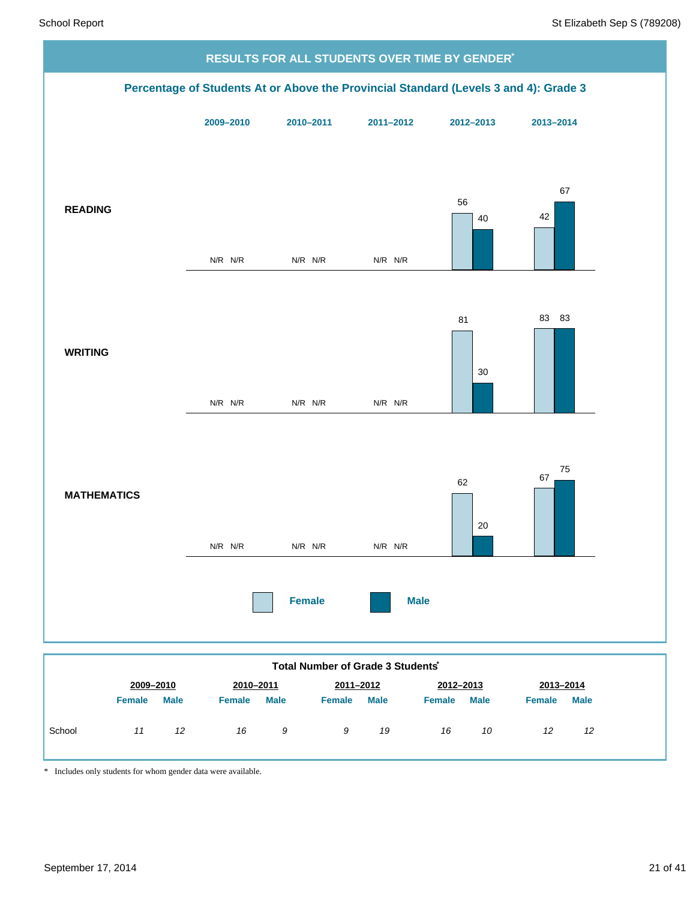## RESULTS FOR ALL STUDENTS OVER TIME BY GENDER*

### Percentage of Students At or Above the Provincial Standard (Levels 3 and 4): Grade 3

| | 2009–2010 | | 2010–2011 | | 2011–2012 | | 2012–2013 | | 2013–2014 | |
|---|---|---|---|---|---|---|---|---|---|---|
| | Female | Male | Female | Male | Female | Male | Female | Male | Female | Male |
| **READING** | N/R | N/R | N/R | N/R | N/R | N/R | 56 | 40 | 42 | 67 |
| **WRITING** | N/R | N/R | N/R | N/R | N/R | N/R | 81 | 30 | 83 | 83 |
| **MATHEMATICS** | N/R | N/R | N/R | N/R | N/R | N/R | 62 | 20 | 67 | 75 |

### Total Number of Grade 3 Students*

| | 2009–2010 | | 2010–2011 | | 2011–2012 | | 2012–2013 | | 2013–2014 | |
|---|---|---|---|---|---|---|---|---|---|---|
| | Female | Male | Female | Male | Female | Male | Female | Male | Female | Male |
| School | *11* | *12* | *16* | *9* | *9* | *19* | *16* | *10* | *12* | *12* |

\* Includes only students for whom gender data were available.

September 17, 2014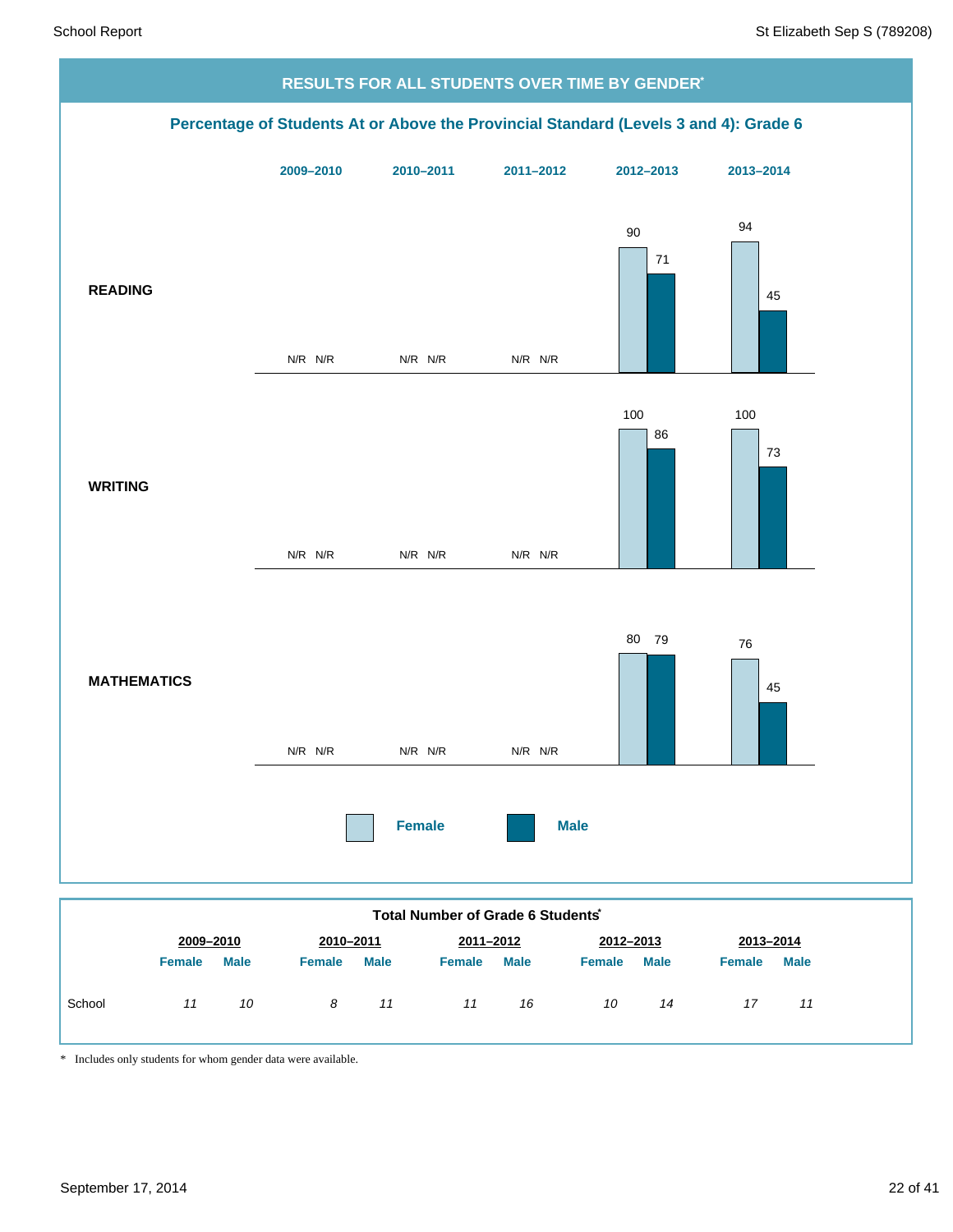## RESULTS FOR ALL STUDENTS OVER TIME BY GENDER*

### Percentage of Students At or Above the Provincial Standard (Levels 3 and 4): Grade 6

| | 2009–2010 Female | 2009–2010 Male | 2010–2011 Female | 2010–2011 Male | 2011–2012 Female | 2011–2012 Male | 2012–2013 Female | 2012–2013 Male | 2013–2014 Female | 2013–2014 Male |
|---|---|---|---|---|---|---|---|---|---|---|
| READING | N/R | N/R | N/R | N/R | N/R | N/R | 90 | 71 | 94 | 45 |
| WRITING | N/R | N/R | N/R | N/R | N/R | N/R | 100 | 86 | 100 | 73 |
| MATHEMATICS | N/R | N/R | N/R | N/R | N/R | N/R | 80 | 79 | 76 | 45 |

### Total Number of Grade 6 Students*

| | 2009–2010 | | 2010–2011 | | 2011–2012 | | 2012–2013 | | 2013–2014 | |
|---|---|---|---|---|---|---|---|---|---|---|
| | Female | Male | Female | Male | Female | Male | Female | Male | Female | Male |
| School | *11* | *10* | *8* | *11* | *11* | *16* | *10* | *14* | *17* | *11* |

* Includes only students for whom gender data were available.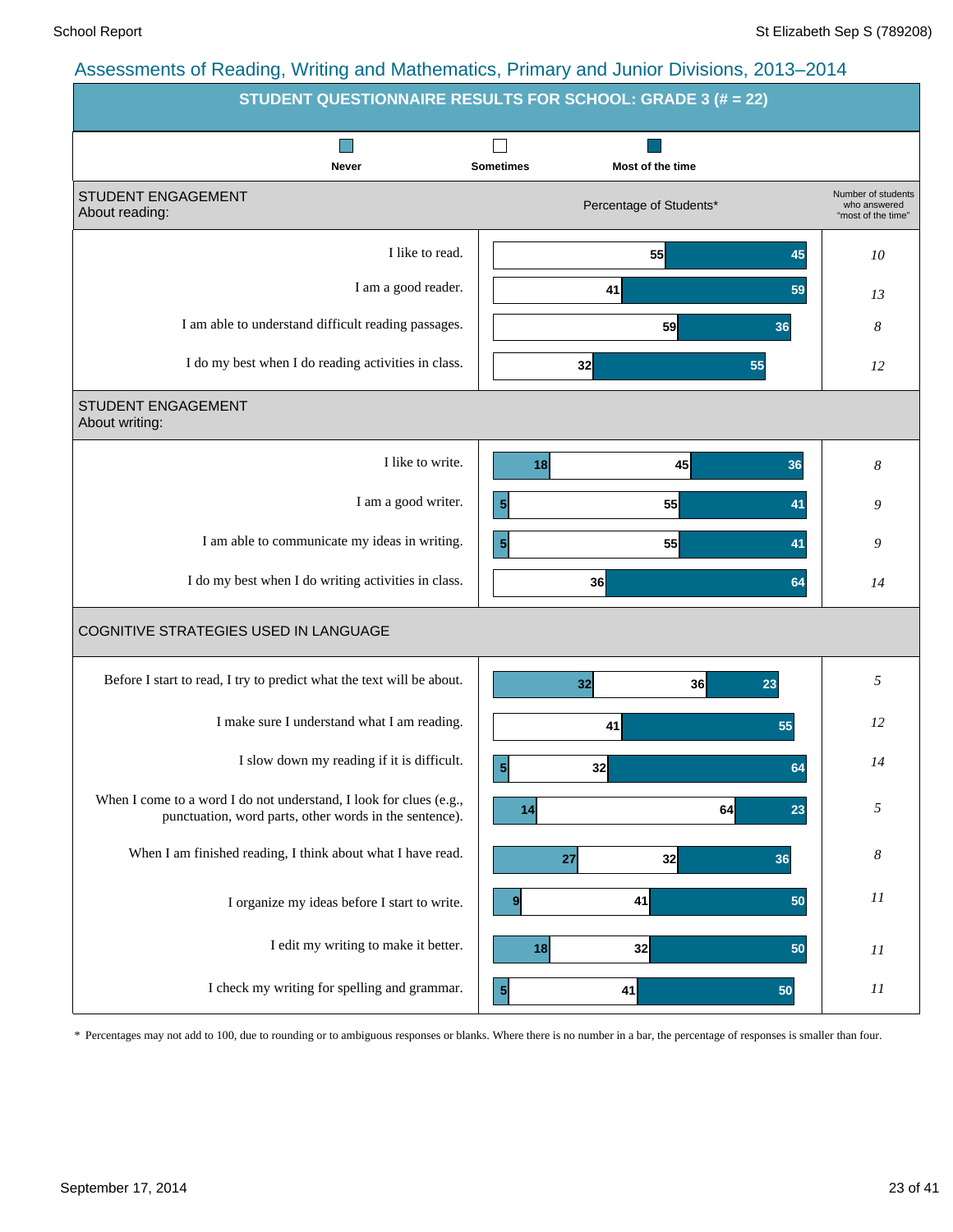## Assessments of Reading, Writing and Mathematics, Primary and Junior Divisions, 2013–2014

### STUDENT QUESTIONNAIRE RESULTS FOR SCHOOL: GRADE 3 (# = 22)

Legend: Never | Sometimes | Most of the time

Percentage of Students*

| STUDENT ENGAGEMENT About reading: | Never | Sometimes | Most of the time | Number of students who answered "most of the time" |
|---|---|---|---|---|
| I like to read. | | 55 | 45 | 10 |
| I am a good reader. | | 41 | 59 | 13 |
| I am able to understand difficult reading passages. | | 59 | 36 | 8 |
| I do my best when I do reading activities in class. | | 32 | 55 | 12 |

| STUDENT ENGAGEMENT About writing: | Never | Sometimes | Most of the time | Number of students who answered "most of the time" |
|---|---|---|---|---|
| I like to write. | 18 | 45 | 36 | 8 |
| I am a good writer. | 5 | 55 | 41 | 9 |
| I am able to communicate my ideas in writing. | 5 | 55 | 41 | 9 |
| I do my best when I do writing activities in class. | | 36 | 64 | 14 |

| COGNITIVE STRATEGIES USED IN LANGUAGE | Never | Sometimes | Most of the time | Number of students who answered "most of the time" |
|---|---|---|---|---|
| Before I start to read, I try to predict what the text will be about. | 32 | 36 | 23 | 5 |
| I make sure I understand what I am reading. | | 41 | 55 | 12 |
| I slow down my reading if it is difficult. | 5 | 32 | 64 | 14 |
| When I come to a word I do not understand, I look for clues (e.g., punctuation, word parts, other words in the sentence). | 14 | 64 | 23 | 5 |
| When I am finished reading, I think about what I have read. | 27 | 32 | 36 | 8 |
| I organize my ideas before I start to write. | 9 | 41 | 50 | 11 |
| I edit my writing to make it better. | 18 | 32 | 50 | 11 |
| I check my writing for spelling and grammar. | 5 | 41 | 50 | 11 |

\* Percentages may not add to 100, due to rounding or to ambiguous responses or blanks. Where there is no number in a bar, the percentage of responses is smaller than four.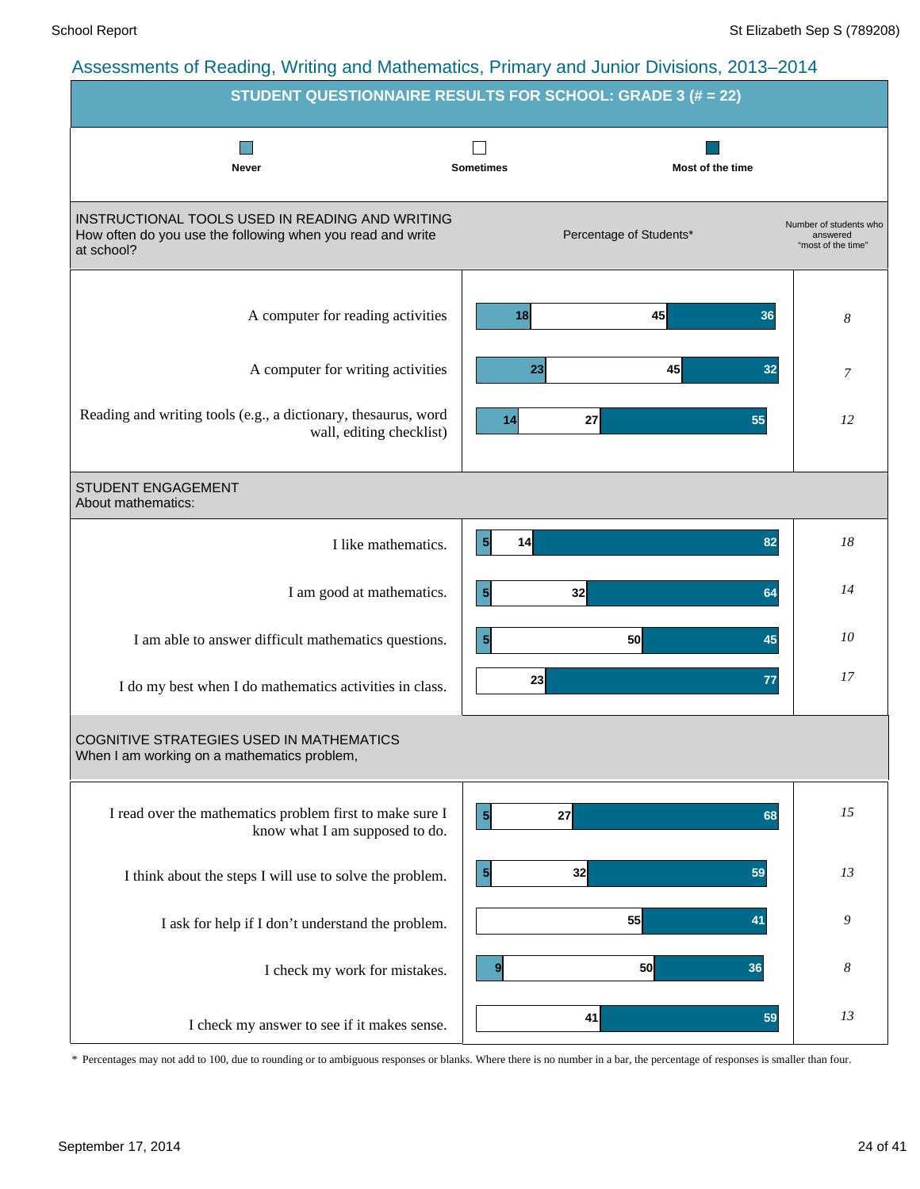## Assessments of Reading, Writing and Mathematics, Primary and Junior Divisions, 2013–2014

### STUDENT QUESTIONNAIRE RESULTS FOR SCHOOL: GRADE 3 (# = 22)

Legend: Never | Sometimes | Most of the time

| INSTRUCTIONAL TOOLS USED IN READING AND WRITING<br>How often do you use the following when you read and write at school? | Never (%) | Sometimes (%) | Most of the time (%) | Number of students who answered "most of the time" |
|---|---|---|---|---|
| A computer for reading activities | 18 | 45 | 36 | 8 |
| A computer for writing activities | 23 | 45 | 32 | 7 |
| Reading and writing tools (e.g., a dictionary, thesaurus, word wall, editing checklist) | 14 | 27 | 55 | 12 |

| STUDENT ENGAGEMENT<br>About mathematics: | Never (%) | Sometimes (%) | Most of the time (%) | Number of students who answered "most of the time" |
|---|---|---|---|---|
| I like mathematics. | 5 | 14 | 82 | 18 |
| I am good at mathematics. | 5 | 32 | 64 | 14 |
| I am able to answer difficult mathematics questions. | 5 | 50 | 45 | 10 |
| I do my best when I do mathematics activities in class. | | 23 | 77 | 17 |

| COGNITIVE STRATEGIES USED IN MATHEMATICS<br>When I am working on a mathematics problem, | Never (%) | Sometimes (%) | Most of the time (%) | Number of students who answered "most of the time" |
|---|---|---|---|---|
| I read over the mathematics problem first to make sure I know what I am supposed to do. | 5 | 27 | 68 | 15 |
| I think about the steps I will use to solve the problem. | 5 | 32 | 59 | 13 |
| I ask for help if I don't understand the problem. | | 55 | 41 | 9 |
| I check my work for mistakes. | 9 | 50 | 36 | 8 |
| I check my answer to see if it makes sense. | | 41 | 59 | 13 |

* Percentages may not add to 100, due to rounding or to ambiguous responses or blanks. Where there is no number in a bar, the percentage of responses is smaller than four.

September 17, 2014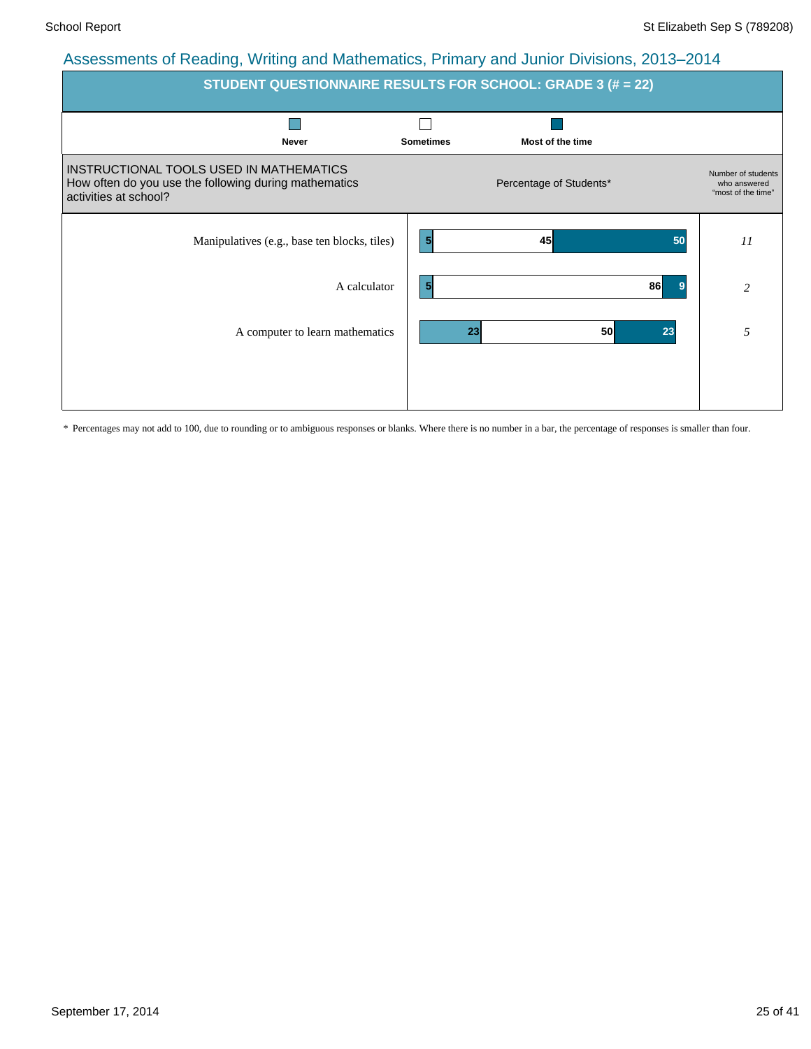## Assessments of Reading, Writing and Mathematics, Primary and Junior Divisions, 2013–2014

### STUDENT QUESTIONNAIRE RESULTS FOR SCHOOL: GRADE 3 (# = 22)

**INSTRUCTIONAL TOOLS USED IN MATHEMATICS**
How often do you use the following during mathematics activities at school?

Percentage of Students*

| | Never | Sometimes | Most of the time | Number of students who answered "most of the time" |
|---|---|---|---|---|
| Manipulatives (e.g., base ten blocks, tiles) | 5 | 45 | 50 | *11* |
| A calculator | 5 | 86 | 9 | *2* |
| A computer to learn mathematics | 23 | 50 | 23 | *5* |

\* Percentages may not add to 100, due to rounding or to ambiguous responses or blanks. Where there is no number in a bar, the percentage of responses is smaller than four.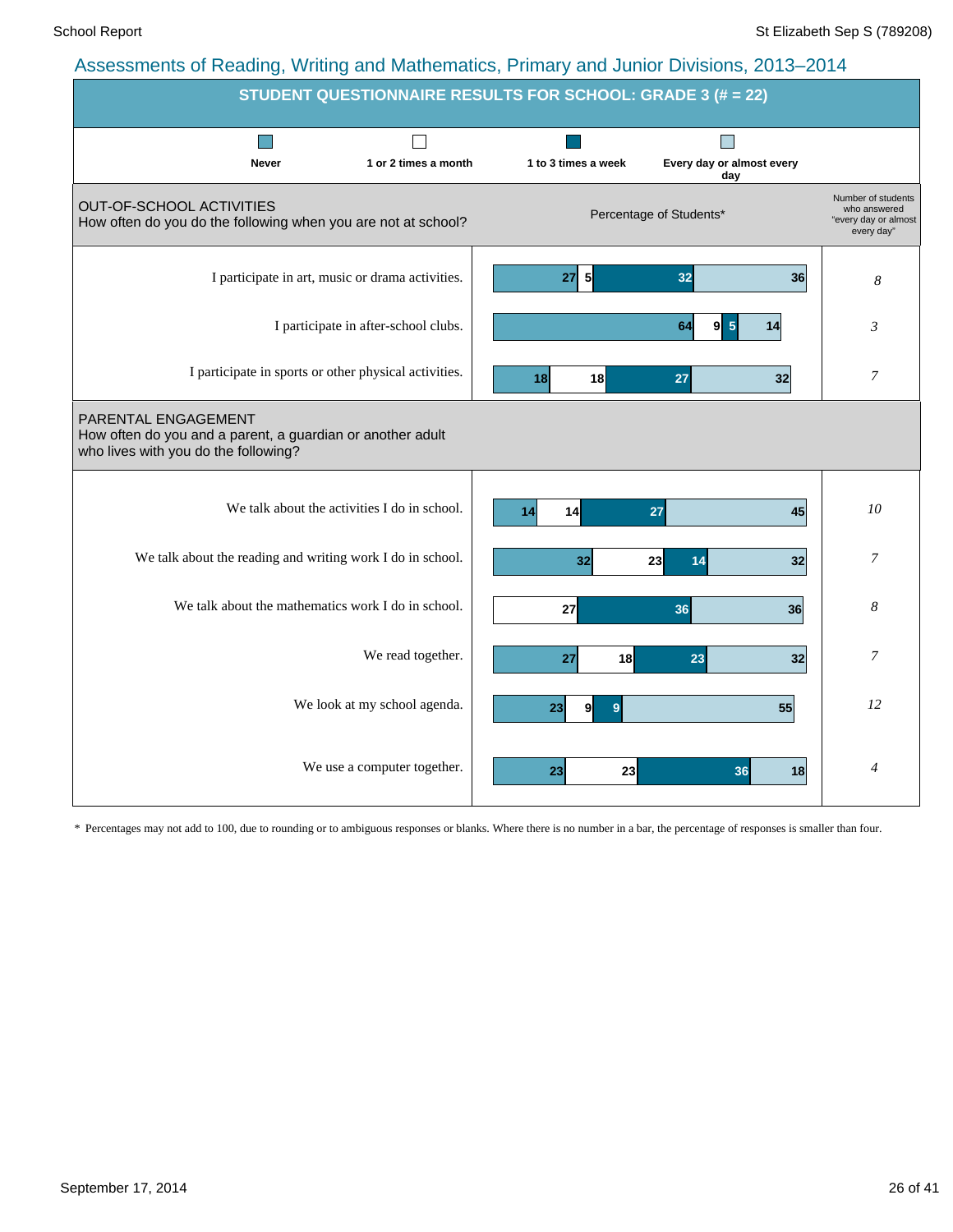# Assessments of Reading, Writing and Mathematics, Primary and Junior Divisions, 2013–2014

## STUDENT QUESTIONNAIRE RESULTS FOR SCHOOL: GRADE 3 (# = 22)

Legend: Never | 1 or 2 times a month | 1 to 3 times a week | Every day or almost every day

### OUT-OF-SCHOOL ACTIVITIES
How often do you do the following when you are not at school?

Percentage of Students*

| Activity | Never | 1 or 2 times a month | 1 to 3 times a week | Every day or almost every day | Number of students who answered "every day or almost every day" |
|---|---|---|---|---|---|
| I participate in art, music or drama activities. | 27 | 5 | 32 | 36 | *8* |
| I participate in after-school clubs. | 64 | 9 | 5 | 14 | *3* |
| I participate in sports or other physical activities. | 18 | 18 | 27 | 32 | *7* |

### PARENTAL ENGAGEMENT
How often do you and a parent, a guardian or another adult who lives with you do the following?

| Activity | Never | 1 or 2 times a month | 1 to 3 times a week | Every day or almost every day | Number of students who answered "every day or almost every day" |
|---|---|---|---|---|---|
| We talk about the activities I do in school. | 14 | 14 | 27 | 45 | *10* |
| We talk about the reading and writing work I do in school. | 32 | 23 | 14 | 32 | *7* |
| We talk about the mathematics work I do in school. | | 27 | 36 | 36 | *8* |
| We read together. | 27 | 18 | 23 | 32 | *7* |
| We look at my school agenda. | 23 | 9 | 9 | 55 | *12* |
| We use a computer together. | 23 | 23 | 36 | 18 | *4* |

\* Percentages may not add to 100, due to rounding or to ambiguous responses or blanks. Where there is no number in a bar, the percentage of responses is smaller than four.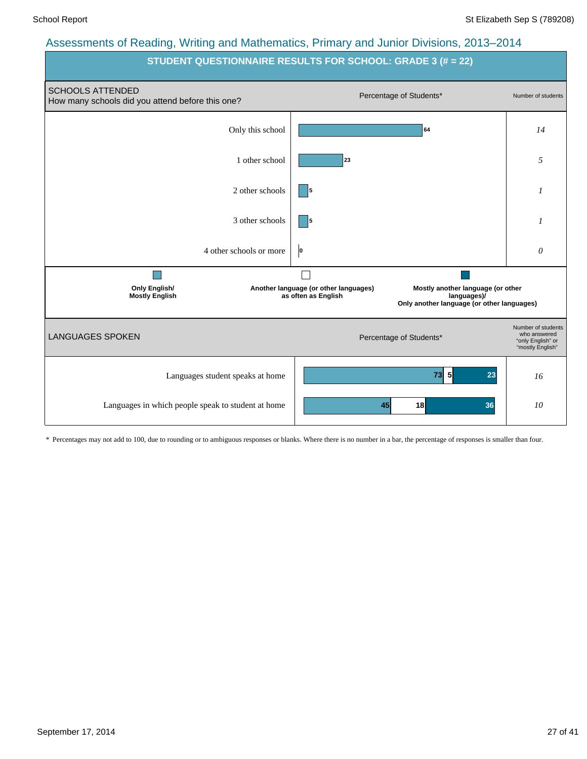## Assessments of Reading, Writing and Mathematics, Primary and Junior Divisions, 2013–2014

### STUDENT QUESTIONNAIRE RESULTS FOR SCHOOL: GRADE 3 (# = 22)

**SCHOOLS ATTENDED**
How many schools did you attend before this one?

| | Percentage of Students* | Number of students |
|---|---|---|
| Only this school | 64 | 14 |
| 1 other school | 23 | 5 |
| 2 other schools | 5 | 1 |
| 3 other schools | 5 | 1 |
| 4 other schools or more | 0 | 0 |

**LANGUAGES SPOKEN**

| | Only English/ Mostly English | Another language (or other languages) as often as English | Mostly another language (or other languages)/ Only another language (or other languages) | Number of students who answered "only English" or "mostly English" |
|---|---|---|---|---|
| Languages student speaks at home | 73 | 5 | 23 | 16 |
| Languages in which people speak to student at home | 45 | 18 | 36 | 10 |

\* Percentages may not add to 100, due to rounding or to ambiguous responses or blanks. Where there is no number in a bar, the percentage of responses is smaller than four.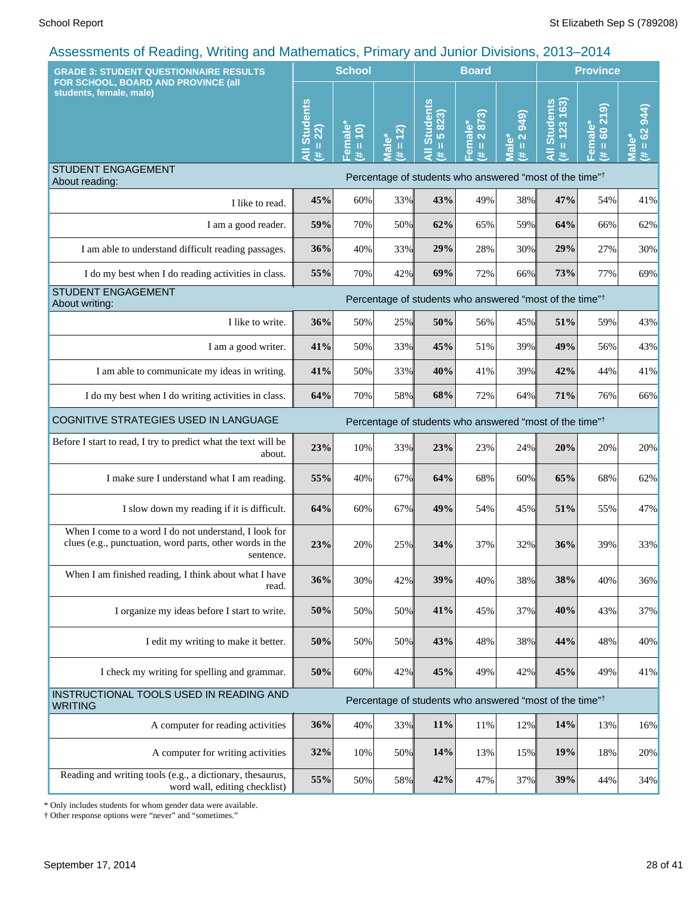## Assessments of Reading, Writing and Mathematics, Primary and Junior Divisions, 2013–2014

| GRADE 3: STUDENT QUESTIONNAIRE RESULTS FOR SCHOOL, BOARD AND PROVINCE (all students, female, male) | School | | | Board | | | Province | | |
|---|---|---|---|---|---|---|---|---|---|
| | All Students (# = 22) | Female* (# = 10) | Male* (# = 12) | All Students (# = 5 823) | Female* (# = 2 873) | Male* (# = 2 949) | All Students (# = 123 163) | Female* (# = 60 219) | Male* (# = 62 944) |
| **STUDENT ENGAGEMENT About reading:** | Percentage of students who answered "most of the time"† | | | | | | | | |
| I like to read. | **45%** | 60% | 33% | **43%** | 49% | 38% | **47%** | 54% | 41% |
| I am a good reader. | **59%** | 70% | 50% | **62%** | 65% | 59% | **64%** | 66% | 62% |
| I am able to understand difficult reading passages. | **36%** | 40% | 33% | **29%** | 28% | 30% | **29%** | 27% | 30% |
| I do my best when I do reading activities in class. | **55%** | 70% | 42% | **69%** | 72% | 66% | **73%** | 77% | 69% |
| **STUDENT ENGAGEMENT About writing:** | Percentage of students who answered "most of the time"† | | | | | | | | |
| I like to write. | **36%** | 50% | 25% | **50%** | 56% | 45% | **51%** | 59% | 43% |
| I am a good writer. | **41%** | 50% | 33% | **45%** | 51% | 39% | **49%** | 56% | 43% |
| I am able to communicate my ideas in writing. | **41%** | 50% | 33% | **40%** | 41% | 39% | **42%** | 44% | 41% |
| I do my best when I do writing activities in class. | **64%** | 70% | 58% | **68%** | 72% | 64% | **71%** | 76% | 66% |
| **COGNITIVE STRATEGIES USED IN LANGUAGE** | Percentage of students who answered "most of the time"† | | | | | | | | |
| Before I start to read, I try to predict what the text will be about. | **23%** | 10% | 33% | **23%** | 23% | 24% | **20%** | 20% | 20% |
| I make sure I understand what I am reading. | **55%** | 40% | 67% | **64%** | 68% | 60% | **65%** | 68% | 62% |
| I slow down my reading if it is difficult. | **64%** | 60% | 67% | **49%** | 54% | 45% | **51%** | 55% | 47% |
| When I come to a word I do not understand, I look for clues (e.g., punctuation, word parts, other words in the sentence. | **23%** | 20% | 25% | **34%** | 37% | 32% | **36%** | 39% | 33% |
| When I am finished reading, I think about what I have read. | **36%** | 30% | 42% | **39%** | 40% | 38% | **38%** | 40% | 36% |
| I organize my ideas before I start to write. | **50%** | 50% | 50% | **41%** | 45% | 37% | **40%** | 43% | 37% |
| I edit my writing to make it better. | **50%** | 50% | 50% | **43%** | 48% | 38% | **44%** | 48% | 40% |
| I check my writing for spelling and grammar. | **50%** | 60% | 42% | **45%** | 49% | 42% | **45%** | 49% | 41% |
| **INSTRUCTIONAL TOOLS USED IN READING AND WRITING** | Percentage of students who answered "most of the time"† | | | | | | | | |
| A computer for reading activities | **36%** | 40% | 33% | **11%** | 11% | 12% | **14%** | 13% | 16% |
| A computer for writing activities | **32%** | 10% | 50% | **14%** | 13% | 15% | **19%** | 18% | 20% |
| Reading and writing tools (e.g., a dictionary, thesaurus, word wall, editing checklist) | **55%** | 50% | 58% | **42%** | 47% | 37% | **39%** | 44% | 34% |

\* Only includes students for whom gender data were available.

† Other response options were "never" and "sometimes."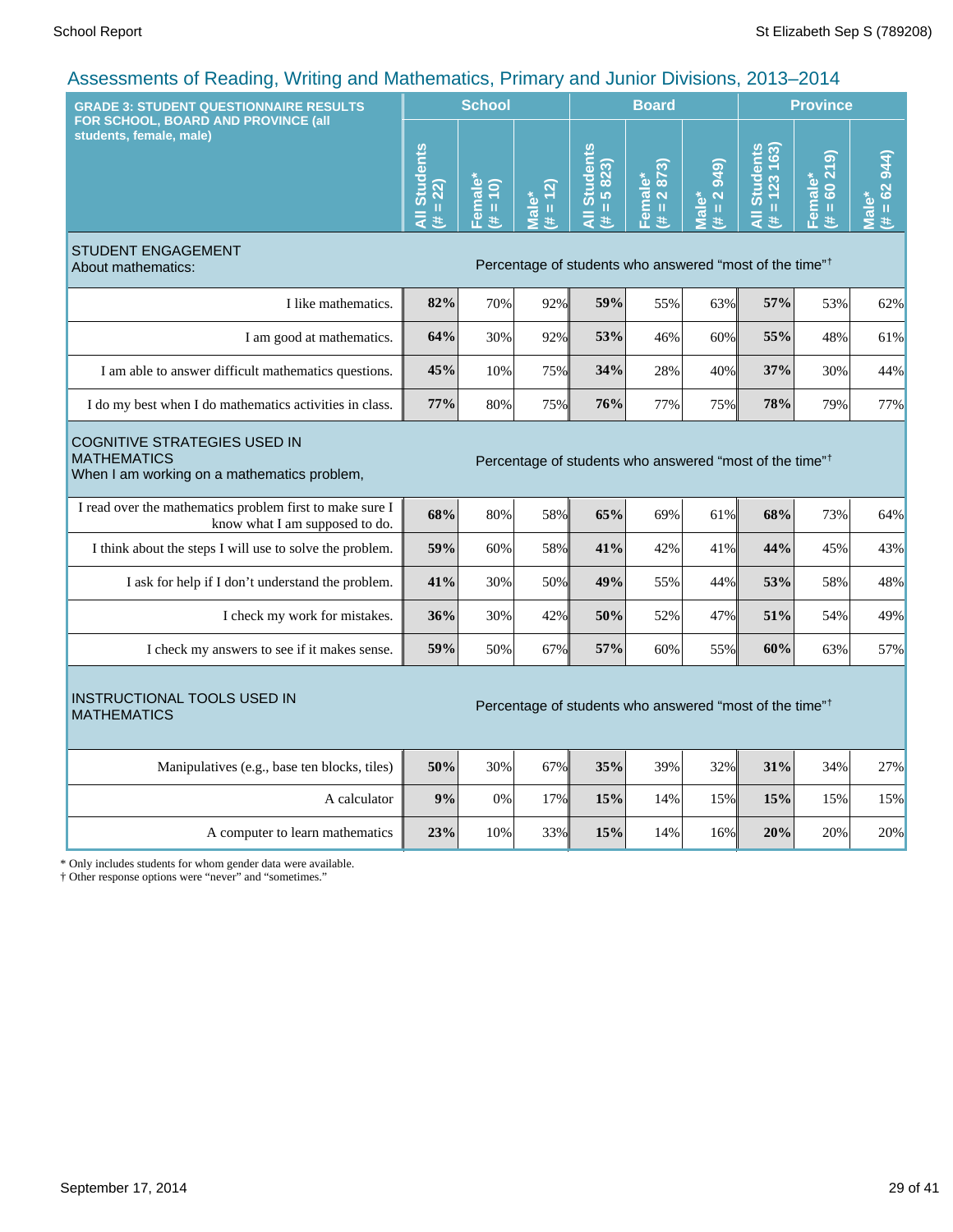## Assessments of Reading, Writing and Mathematics, Primary and Junior Divisions, 2013–2014

| GRADE 3: STUDENT QUESTIONNAIRE RESULTS FOR SCHOOL, BOARD AND PROVINCE (all students, female, male) | School | | | Board | | | Province | | |
|---|---|---|---|---|---|---|---|---|---|
| | All Students (# = 22) | Female* (# = 10) | Male* (# = 12) | All Students (# = 5 823) | Female* (# = 2 873) | Male* (# = 2 949) | All Students (# = 123 163) | Female* (# = 60 219) | Male* (# = 62 944) |
| **STUDENT ENGAGEMENT** About mathematics: | Percentage of students who answered "most of the time"† | | | | | | | | |
| I like mathematics. | **82%** | 70% | 92% | **59%** | 55% | 63% | **57%** | 53% | 62% |
| I am good at mathematics. | **64%** | 30% | 92% | **53%** | 46% | 60% | **55%** | 48% | 61% |
| I am able to answer difficult mathematics questions. | **45%** | 10% | 75% | **34%** | 28% | 40% | **37%** | 30% | 44% |
| I do my best when I do mathematics activities in class. | **77%** | 80% | 75% | **76%** | 77% | 75% | **78%** | 79% | 77% |
| **COGNITIVE STRATEGIES USED IN MATHEMATICS** When I am working on a mathematics problem, | Percentage of students who answered "most of the time"† | | | | | | | | |
| I read over the mathematics problem first to make sure I know what I am supposed to do. | **68%** | 80% | 58% | **65%** | 69% | 61% | **68%** | 73% | 64% |
| I think about the steps I will use to solve the problem. | **59%** | 60% | 58% | **41%** | 42% | 41% | **44%** | 45% | 43% |
| I ask for help if I don't understand the problem. | **41%** | 30% | 50% | **49%** | 55% | 44% | **53%** | 58% | 48% |
| I check my work for mistakes. | **36%** | 30% | 42% | **50%** | 52% | 47% | **51%** | 54% | 49% |
| I check my answers to see if it makes sense. | **59%** | 50% | 67% | **57%** | 60% | 55% | **60%** | 63% | 57% |
| **INSTRUCTIONAL TOOLS USED IN MATHEMATICS** | Percentage of students who answered "most of the time"† | | | | | | | | |
| Manipulatives (e.g., base ten blocks, tiles) | **50%** | 30% | 67% | **35%** | 39% | 32% | **31%** | 34% | 27% |
| A calculator | **9%** | 0% | 17% | **15%** | 14% | 15% | **15%** | 15% | 15% |
| A computer to learn mathematics | **23%** | 10% | 33% | **15%** | 14% | 16% | **20%** | 20% | 20% |

\* Only includes students for whom gender data were available.
† Other response options were "never" and "sometimes."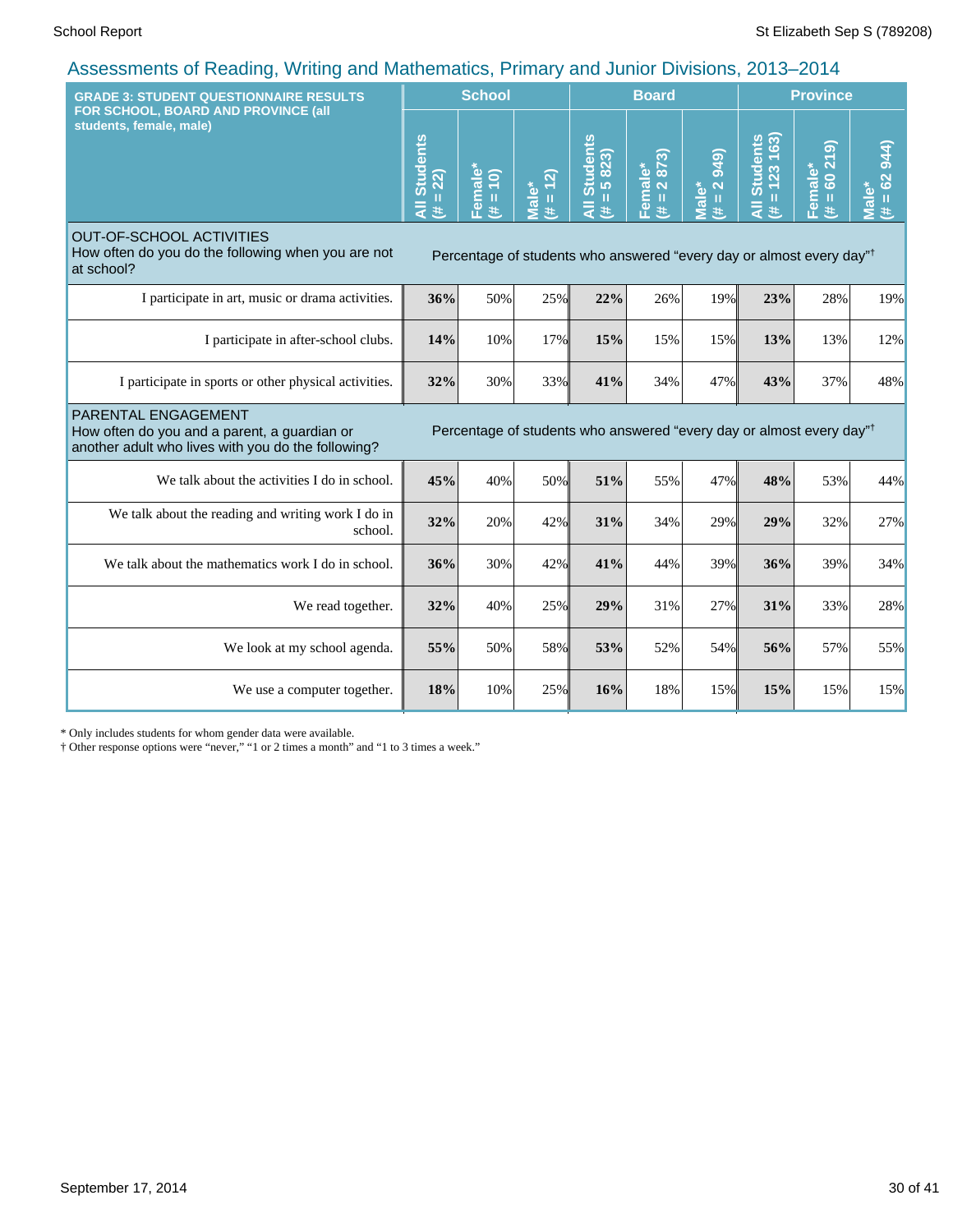## Assessments of Reading, Writing and Mathematics, Primary and Junior Divisions, 2013–2014

| GRADE 3: STUDENT QUESTIONNAIRE RESULTS FOR SCHOOL, BOARD AND PROVINCE (all students, female, male) | School | | | Board | | | Province | | |
|---|---|---|---|---|---|---|---|---|---|
| | All Students (# = 22) | Female* (# = 10) | Male* (# = 12) | All Students (# = 5 823) | Female* (# = 2 873) | Male* (# = 2 949) | All Students (# = 123 163) | Female* (# = 60 219) | Male* (# = 62 944) |
| **OUT-OF-SCHOOL ACTIVITIES** How often do you do the following when you are not at school? | Percentage of students who answered "every day or almost every day"† | | | | | | | | |
| I participate in art, music or drama activities. | **36%** | 50% | 25% | **22%** | 26% | 19% | **23%** | 28% | 19% |
| I participate in after-school clubs. | **14%** | 10% | 17% | **15%** | 15% | 15% | **13%** | 13% | 12% |
| I participate in sports or other physical activities. | **32%** | 30% | 33% | **41%** | 34% | 47% | **43%** | 37% | 48% |
| **PARENTAL ENGAGEMENT** How often do you and a parent, a guardian or another adult who lives with you do the following? | Percentage of students who answered "every day or almost every day"† | | | | | | | | |
| We talk about the activities I do in school. | **45%** | 40% | 50% | **51%** | 55% | 47% | **48%** | 53% | 44% |
| We talk about the reading and writing work I do in school. | **32%** | 20% | 42% | **31%** | 34% | 29% | **29%** | 32% | 27% |
| We talk about the mathematics work I do in school. | **36%** | 30% | 42% | **41%** | 44% | 39% | **36%** | 39% | 34% |
| We read together. | **32%** | 40% | 25% | **29%** | 31% | 27% | **31%** | 33% | 28% |
| We look at my school agenda. | **55%** | 50% | 58% | **53%** | 52% | 54% | **56%** | 57% | 55% |
| We use a computer together. | **18%** | 10% | 25% | **16%** | 18% | 15% | **15%** | 15% | 15% |

\* Only includes students for whom gender data were available.

† Other response options were "never," "1 or 2 times a month" and "1 to 3 times a week."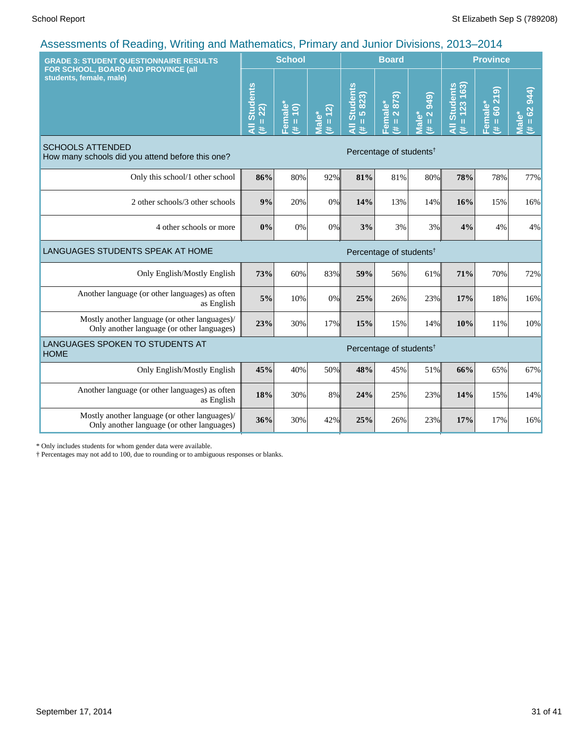## Assessments of Reading, Writing and Mathematics, Primary and Junior Divisions, 2013–2014

| GRADE 3: STUDENT QUESTIONNAIRE RESULTS FOR SCHOOL, BOARD AND PROVINCE (all students, female, male) | School | | | Board | | | Province | | |
|---|---|---|---|---|---|---|---|---|---|
| | All Students (# = 22) | Female* (# = 10) | Male* (# = 12) | All Students (# = 5 823) | Female* (# = 2 873) | Male* (# = 2 949) | All Students (# = 123 163) | Female* (# = 60 219) | Male* (# = 62 944) |
| **SCHOOLS ATTENDED** How many schools did you attend before this one? | Percentage of students† | | | | | | | | |
| Only this school/1 other school | **86%** | 80% | 92% | **81%** | 81% | 80% | **78%** | 78% | 77% |
| 2 other schools/3 other schools | **9%** | 20% | 0% | **14%** | 13% | 14% | **16%** | 15% | 16% |
| 4 other schools or more | **0%** | 0% | 0% | **3%** | 3% | 3% | **4%** | 4% | 4% |
| **LANGUAGES STUDENTS SPEAK AT HOME** | Percentage of students† | | | | | | | | |
| Only English/Mostly English | **73%** | 60% | 83% | **59%** | 56% | 61% | **71%** | 70% | 72% |
| Another language (or other languages) as often as English | **5%** | 10% | 0% | **25%** | 26% | 23% | **17%** | 18% | 16% |
| Mostly another language (or other languages)/ Only another language (or other languages) | **23%** | 30% | 17% | **15%** | 15% | 14% | **10%** | 11% | 10% |
| **LANGUAGES SPOKEN TO STUDENTS AT HOME** | Percentage of students† | | | | | | | | |
| Only English/Mostly English | **45%** | 40% | 50% | **48%** | 45% | 51% | **66%** | 65% | 67% |
| Another language (or other languages) as often as English | **18%** | 30% | 8% | **24%** | 25% | 23% | **14%** | 15% | 14% |
| Mostly another language (or other languages)/ Only another language (or other languages) | **36%** | 30% | 42% | **25%** | 26% | 23% | **17%** | 17% | 16% |

\* Only includes students for whom gender data were available.
† Percentages may not add to 100, due to rounding or to ambiguous responses or blanks.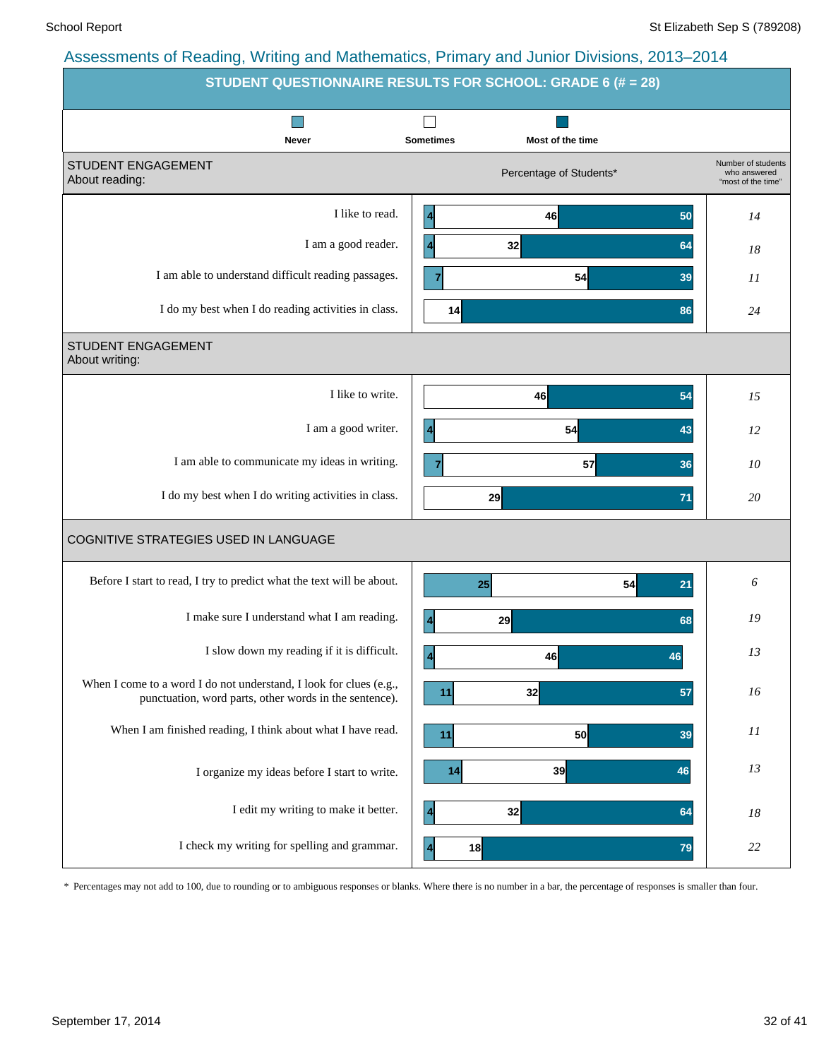## Assessments of Reading, Writing and Mathematics, Primary and Junior Divisions, 2013–2014

### STUDENT QUESTIONNAIRE RESULTS FOR SCHOOL: GRADE 6 (# = 28)

Percentage of Students*

| | Never | Sometimes | Most of the time | Number of students who answered "most of the time" |
|---|---|---|---|---|
| **STUDENT ENGAGEMENT About reading:** | | | | |
| I like to read. | 4 | 46 | 50 | 14 |
| I am a good reader. | 4 | 32 | 64 | 18 |
| I am able to understand difficult reading passages. | 7 | 54 | 39 | 11 |
| I do my best when I do reading activities in class. | | 14 | 86 | 24 |
| **STUDENT ENGAGEMENT About writing:** | | | | |
| I like to write. | | 46 | 54 | 15 |
| I am a good writer. | 4 | 54 | 43 | 12 |
| I am able to communicate my ideas in writing. | 7 | 57 | 36 | 10 |
| I do my best when I do writing activities in class. | | 29 | 71 | 20 |
| **COGNITIVE STRATEGIES USED IN LANGUAGE** | | | | |
| Before I start to read, I try to predict what the text will be about. | 25 | 54 | 21 | 6 |
| I make sure I understand what I am reading. | 4 | 29 | 68 | 19 |
| I slow down my reading if it is difficult. | 4 | 46 | 46 | 13 |
| When I come to a word I do not understand, I look for clues (e.g., punctuation, word parts, other words in the sentence). | 11 | 32 | 57 | 16 |
| When I am finished reading, I think about what I have read. | 11 | 50 | 39 | 11 |
| I organize my ideas before I start to write. | 14 | 39 | 46 | 13 |
| I edit my writing to make it better. | 4 | 32 | 64 | 18 |
| I check my writing for spelling and grammar. | 4 | 18 | 79 | 22 |

\* Percentages may not add to 100, due to rounding or to ambiguous responses or blanks. Where there is no number in a bar, the percentage of responses is smaller than four.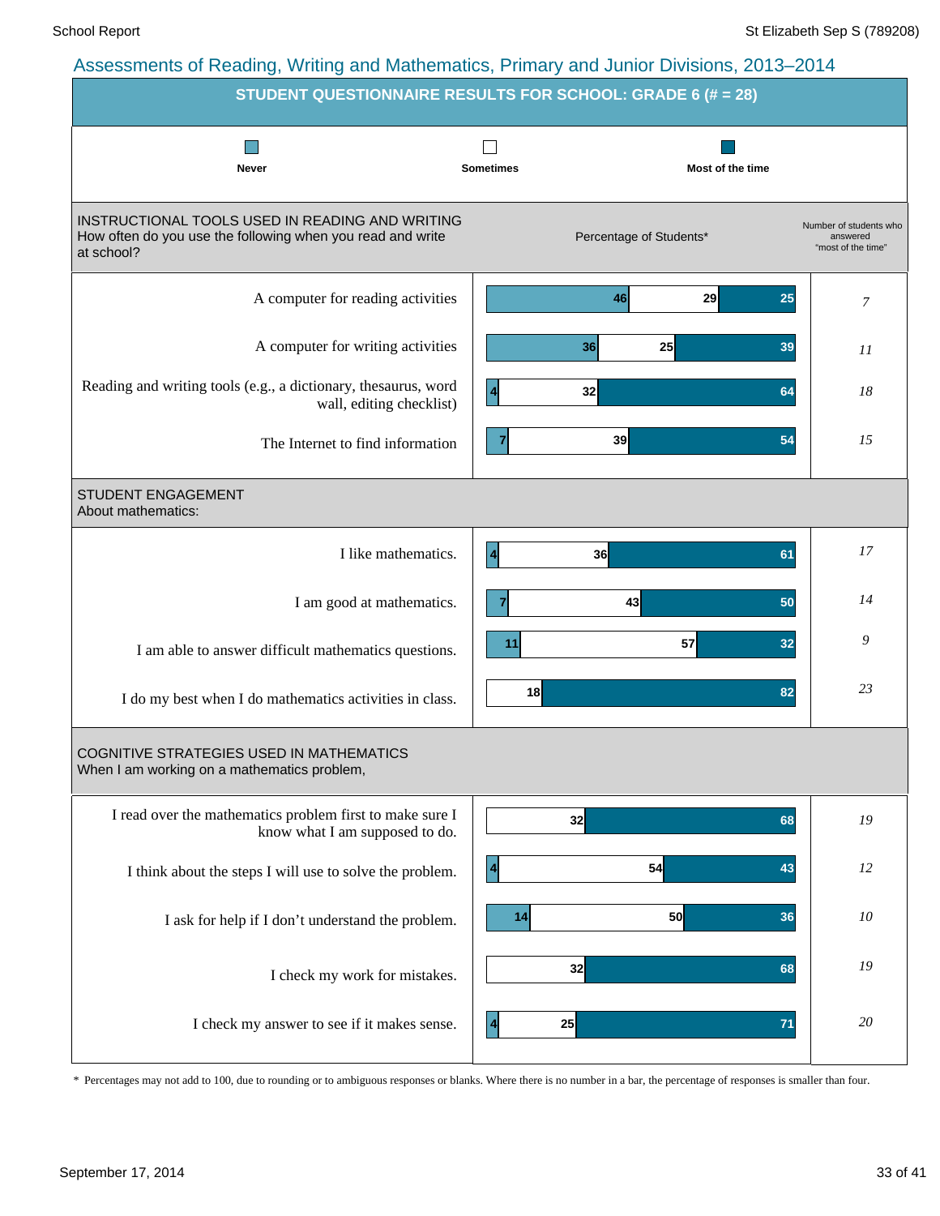## Assessments of Reading, Writing and Mathematics, Primary and Junior Divisions, 2013–2014

### STUDENT QUESTIONNAIRE RESULTS FOR SCHOOL: GRADE 6 (# = 28)

Legend: Never | Sometimes | Most of the time

| INSTRUCTIONAL TOOLS USED IN READING AND WRITING<br>How often do you use the following when you read and write at school? | Never | Sometimes | Most of the time | Number of students who answered "most of the time" |
|---|---|---|---|---|
| A computer for reading activities | 46 | 29 | 25 | *7* |
| A computer for writing activities | 36 | 25 | 39 | *11* |
| Reading and writing tools (e.g., a dictionary, thesaurus, word wall, editing checklist) | 4 | 32 | 64 | *18* |
| The Internet to find information | 7 | 39 | 54 | *15* |
| **STUDENT ENGAGEMENT**<br>About mathematics: | | | | |
| I like mathematics. | 4 | 36 | 61 | *17* |
| I am good at mathematics. | 7 | 43 | 50 | *14* |
| I am able to answer difficult mathematics questions. | 11 | 57 | 32 | *9* |
| I do my best when I do mathematics activities in class. | | 18 | 82 | *23* |
| **COGNITIVE STRATEGIES USED IN MATHEMATICS**<br>When I am working on a mathematics problem, | | | | |
| I read over the mathematics problem first to make sure I know what I am supposed to do. | | 32 | 68 | *19* |
| I think about the steps I will use to solve the problem. | 4 | 54 | 43 | *12* |
| I ask for help if I don't understand the problem. | 14 | 50 | 36 | *10* |
| I check my work for mistakes. | | 32 | 68 | *19* |
| I check my answer to see if it makes sense. | 4 | 25 | 71 | *20* |

Percentage of Students*

\* Percentages may not add to 100, due to rounding or to ambiguous responses or blanks. Where there is no number in a bar, the percentage of responses is smaller than four.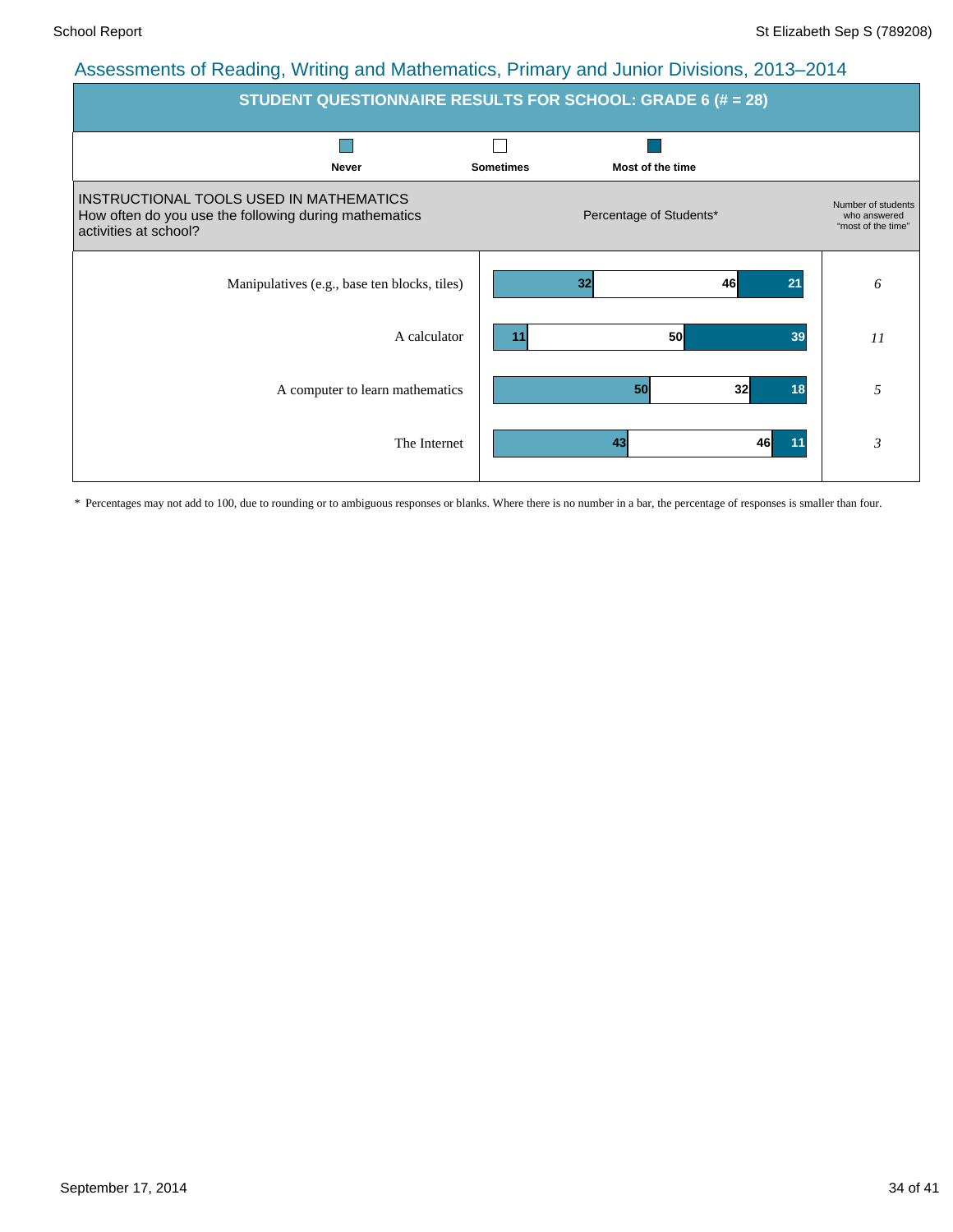## Assessments of Reading, Writing and Mathematics, Primary and Junior Divisions, 2013–2014

### STUDENT QUESTIONNAIRE RESULTS FOR SCHOOL: GRADE 6 (# = 28)

**INSTRUCTIONAL TOOLS USED IN MATHEMATICS**
How often do you use the following during mathematics activities at school?

Percentage of Students*

| | Never | Sometimes | Most of the time | Number of students who answered "most of the time" |
|---|---|---|---|---|
| Manipulatives (e.g., base ten blocks, tiles) | 32 | 46 | 21 | *6* |
| A calculator | 11 | 50 | 39 | *11* |
| A computer to learn mathematics | 50 | 32 | 18 | *5* |
| The Internet | 43 | 46 | 11 | *3* |

\* Percentages may not add to 100, due to rounding or to ambiguous responses or blanks. Where there is no number in a bar, the percentage of responses is smaller than four.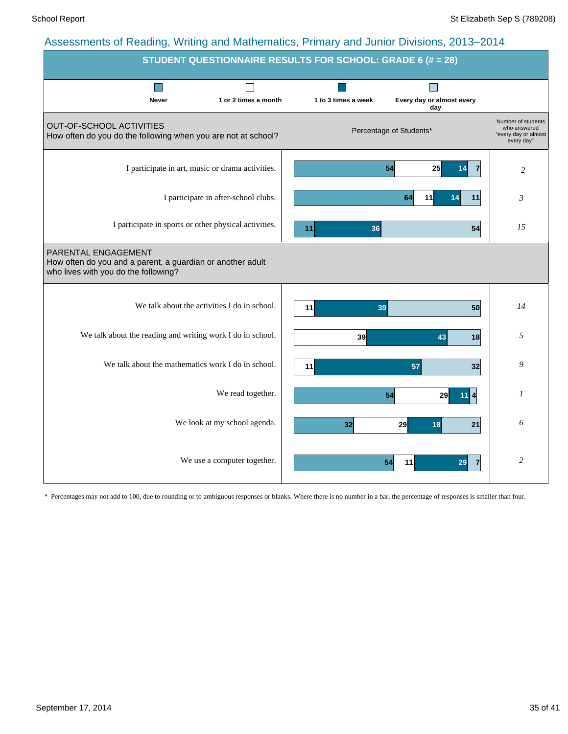## Assessments of Reading, Writing and Mathematics, Primary and Junior Divisions, 2013–2014

### STUDENT QUESTIONNAIRE RESULTS FOR SCHOOL: GRADE 6 (# = 28)

Legend: Never | 1 or 2 times a month | 1 to 3 times a week | Every day or almost every day

| OUT-OF-SCHOOL ACTIVITIES<br>How often do you do the following when you are not at school? | Never | 1 or 2 times a month | 1 to 3 times a week | Every day or almost every day | Number of students who answered "every day or almost every day" |
|---|---|---|---|---|---|
| I participate in art, music or drama activities. | 54 | 25 | 14 | 7 | 2 |
| I participate in after-school clubs. | 64 | 11 | 14 | 11 | 3 |
| I participate in sports or other physical activities. | 11 | | 36 | 54 | 15 |

| PARENTAL ENGAGEMENT<br>How often do you and a parent, a guardian or another adult who lives with you do the following? | Never | 1 or 2 times a month | 1 to 3 times a week | Every day or almost every day | Number of students who answered "every day or almost every day" |
|---|---|---|---|---|---|
| We talk about the activities I do in school. | | 11 | 39 | 50 | 14 |
| We talk about the reading and writing work I do in school. | | 39 | 43 | 18 | 5 |
| We talk about the mathematics work I do in school. | | 11 | 57 | 32 | 9 |
| We read together. | 54 | 29 | 11 | 4 | 1 |
| We look at my school agenda. | 32 | 29 | 18 | 21 | 6 |
| We use a computer together. | 54 | 11 | 29 | 7 | 2 |

\* Percentages may not add to 100, due to rounding or to ambiguous responses or blanks. Where there is no number in a bar, the percentage of responses is smaller than four.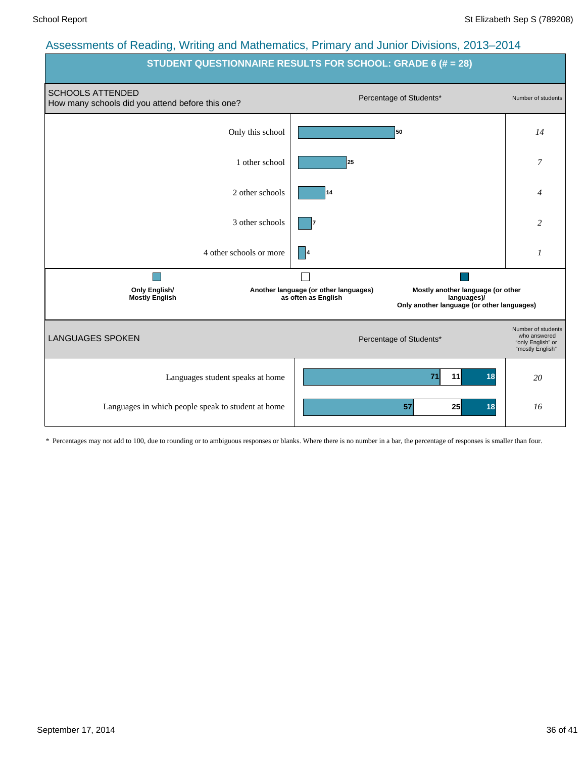## Assessments of Reading, Writing and Mathematics, Primary and Junior Divisions, 2013–2014

### STUDENT QUESTIONNAIRE RESULTS FOR SCHOOL: GRADE 6 (# = 28)

| SCHOOLS ATTENDED<br>How many schools did you attend before this one? | Percentage of Students* | Number of students |
|---|---|---|
| Only this school | 50 | *14* |
| 1 other school | 25 | *7* |
| 2 other schools | 14 | *4* |
| 3 other schools | 7 | *2* |
| 4 other schools or more | 4 | *1* |

**Legend:**
- **Only English/ Mostly English**
- **Another language (or other languages) as often as English**
- **Mostly another language (or other languages)/ Only another language (or other languages)**

| LANGUAGES SPOKEN | Only English/ Mostly English (%) | Another language (or other languages) as often as English (%) | Mostly another language (or other languages)/ Only another language (or other languages) (%) | Number of students who answered "only English" or "mostly English" |
|---|---|---|---|---|
| Languages student speaks at home | 71 | 11 | 18 | *20* |
| Languages in which people speak to student at home | 57 | 25 | 18 | *16* |

\* Percentages may not add to 100, due to rounding or to ambiguous responses or blanks. Where there is no number in a bar, the percentage of responses is smaller than four.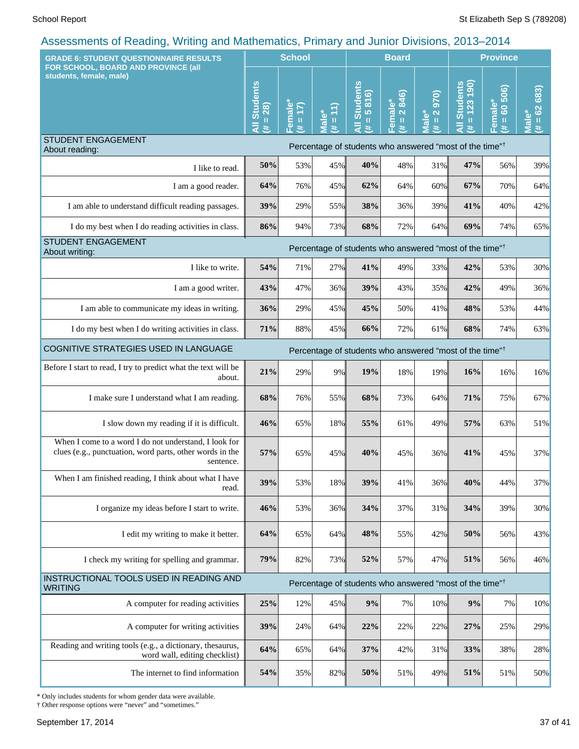## Assessments of Reading, Writing and Mathematics, Primary and Junior Divisions, 2013–2014

| GRADE 6: STUDENT QUESTIONNAIRE RESULTS FOR SCHOOL, BOARD AND PROVINCE (all students, female, male) | School | | | Board | | | Province | | |
|---|---|---|---|---|---|---|---|---|---|
| | All Students (# = 28) | Female* (# = 17) | Male* (# = 11) | All Students (# = 5 816) | Female* (# = 2 846) | Male* (# = 2 970) | All Students (# = 123 190) | Female* (# = 60 506) | Male* (# = 62 683) |
| **STUDENT ENGAGEMENT About reading:** | Percentage of students who answered "most of the time"† | | | | | | | | |
| I like to read. | **50%** | 53% | 45% | **40%** | 48% | 31% | **47%** | 56% | 39% |
| I am a good reader. | **64%** | 76% | 45% | **62%** | 64% | 60% | **67%** | 70% | 64% |
| I am able to understand difficult reading passages. | **39%** | 29% | 55% | **38%** | 36% | 39% | **41%** | 40% | 42% |
| I do my best when I do reading activities in class. | **86%** | 94% | 73% | **68%** | 72% | 64% | **69%** | 74% | 65% |
| **STUDENT ENGAGEMENT About writing:** | Percentage of students who answered "most of the time"† | | | | | | | | |
| I like to write. | **54%** | 71% | 27% | **41%** | 49% | 33% | **42%** | 53% | 30% |
| I am a good writer. | **43%** | 47% | 36% | **39%** | 43% | 35% | **42%** | 49% | 36% |
| I am able to communicate my ideas in writing. | **36%** | 29% | 45% | **45%** | 50% | 41% | **48%** | 53% | 44% |
| I do my best when I do writing activities in class. | **71%** | 88% | 45% | **66%** | 72% | 61% | **68%** | 74% | 63% |
| **COGNITIVE STRATEGIES USED IN LANGUAGE** | Percentage of students who answered "most of the time"† | | | | | | | | |
| Before I start to read, I try to predict what the text will be about. | **21%** | 29% | 9% | **19%** | 18% | 19% | **16%** | 16% | 16% |
| I make sure I understand what I am reading. | **68%** | 76% | 55% | **68%** | 73% | 64% | **71%** | 75% | 67% |
| I slow down my reading if it is difficult. | **46%** | 65% | 18% | **55%** | 61% | 49% | **57%** | 63% | 51% |
| When I come to a word I do not understand, I look for clues (e.g., punctuation, word parts, other words in the sentence. | **57%** | 65% | 45% | **40%** | 45% | 36% | **41%** | 45% | 37% |
| When I am finished reading, I think about what I have read. | **39%** | 53% | 18% | **39%** | 41% | 36% | **40%** | 44% | 37% |
| I organize my ideas before I start to write. | **46%** | 53% | 36% | **34%** | 37% | 31% | **34%** | 39% | 30% |
| I edit my writing to make it better. | **64%** | 65% | 64% | **48%** | 55% | 42% | **50%** | 56% | 43% |
| I check my writing for spelling and grammar. | **79%** | 82% | 73% | **52%** | 57% | 47% | **51%** | 56% | 46% |
| **INSTRUCTIONAL TOOLS USED IN READING AND WRITING** | Percentage of students who answered "most of the time"† | | | | | | | | |
| A computer for reading activities | **25%** | 12% | 45% | **9%** | 7% | 10% | **9%** | 7% | 10% |
| A computer for writing activities | **39%** | 24% | 64% | **22%** | 22% | 22% | **27%** | 25% | 29% |
| Reading and writing tools (e.g., a dictionary, thesaurus, word wall, editing checklist) | **64%** | 65% | 64% | **37%** | 42% | 31% | **33%** | 38% | 28% |
| The internet to find information | **54%** | 35% | 82% | **50%** | 51% | 49% | **51%** | 51% | 50% |

\* Only includes students for whom gender data were available.

† Other response options were "never" and "sometimes."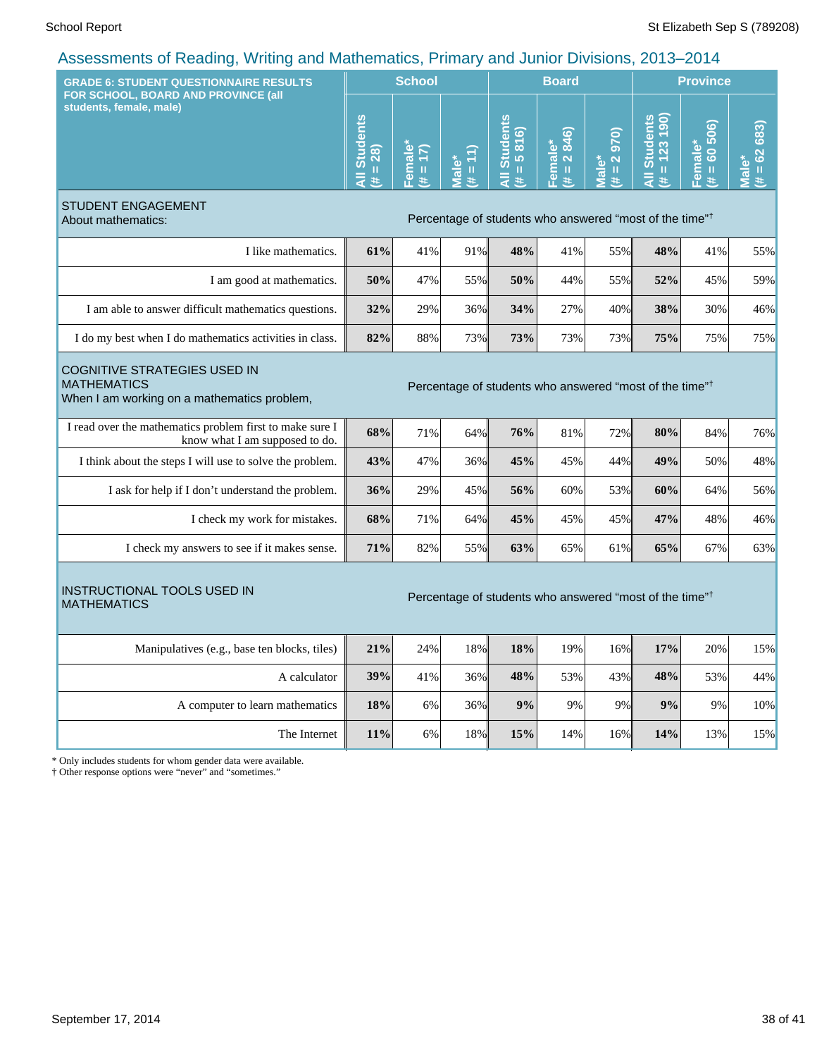## Assessments of Reading, Writing and Mathematics, Primary and Junior Divisions, 2013–2014

| GRADE 6: STUDENT QUESTIONNAIRE RESULTS FOR SCHOOL, BOARD AND PROVINCE (all students, female, male) | School | | | Board | | | Province | | |
|---|---|---|---|---|---|---|---|---|---|
| | All Students (# = 28) | Female* (# = 17) | Male* (# = 11) | All Students (# = 5 816) | Female* (# = 2 846) | Male* (# = 2 970) | All Students (# = 123 190) | Female* (# = 60 506) | Male* (# = 62 683) |
| **STUDENT ENGAGEMENT** About mathematics: | Percentage of students who answered "most of the time"† | | | | | | | | |
| I like mathematics. | **61%** | 41% | 91% | **48%** | 41% | 55% | **48%** | 41% | 55% |
| I am good at mathematics. | **50%** | 47% | 55% | **50%** | 44% | 55% | **52%** | 45% | 59% |
| I am able to answer difficult mathematics questions. | **32%** | 29% | 36% | **34%** | 27% | 40% | **38%** | 30% | 46% |
| I do my best when I do mathematics activities in class. | **82%** | 88% | 73% | **73%** | 73% | 73% | **75%** | 75% | 75% |
| **COGNITIVE STRATEGIES USED IN MATHEMATICS** When I am working on a mathematics problem, | Percentage of students who answered "most of the time"† | | | | | | | | |
| I read over the mathematics problem first to make sure I know what I am supposed to do. | **68%** | 71% | 64% | **76%** | 81% | 72% | **80%** | 84% | 76% |
| I think about the steps I will use to solve the problem. | **43%** | 47% | 36% | **45%** | 45% | 44% | **49%** | 50% | 48% |
| I ask for help if I don't understand the problem. | **36%** | 29% | 45% | **56%** | 60% | 53% | **60%** | 64% | 56% |
| I check my work for mistakes. | **68%** | 71% | 64% | **45%** | 45% | 45% | **47%** | 48% | 46% |
| I check my answers to see if it makes sense. | **71%** | 82% | 55% | **63%** | 65% | 61% | **65%** | 67% | 63% |
| **INSTRUCTIONAL TOOLS USED IN MATHEMATICS** | Percentage of students who answered "most of the time"† | | | | | | | | |
| Manipulatives (e.g., base ten blocks, tiles) | **21%** | 24% | 18% | **18%** | 19% | 16% | **17%** | 20% | 15% |
| A calculator | **39%** | 41% | 36% | **48%** | 53% | 43% | **48%** | 53% | 44% |
| A computer to learn mathematics | **18%** | 6% | 36% | **9%** | 9% | 9% | **9%** | 9% | 10% |
| The Internet | **11%** | 6% | 18% | **15%** | 14% | 16% | **14%** | 13% | 15% |

\* Only includes students for whom gender data were available.
† Other response options were "never" and "sometimes."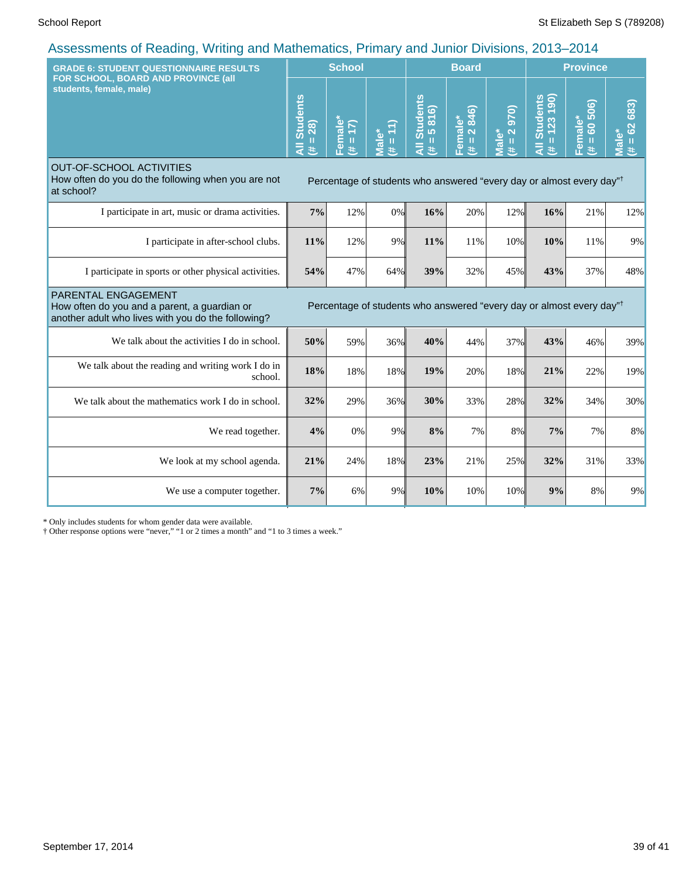## Assessments of Reading, Writing and Mathematics, Primary and Junior Divisions, 2013–2014

| GRADE 6: STUDENT QUESTIONNAIRE RESULTS FOR SCHOOL, BOARD AND PROVINCE (all students, female, male) | School | | | Board | | | Province | | |
|---|---|---|---|---|---|---|---|---|---|
| | All Students (# = 28) | Female* (# = 17) | Male* (# = 11) | All Students (# = 5 816) | Female* (# = 2 846) | Male* (# = 2 970) | All Students (# = 123 190) | Female* (# = 60 506) | Male* (# = 62 683) |
| **OUT-OF-SCHOOL ACTIVITIES** How often do you do the following when you are not at school? | Percentage of students who answered "every day or almost every day"† | | | | | | | | |
| I participate in art, music or drama activities. | **7%** | 12% | 0% | **16%** | 20% | 12% | **16%** | 21% | 12% |
| I participate in after-school clubs. | **11%** | 12% | 9% | **11%** | 11% | 10% | **10%** | 11% | 9% |
| I participate in sports or other physical activities. | **54%** | 47% | 64% | **39%** | 32% | 45% | **43%** | 37% | 48% |
| **PARENTAL ENGAGEMENT** How often do you and a parent, a guardian or another adult who lives with you do the following? | Percentage of students who answered "every day or almost every day"† | | | | | | | | |
| We talk about the activities I do in school. | **50%** | 59% | 36% | **40%** | 44% | 37% | **43%** | 46% | 39% |
| We talk about the reading and writing work I do in school. | **18%** | 18% | 18% | **19%** | 20% | 18% | **21%** | 22% | 19% |
| We talk about the mathematics work I do in school. | **32%** | 29% | 36% | **30%** | 33% | 28% | **32%** | 34% | 30% |
| We read together. | **4%** | 0% | 9% | **8%** | 7% | 8% | **7%** | 7% | 8% |
| We look at my school agenda. | **21%** | 24% | 18% | **23%** | 21% | 25% | **32%** | 31% | 33% |
| We use a computer together. | **7%** | 6% | 9% | **10%** | 10% | 10% | **9%** | 8% | 9% |

\* Only includes students for whom gender data were available.

† Other response options were "never," "1 or 2 times a month" and "1 to 3 times a week."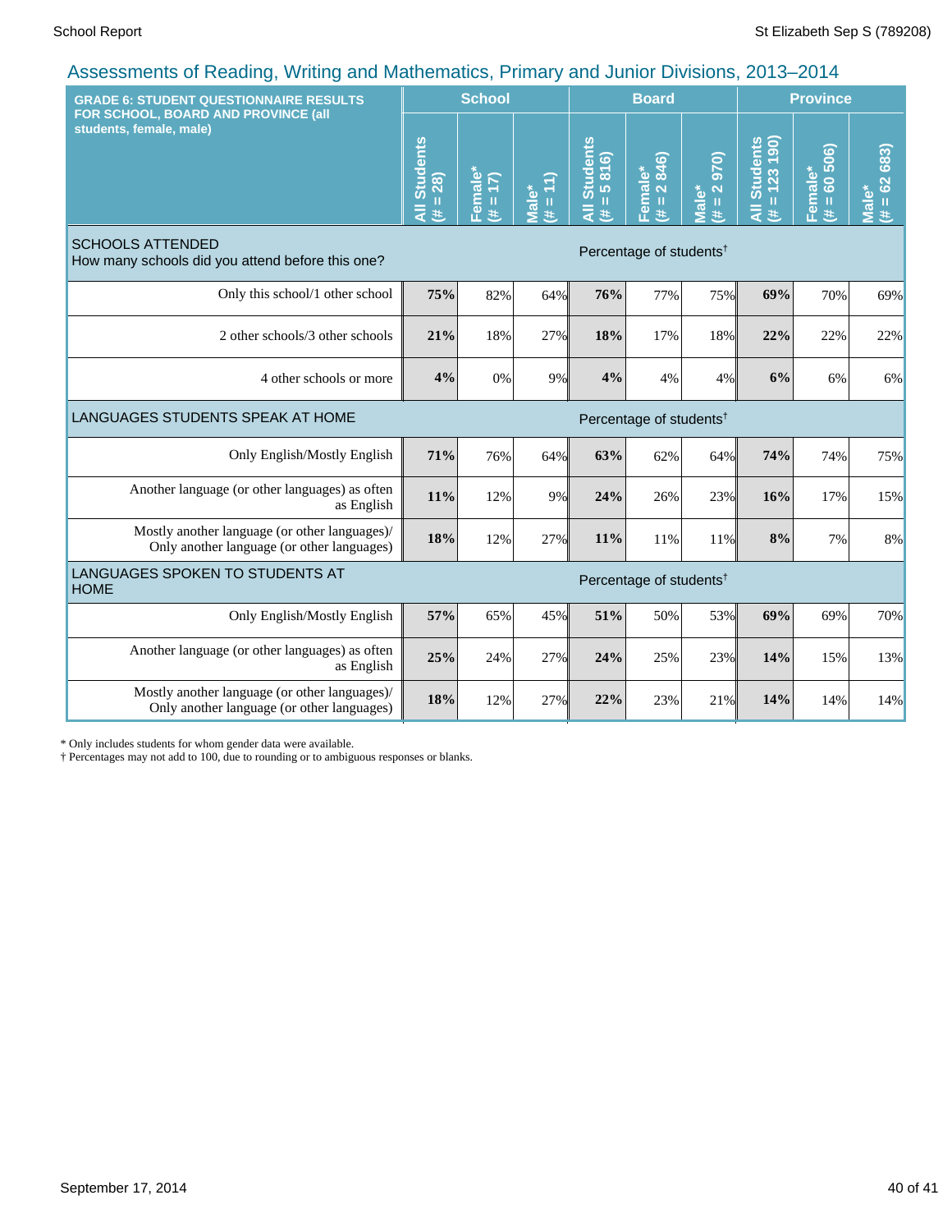## Assessments of Reading, Writing and Mathematics, Primary and Junior Divisions, 2013–2014

| GRADE 6: STUDENT QUESTIONNAIRE RESULTS FOR SCHOOL, BOARD AND PROVINCE (all students, female, male) | School | | | Board | | | Province | | |
|---|---|---|---|---|---|---|---|---|---|
| | All Students (# = 28) | Female* (# = 17) | Male* (# = 11) | All Students (# = 5 816) | Female* (# = 2 846) | Male* (# = 2 970) | All Students (# = 123 190) | Female* (# = 60 506) | Male* (# = 62 683) |
| **SCHOOLS ATTENDED** How many schools did you attend before this one? | Percentage of students† | | | | | | | | |
| Only this school/1 other school | **75%** | 82% | 64% | **76%** | 77% | 75% | **69%** | 70% | 69% |
| 2 other schools/3 other schools | **21%** | 18% | 27% | **18%** | 17% | 18% | **22%** | 22% | 22% |
| 4 other schools or more | **4%** | 0% | 9% | **4%** | 4% | 4% | **6%** | 6% | 6% |
| **LANGUAGES STUDENTS SPEAK AT HOME** | Percentage of students† | | | | | | | | |
| Only English/Mostly English | **71%** | 76% | 64% | **63%** | 62% | 64% | **74%** | 74% | 75% |
| Another language (or other languages) as often as English | **11%** | 12% | 9% | **24%** | 26% | 23% | **16%** | 17% | 15% |
| Mostly another language (or other languages)/ Only another language (or other languages) | **18%** | 12% | 27% | **11%** | 11% | 11% | **8%** | 7% | 8% |
| **LANGUAGES SPOKEN TO STUDENTS AT HOME** | Percentage of students† | | | | | | | | |
| Only English/Mostly English | **57%** | 65% | 45% | **51%** | 50% | 53% | **69%** | 69% | 70% |
| Another language (or other languages) as often as English | **25%** | 24% | 27% | **24%** | 25% | 23% | **14%** | 15% | 13% |
| Mostly another language (or other languages)/ Only another language (or other languages) | **18%** | 12% | 27% | **22%** | 23% | 21% | **14%** | 14% | 14% |

* Only includes students for whom gender data were available.
† Percentages may not add to 100, due to rounding or to ambiguous responses or blanks.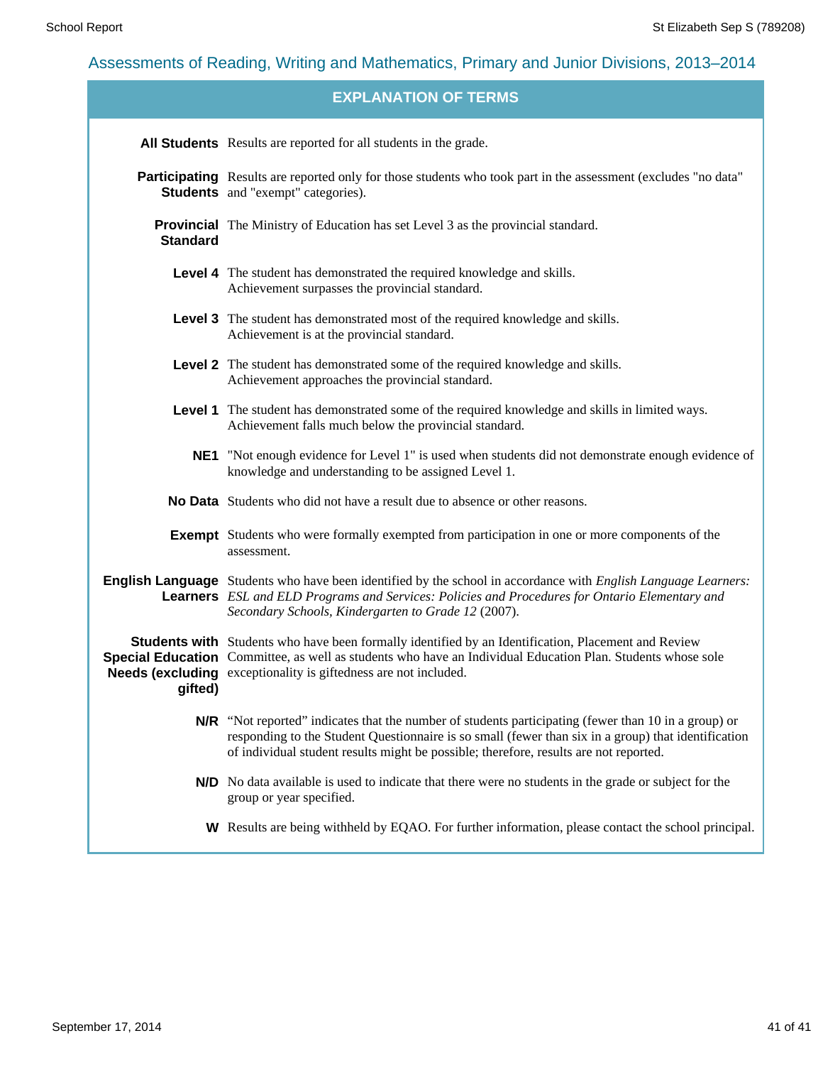## Assessments of Reading, Writing and Mathematics, Primary and Junior Divisions, 2013–2014

### EXPLANATION OF TERMS

**All Students** Results are reported for all students in the grade.

**Participating Students** Results are reported only for those students who took part in the assessment (excludes "no data" and "exempt" categories).

**Provincial Standard** The Ministry of Education has set Level 3 as the provincial standard.

**Level 4** The student has demonstrated the required knowledge and skills. Achievement surpasses the provincial standard.

**Level 3** The student has demonstrated most of the required knowledge and skills. Achievement is at the provincial standard.

**Level 2** The student has demonstrated some of the required knowledge and skills. Achievement approaches the provincial standard.

**Level 1** The student has demonstrated some of the required knowledge and skills in limited ways. Achievement falls much below the provincial standard.

**NE1** "Not enough evidence for Level 1" is used when students did not demonstrate enough evidence of knowledge and understanding to be assigned Level 1.

**No Data** Students who did not have a result due to absence or other reasons.

**Exempt** Students who were formally exempted from participation in one or more components of the assessment.

**English Language Learners** Students who have been identified by the school in accordance with *English Language Learners: ESL and ELD Programs and Services: Policies and Procedures for Ontario Elementary and Secondary Schools, Kindergarten to Grade 12* (2007).

**Students with Special Education Needs (excluding gifted)** Students who have been formally identified by an Identification, Placement and Review Committee, as well as students who have an Individual Education Plan. Students whose sole exceptionality is giftedness are not included.

**N/R** "Not reported" indicates that the number of students participating (fewer than 10 in a group) or responding to the Student Questionnaire is so small (fewer than six in a group) that identification of individual student results might be possible; therefore, results are not reported.

**N/D** No data available is used to indicate that there were no students in the grade or subject for the group or year specified.

**W** Results are being withheld by EQAO. For further information, please contact the school principal.